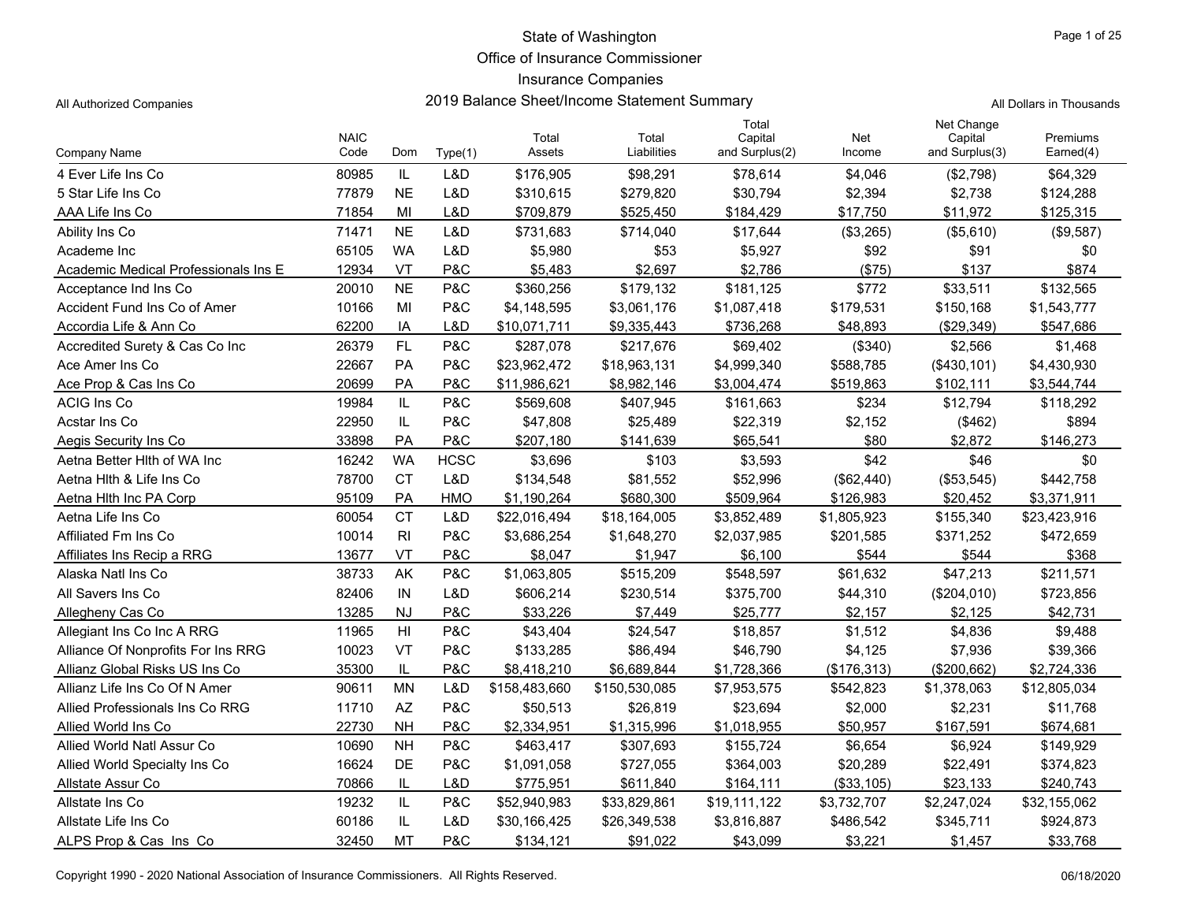# State of Washington
## Office of Insurance Commissioner
## Insurance Companies
## 2019 Balance Sheet/Income Statement Summary

All Authorized Companies

All Dollars in Thousands

| Company Name | NAIC Code | Dom | Type(1) | Total Assets | Total Liabilities | Total Capital and Surplus(2) | Net Income | Net Change Capital and Surplus(3) | Premiums Earned(4) |
|---|---|---|---|---|---|---|---|---|---|
| 4 Ever Life Ins Co | 80985 | IL | L&D | $176,905 | $98,291 | $78,614 | $4,046 | ($2,798) | $64,329 |
| 5 Star Life Ins Co | 77879 | NE | L&D | $310,615 | $279,820 | $30,794 | $2,394 | $2,738 | $124,288 |
| AAA Life Ins Co | 71854 | MI | L&D | $709,879 | $525,450 | $184,429 | $17,750 | $11,972 | $125,315 |
| Ability Ins Co | 71471 | NE | L&D | $731,683 | $714,040 | $17,644 | ($3,265) | ($5,610) | ($9,587) |
| Academe Inc | 65105 | WA | L&D | $5,980 | $53 | $5,927 | $92 | $91 | $0 |
| Academic Medical Professionals Ins E | 12934 | VT | P&C | $5,483 | $2,697 | $2,786 | ($75) | $137 | $874 |
| Acceptance Ind Ins Co | 20010 | NE | P&C | $360,256 | $179,132 | $181,125 | $772 | $33,511 | $132,565 |
| Accident Fund Ins Co of Amer | 10166 | MI | P&C | $4,148,595 | $3,061,176 | $1,087,418 | $179,531 | $150,168 | $1,543,777 |
| Accordia Life & Ann Co | 62200 | IA | L&D | $10,071,711 | $9,335,443 | $736,268 | $48,893 | ($29,349) | $547,686 |
| Accredited Surety & Cas Co Inc | 26379 | FL | P&C | $287,078 | $217,676 | $69,402 | ($340) | $2,566 | $1,468 |
| Ace Amer Ins Co | 22667 | PA | P&C | $23,962,472 | $18,963,131 | $4,999,340 | $588,785 | ($430,101) | $4,430,930 |
| Ace Prop & Cas Ins Co | 20699 | PA | P&C | $11,986,621 | $8,982,146 | $3,004,474 | $519,863 | $102,111 | $3,544,744 |
| ACIG Ins Co | 19984 | IL | P&C | $569,608 | $407,945 | $161,663 | $234 | $12,794 | $118,292 |
| Acstar Ins Co | 22950 | IL | P&C | $47,808 | $25,489 | $22,319 | $2,152 | ($462) | $894 |
| Aegis Security Ins Co | 33898 | PA | P&C | $207,180 | $141,639 | $65,541 | $80 | $2,872 | $146,273 |
| Aetna Better Hlth of WA Inc | 16242 | WA | HCSC | $3,696 | $103 | $3,593 | $42 | $46 | $0 |
| Aetna Hlth & Life Ins Co | 78700 | CT | L&D | $134,548 | $81,552 | $52,996 | ($62,440) | ($53,545) | $442,758 |
| Aetna Hlth Inc PA Corp | 95109 | PA | HMO | $1,190,264 | $680,300 | $509,964 | $126,983 | $20,452 | $3,371,911 |
| Aetna Life Ins Co | 60054 | CT | L&D | $22,016,494 | $18,164,005 | $3,852,489 | $1,805,923 | $155,340 | $23,423,916 |
| Affiliated Fm Ins Co | 10014 | RI | P&C | $3,686,254 | $1,648,270 | $2,037,985 | $201,585 | $371,252 | $472,659 |
| Affiliates Ins Recip a RRG | 13677 | VT | P&C | $8,047 | $1,947 | $6,100 | $544 | $544 | $368 |
| Alaska Natl Ins Co | 38733 | AK | P&C | $1,063,805 | $515,209 | $548,597 | $61,632 | $47,213 | $211,571 |
| All Savers Ins Co | 82406 | IN | L&D | $606,214 | $230,514 | $375,700 | $44,310 | ($204,010) | $723,856 |
| Allegheny Cas Co | 13285 | NJ | P&C | $33,226 | $7,449 | $25,777 | $2,157 | $2,125 | $42,731 |
| Allegiant Ins Co Inc A RRG | 11965 | HI | P&C | $43,404 | $24,547 | $18,857 | $1,512 | $4,836 | $9,488 |
| Alliance Of Nonprofits For Ins RRG | 10023 | VT | P&C | $133,285 | $86,494 | $46,790 | $4,125 | $7,936 | $39,366 |
| Allianz Global Risks US Ins Co | 35300 | IL | P&C | $8,418,210 | $6,689,844 | $1,728,366 | ($176,313) | ($200,662) | $2,724,336 |
| Allianz Life Ins Co Of N Amer | 90611 | MN | L&D | $158,483,660 | $150,530,085 | $7,953,575 | $542,823 | $1,378,063 | $12,805,034 |
| Allied Professionals Ins Co RRG | 11710 | AZ | P&C | $50,513 | $26,819 | $23,694 | $2,000 | $2,231 | $11,768 |
| Allied World Ins Co | 22730 | NH | P&C | $2,334,951 | $1,315,996 | $1,018,955 | $50,957 | $167,591 | $674,681 |
| Allied World Natl Assur Co | 10690 | NH | P&C | $463,417 | $307,693 | $155,724 | $6,654 | $6,924 | $149,929 |
| Allied World Specialty Ins Co | 16624 | DE | P&C | $1,091,058 | $727,055 | $364,003 | $20,289 | $22,491 | $374,823 |
| Allstate Assur Co | 70866 | IL | L&D | $775,951 | $611,840 | $164,111 | ($33,105) | $23,133 | $240,743 |
| Allstate Ins Co | 19232 | IL | P&C | $52,940,983 | $33,829,861 | $19,111,122 | $3,732,707 | $2,247,024 | $32,155,062 |
| Allstate Life Ins Co | 60186 | IL | L&D | $30,166,425 | $26,349,538 | $3,816,887 | $486,542 | $345,711 | $924,873 |
| ALPS Prop & Cas Ins Co | 32450 | MT | P&C | $134,121 | $91,022 | $43,099 | $3,221 | $1,457 | $33,768 |

Copyright 1990 - 2020 National Association of Insurance Commissioners. All Rights Reserved.

06/18/2020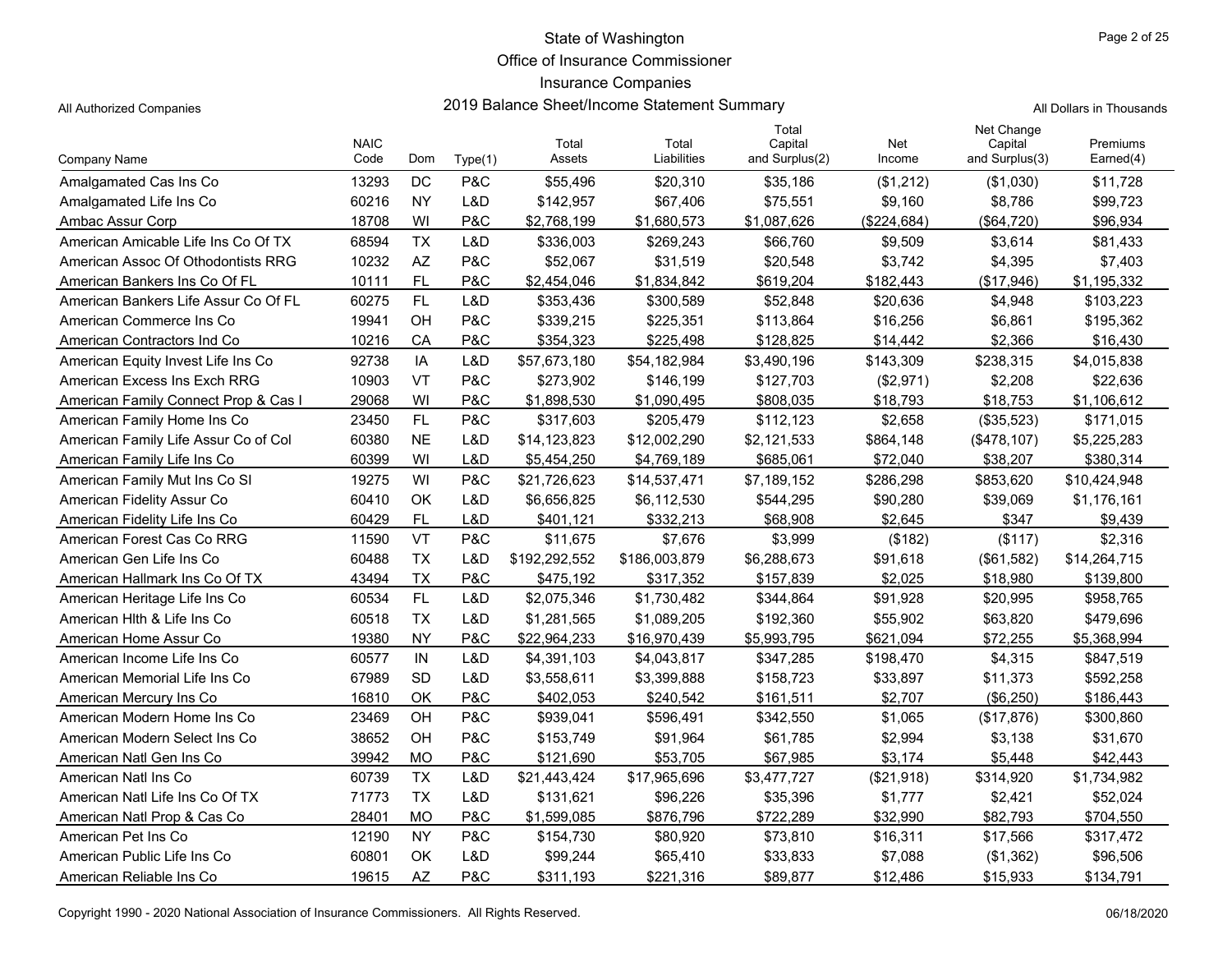State of Washington
Office of Insurance Commissioner
Insurance Companies
2019 Balance Sheet/Income Statement Summary

All Authorized Companies

All Dollars in Thousands

| Company Name | NAIC Code | Dom | Type(1) | Total Assets | Total Liabilities | Total Capital and Surplus(2) | Net Income | Net Change Capital and Surplus(3) | Premiums Earned(4) |
|---|---|---|---|---|---|---|---|---|---|
| Amalgamated Cas Ins Co | 13293 | DC | P&C | $55,496 | $20,310 | $35,186 | ($1,212) | ($1,030) | $11,728 |
| Amalgamated Life Ins Co | 60216 | NY | L&D | $142,957 | $67,406 | $75,551 | $9,160 | $8,786 | $99,723 |
| Ambac Assur Corp | 18708 | WI | P&C | $2,768,199 | $1,680,573 | $1,087,626 | ($224,684) | ($64,720) | $96,934 |
| American Amicable Life Ins Co Of TX | 68594 | TX | L&D | $336,003 | $269,243 | $66,760 | $9,509 | $3,614 | $81,433 |
| American Assoc Of Othodontists RRG | 10232 | AZ | P&C | $52,067 | $31,519 | $20,548 | $3,742 | $4,395 | $7,403 |
| American Bankers Ins Co Of FL | 10111 | FL | P&C | $2,454,046 | $1,834,842 | $619,204 | $182,443 | ($17,946) | $1,195,332 |
| American Bankers Life Assur Co Of FL | 60275 | FL | L&D | $353,436 | $300,589 | $52,848 | $20,636 | $4,948 | $103,223 |
| American Commerce Ins Co | 19941 | OH | P&C | $339,215 | $225,351 | $113,864 | $16,256 | $6,861 | $195,362 |
| American Contractors Ind Co | 10216 | CA | P&C | $354,323 | $225,498 | $128,825 | $14,442 | $2,366 | $16,430 |
| American Equity Invest Life Ins Co | 92738 | IA | L&D | $57,673,180 | $54,182,984 | $3,490,196 | $143,309 | $238,315 | $4,015,838 |
| American Excess Ins Exch RRG | 10903 | VT | P&C | $273,902 | $146,199 | $127,703 | ($2,971) | $2,208 | $22,636 |
| American Family Connect Prop & Cas I | 29068 | WI | P&C | $1,898,530 | $1,090,495 | $808,035 | $18,793 | $18,753 | $1,106,612 |
| American Family Home Ins Co | 23450 | FL | P&C | $317,603 | $205,479 | $112,123 | $2,658 | ($35,523) | $171,015 |
| American Family Life Assur Co of Col | 60380 | NE | L&D | $14,123,823 | $12,002,290 | $2,121,533 | $864,148 | ($478,107) | $5,225,283 |
| American Family Life Ins Co | 60399 | WI | L&D | $5,454,250 | $4,769,189 | $685,061 | $72,040 | $38,207 | $380,314 |
| American Family Mut Ins Co SI | 19275 | WI | P&C | $21,726,623 | $14,537,471 | $7,189,152 | $286,298 | $853,620 | $10,424,948 |
| American Fidelity Assur Co | 60410 | OK | L&D | $6,656,825 | $6,112,530 | $544,295 | $90,280 | $39,069 | $1,176,161 |
| American Fidelity Life Ins Co | 60429 | FL | L&D | $401,121 | $332,213 | $68,908 | $2,645 | $347 | $9,439 |
| American Forest Cas Co RRG | 11590 | VT | P&C | $11,675 | $7,676 | $3,999 | ($182) | ($117) | $2,316 |
| American Gen Life Ins Co | 60488 | TX | L&D | $192,292,552 | $186,003,879 | $6,288,673 | $91,618 | ($61,582) | $14,264,715 |
| American Hallmark Ins Co Of TX | 43494 | TX | P&C | $475,192 | $317,352 | $157,839 | $2,025 | $18,980 | $139,800 |
| American Heritage Life Ins Co | 60534 | FL | L&D | $2,075,346 | $1,730,482 | $344,864 | $91,928 | $20,995 | $958,765 |
| American Hlth & Life Ins Co | 60518 | TX | L&D | $1,281,565 | $1,089,205 | $192,360 | $55,902 | $63,820 | $479,696 |
| American Home Assur Co | 19380 | NY | P&C | $22,964,233 | $16,970,439 | $5,993,795 | $621,094 | $72,255 | $5,368,994 |
| American Income Life Ins Co | 60577 | IN | L&D | $4,391,103 | $4,043,817 | $347,285 | $198,470 | $4,315 | $847,519 |
| American Memorial Life Ins Co | 67989 | SD | L&D | $3,558,611 | $3,399,888 | $158,723 | $33,897 | $11,373 | $592,258 |
| American Mercury Ins Co | 16810 | OK | P&C | $402,053 | $240,542 | $161,511 | $2,707 | ($6,250) | $186,443 |
| American Modern Home Ins Co | 23469 | OH | P&C | $939,041 | $596,491 | $342,550 | $1,065 | ($17,876) | $300,860 |
| American Modern Select Ins Co | 38652 | OH | P&C | $153,749 | $91,964 | $61,785 | $2,994 | $3,138 | $31,670 |
| American Natl Gen Ins Co | 39942 | MO | P&C | $121,690 | $53,705 | $67,985 | $3,174 | $5,448 | $42,443 |
| American Natl Ins Co | 60739 | TX | L&D | $21,443,424 | $17,965,696 | $3,477,727 | ($21,918) | $314,920 | $1,734,982 |
| American Natl Life Ins Co Of TX | 71773 | TX | L&D | $131,621 | $96,226 | $35,396 | $1,777 | $2,421 | $52,024 |
| American Natl Prop & Cas Co | 28401 | MO | P&C | $1,599,085 | $876,796 | $722,289 | $32,990 | $82,793 | $704,550 |
| American Pet Ins Co | 12190 | NY | P&C | $154,730 | $80,920 | $73,810 | $16,311 | $17,566 | $317,472 |
| American Public Life Ins Co | 60801 | OK | L&D | $99,244 | $65,410 | $33,833 | $7,088 | ($1,362) | $96,506 |
| American Reliable Ins Co | 19615 | AZ | P&C | $311,193 | $221,316 | $89,877 | $12,486 | $15,933 | $134,791 |

Copyright 1990 - 2020 National Association of Insurance Commissioners. All Rights Reserved.

06/18/2020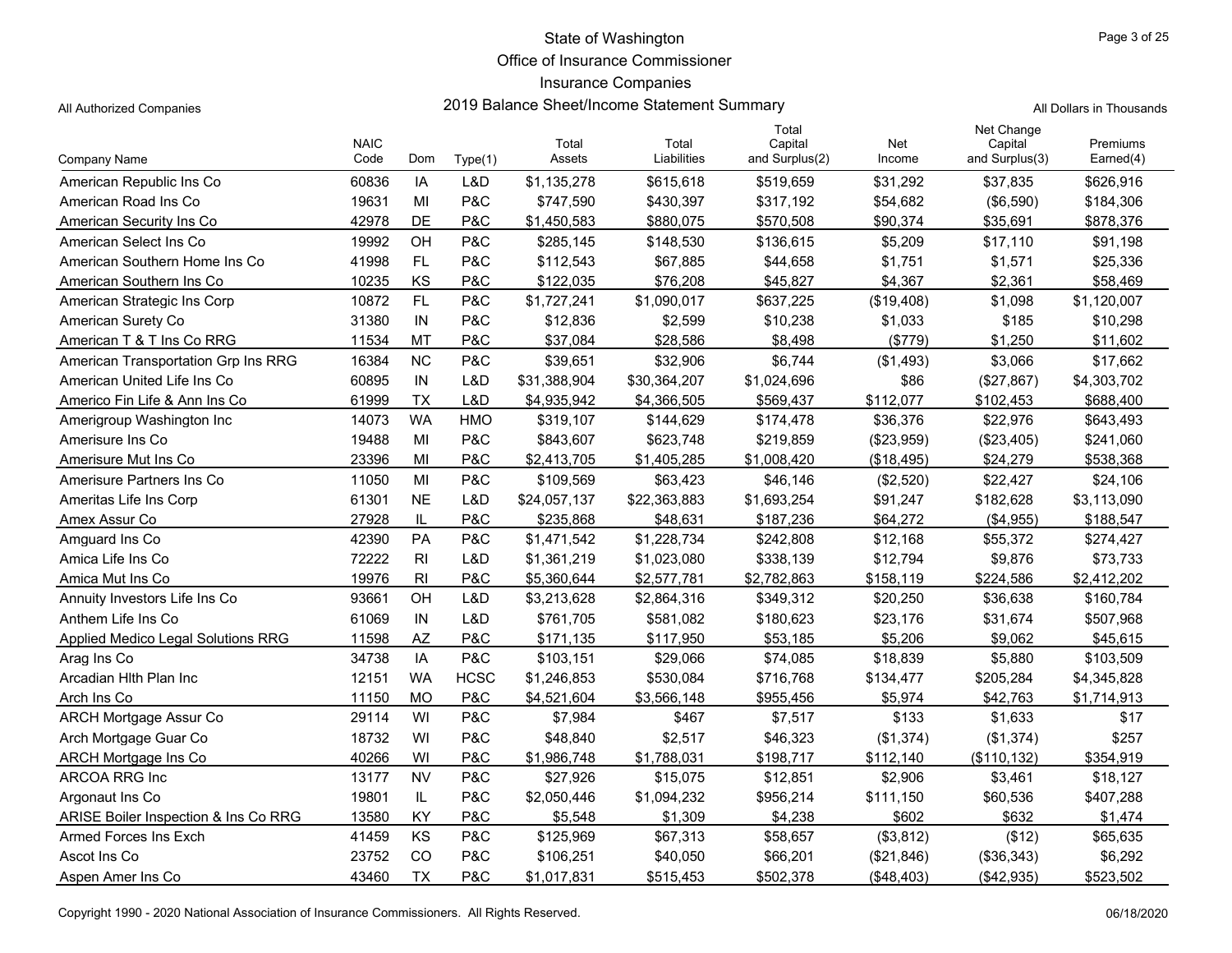State of Washington
Office of Insurance Commissioner
Insurance Companies
2019 Balance Sheet/Income Statement Summary

All Authorized Companies

All Dollars in Thousands

| Company Name | NAIC Code | Dom | Type(1) | Total Assets | Total Liabilities | Total Capital and Surplus(2) | Net Income | Net Change Capital and Surplus(3) | Premiums Earned(4) |
|---|---|---|---|---|---|---|---|---|---|
| American Republic Ins Co | 60836 | IA | L&D | $1,135,278 | $615,618 | $519,659 | $31,292 | $37,835 | $626,916 |
| American Road Ins Co | 19631 | MI | P&C | $747,590 | $430,397 | $317,192 | $54,682 | ($6,590) | $184,306 |
| American Security Ins Co | 42978 | DE | P&C | $1,450,583 | $880,075 | $570,508 | $90,374 | $35,691 | $878,376 |
| American Select Ins Co | 19992 | OH | P&C | $285,145 | $148,530 | $136,615 | $5,209 | $17,110 | $91,198 |
| American Southern Home Ins Co | 41998 | FL | P&C | $112,543 | $67,885 | $44,658 | $1,751 | $1,571 | $25,336 |
| American Southern Ins Co | 10235 | KS | P&C | $122,035 | $76,208 | $45,827 | $4,367 | $2,361 | $58,469 |
| American Strategic Ins Corp | 10872 | FL | P&C | $1,727,241 | $1,090,017 | $637,225 | ($19,408) | $1,098 | $1,120,007 |
| American Surety Co | 31380 | IN | P&C | $12,836 | $2,599 | $10,238 | $1,033 | $185 | $10,298 |
| American T & T Ins Co RRG | 11534 | MT | P&C | $37,084 | $28,586 | $8,498 | ($779) | $1,250 | $11,602 |
| American Transportation Grp Ins RRG | 16384 | NC | P&C | $39,651 | $32,906 | $6,744 | ($1,493) | $3,066 | $17,662 |
| American United Life Ins Co | 60895 | IN | L&D | $31,388,904 | $30,364,207 | $1,024,696 | $86 | ($27,867) | $4,303,702 |
| Americo Fin Life & Ann Ins Co | 61999 | TX | L&D | $4,935,942 | $4,366,505 | $569,437 | $112,077 | $102,453 | $688,400 |
| Amerigroup Washington Inc | 14073 | WA | HMO | $319,107 | $144,629 | $174,478 | $36,376 | $22,976 | $643,493 |
| Amerisure Ins Co | 19488 | MI | P&C | $843,607 | $623,748 | $219,859 | ($23,959) | ($23,405) | $241,060 |
| Amerisure Mut Ins Co | 23396 | MI | P&C | $2,413,705 | $1,405,285 | $1,008,420 | ($18,495) | $24,279 | $538,368 |
| Amerisure Partners Ins Co | 11050 | MI | P&C | $109,569 | $63,423 | $46,146 | ($2,520) | $22,427 | $24,106 |
| Ameritas Life Ins Corp | 61301 | NE | L&D | $24,057,137 | $22,363,883 | $1,693,254 | $91,247 | $182,628 | $3,113,090 |
| Amex Assur Co | 27928 | IL | P&C | $235,868 | $48,631 | $187,236 | $64,272 | ($4,955) | $188,547 |
| Amguard Ins Co | 42390 | PA | P&C | $1,471,542 | $1,228,734 | $242,808 | $12,168 | $55,372 | $274,427 |
| Amica Life Ins Co | 72222 | RI | L&D | $1,361,219 | $1,023,080 | $338,139 | $12,794 | $9,876 | $73,733 |
| Amica Mut Ins Co | 19976 | RI | P&C | $5,360,644 | $2,577,781 | $2,782,863 | $158,119 | $224,586 | $2,412,202 |
| Annuity Investors Life Ins Co | 93661 | OH | L&D | $3,213,628 | $2,864,316 | $349,312 | $20,250 | $36,638 | $160,784 |
| Anthem Life Ins Co | 61069 | IN | L&D | $761,705 | $581,082 | $180,623 | $23,176 | $31,674 | $507,968 |
| Applied Medico Legal Solutions RRG | 11598 | AZ | P&C | $171,135 | $117,950 | $53,185 | $5,206 | $9,062 | $45,615 |
| Arag Ins Co | 34738 | IA | P&C | $103,151 | $29,066 | $74,085 | $18,839 | $5,880 | $103,509 |
| Arcadian Hlth Plan Inc | 12151 | WA | HCSC | $1,246,853 | $530,084 | $716,768 | $134,477 | $205,284 | $4,345,828 |
| Arch Ins Co | 11150 | MO | P&C | $4,521,604 | $3,566,148 | $955,456 | $5,974 | $42,763 | $1,714,913 |
| ARCH Mortgage Assur Co | 29114 | WI | P&C | $7,984 | $467 | $7,517 | $133 | $1,633 | $17 |
| Arch Mortgage Guar Co | 18732 | WI | P&C | $48,840 | $2,517 | $46,323 | ($1,374) | ($1,374) | $257 |
| ARCH Mortgage Ins Co | 40266 | WI | P&C | $1,986,748 | $1,788,031 | $198,717 | $112,140 | ($110,132) | $354,919 |
| ARCOA RRG Inc | 13177 | NV | P&C | $27,926 | $15,075 | $12,851 | $2,906 | $3,461 | $18,127 |
| Argonaut Ins Co | 19801 | IL | P&C | $2,050,446 | $1,094,232 | $956,214 | $111,150 | $60,536 | $407,288 |
| ARISE Boiler Inspection & Ins Co RRG | 13580 | KY | P&C | $5,548 | $1,309 | $4,238 | $602 | $632 | $1,474 |
| Armed Forces Ins Exch | 41459 | KS | P&C | $125,969 | $67,313 | $58,657 | ($3,812) | ($12) | $65,635 |
| Ascot Ins Co | 23752 | CO | P&C | $106,251 | $40,050 | $66,201 | ($21,846) | ($36,343) | $6,292 |
| Aspen Amer Ins Co | 43460 | TX | P&C | $1,017,831 | $515,453 | $502,378 | ($48,403) | ($42,935) | $523,502 |

Copyright 1990 - 2020 National Association of Insurance Commissioners. All Rights Reserved.

06/18/2020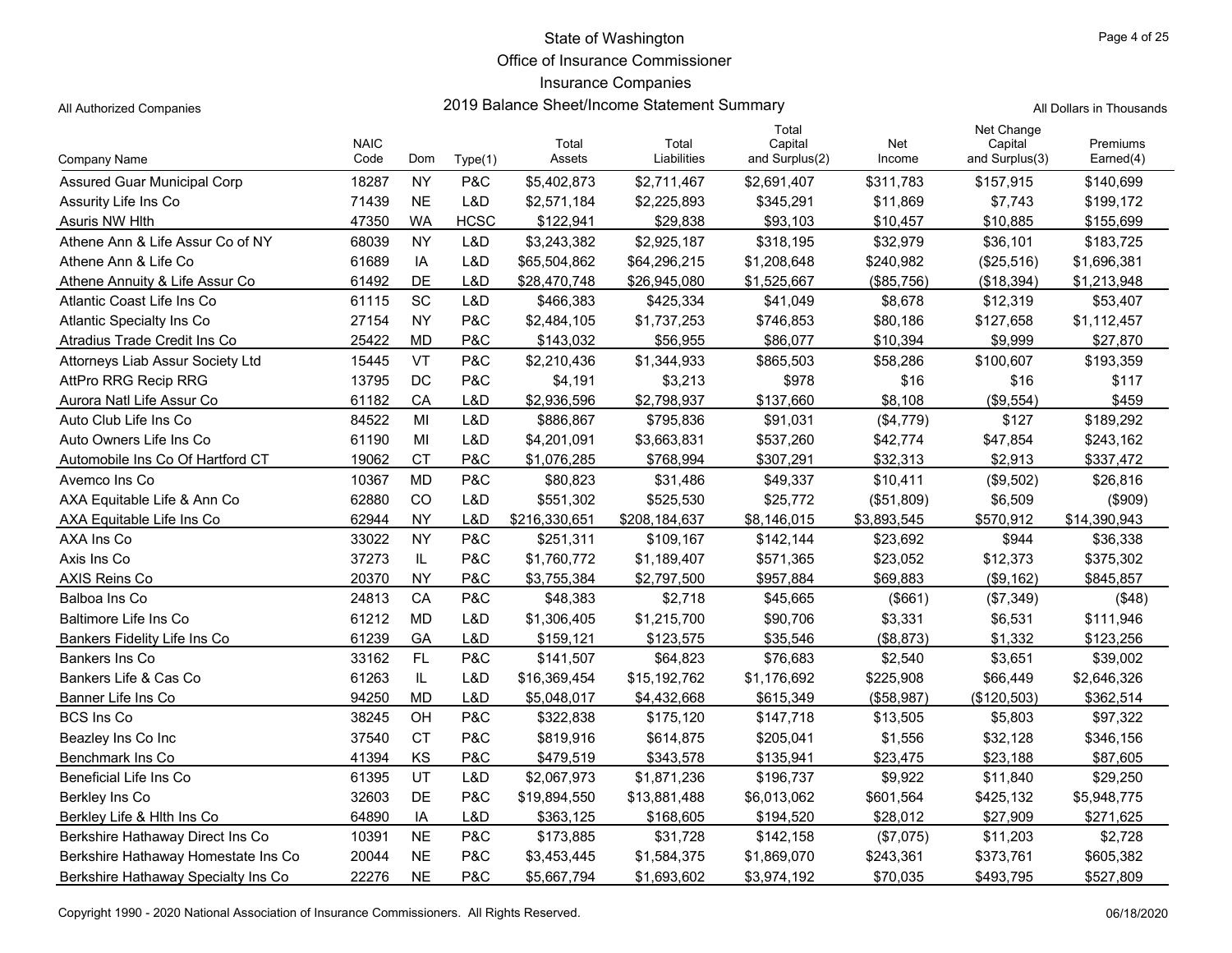State of Washington
Office of Insurance Commissioner
Insurance Companies
2019 Balance Sheet/Income Statement Summary

All Authorized Companies

All Dollars in Thousands

| Company Name | NAIC Code | Dom | Type(1) | Total Assets | Total Liabilities | Total Capital and Surplus(2) | Net Income | Net Change Capital and Surplus(3) | Premiums Earned(4) |
|---|---|---|---|---|---|---|---|---|---|
| Assured Guar Municipal Corp | 18287 | NY | P&C | $5,402,873 | $2,711,467 | $2,691,407 | $311,783 | $157,915 | $140,699 |
| Assurity Life Ins Co | 71439 | NE | L&D | $2,571,184 | $2,225,893 | $345,291 | $11,869 | $7,743 | $199,172 |
| Asuris NW Hlth | 47350 | WA | HCSC | $122,941 | $29,838 | $93,103 | $10,457 | $10,885 | $155,699 |
| Athene Ann & Life Assur Co of NY | 68039 | NY | L&D | $3,243,382 | $2,925,187 | $318,195 | $32,979 | $36,101 | $183,725 |
| Athene Ann & Life Co | 61689 | IA | L&D | $65,504,862 | $64,296,215 | $1,208,648 | $240,982 | ($25,516) | $1,696,381 |
| Athene Annuity & Life Assur Co | 61492 | DE | L&D | $28,470,748 | $26,945,080 | $1,525,667 | ($85,756) | ($18,394) | $1,213,948 |
| Atlantic Coast Life Ins Co | 61115 | SC | L&D | $466,383 | $425,334 | $41,049 | $8,678 | $12,319 | $53,407 |
| Atlantic Specialty Ins Co | 27154 | NY | P&C | $2,484,105 | $1,737,253 | $746,853 | $80,186 | $127,658 | $1,112,457 |
| Atradius Trade Credit Ins Co | 25422 | MD | P&C | $143,032 | $56,955 | $86,077 | $10,394 | $9,999 | $27,870 |
| Attorneys Liab Assur Society Ltd | 15445 | VT | P&C | $2,210,436 | $1,344,933 | $865,503 | $58,286 | $100,607 | $193,359 |
| AttPro RRG Recip RRG | 13795 | DC | P&C | $4,191 | $3,213 | $978 | $16 | $16 | $117 |
| Aurora Natl Life Assur Co | 61182 | CA | L&D | $2,936,596 | $2,798,937 | $137,660 | $8,108 | ($9,554) | $459 |
| Auto Club Life Ins Co | 84522 | MI | L&D | $886,867 | $795,836 | $91,031 | ($4,779) | $127 | $189,292 |
| Auto Owners Life Ins Co | 61190 | MI | L&D | $4,201,091 | $3,663,831 | $537,260 | $42,774 | $47,854 | $243,162 |
| Automobile Ins Co Of Hartford CT | 19062 | CT | P&C | $1,076,285 | $768,994 | $307,291 | $32,313 | $2,913 | $337,472 |
| Avemco Ins Co | 10367 | MD | P&C | $80,823 | $31,486 | $49,337 | $10,411 | ($9,502) | $26,816 |
| AXA Equitable Life & Ann Co | 62880 | CO | L&D | $551,302 | $525,530 | $25,772 | ($51,809) | $6,509 | ($909) |
| AXA Equitable Life Ins Co | 62944 | NY | L&D | $216,330,651 | $208,184,637 | $8,146,015 | $3,893,545 | $570,912 | $14,390,943 |
| AXA Ins Co | 33022 | NY | P&C | $251,311 | $109,167 | $142,144 | $23,692 | $944 | $36,338 |
| Axis Ins Co | 37273 | IL | P&C | $1,760,772 | $1,189,407 | $571,365 | $23,052 | $12,373 | $375,302 |
| AXIS Reins Co | 20370 | NY | P&C | $3,755,384 | $2,797,500 | $957,884 | $69,883 | ($9,162) | $845,857 |
| Balboa Ins Co | 24813 | CA | P&C | $48,383 | $2,718 | $45,665 | ($661) | ($7,349) | ($48) |
| Baltimore Life Ins Co | 61212 | MD | L&D | $1,306,405 | $1,215,700 | $90,706 | $3,331 | $6,531 | $111,946 |
| Bankers Fidelity Life Ins Co | 61239 | GA | L&D | $159,121 | $123,575 | $35,546 | ($8,873) | $1,332 | $123,256 |
| Bankers Ins Co | 33162 | FL | P&C | $141,507 | $64,823 | $76,683 | $2,540 | $3,651 | $39,002 |
| Bankers Life & Cas Co | 61263 | IL | L&D | $16,369,454 | $15,192,762 | $1,176,692 | $225,908 | $66,449 | $2,646,326 |
| Banner Life Ins Co | 94250 | MD | L&D | $5,048,017 | $4,432,668 | $615,349 | ($58,987) | ($120,503) | $362,514 |
| BCS Ins Co | 38245 | OH | P&C | $322,838 | $175,120 | $147,718 | $13,505 | $5,803 | $97,322 |
| Beazley Ins Co Inc | 37540 | CT | P&C | $819,916 | $614,875 | $205,041 | $1,556 | $32,128 | $346,156 |
| Benchmark Ins Co | 41394 | KS | P&C | $479,519 | $343,578 | $135,941 | $23,475 | $23,188 | $87,605 |
| Beneficial Life Ins Co | 61395 | UT | L&D | $2,067,973 | $1,871,236 | $196,737 | $9,922 | $11,840 | $29,250 |
| Berkley Ins Co | 32603 | DE | P&C | $19,894,550 | $13,881,488 | $6,013,062 | $601,564 | $425,132 | $5,948,775 |
| Berkley Life & Hlth Ins Co | 64890 | IA | L&D | $363,125 | $168,605 | $194,520 | $28,012 | $27,909 | $271,625 |
| Berkshire Hathaway Direct Ins Co | 10391 | NE | P&C | $173,885 | $31,728 | $142,158 | ($7,075) | $11,203 | $2,728 |
| Berkshire Hathaway Homestate Ins Co | 20044 | NE | P&C | $3,453,445 | $1,584,375 | $1,869,070 | $243,361 | $373,761 | $605,382 |
| Berkshire Hathaway Specialty Ins Co | 22276 | NE | P&C | $5,667,794 | $1,693,602 | $3,974,192 | $70,035 | $493,795 | $527,809 |

Copyright 1990 - 2020 National Association of Insurance Commissioners. All Rights Reserved.

06/18/2020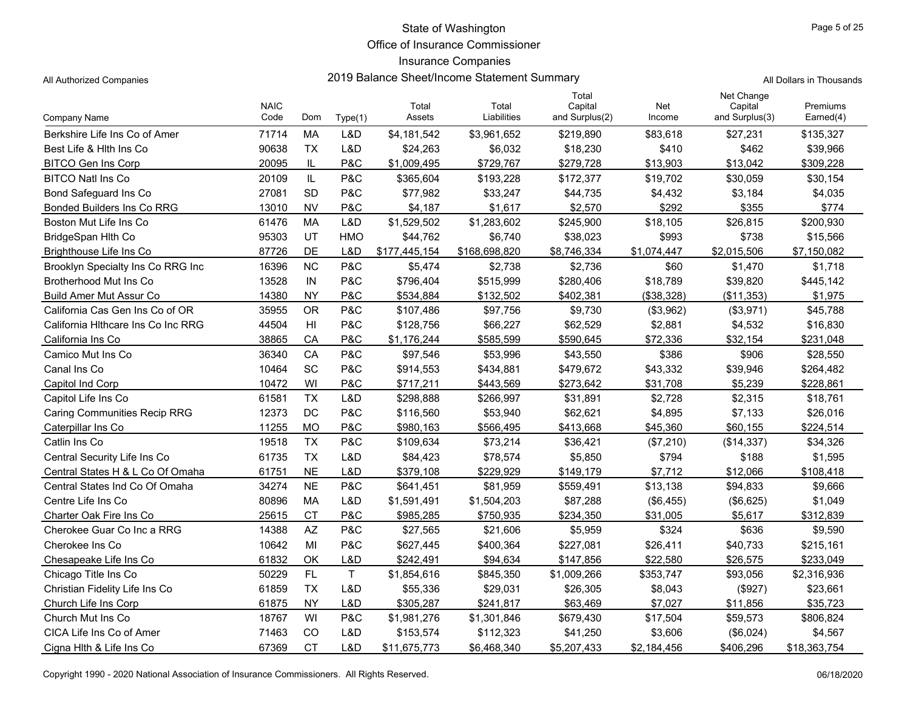# State of Washington
## Office of Insurance Commissioner
## Insurance Companies
## 2019 Balance Sheet/Income Statement Summary

All Authorized Companies

All Dollars in Thousands

| Company Name | NAIC Code | Dom | Type(1) | Total Assets | Total Liabilities | Total Capital and Surplus(2) | Net Income | Net Change Capital and Surplus(3) | Premiums Earned(4) |
|---|---|---|---|---|---|---|---|---|---|
| Berkshire Life Ins Co of Amer | 71714 | MA | L&D | $4,181,542 | $3,961,652 | $219,890 | $83,618 | $27,231 | $135,327 |
| Best Life & Hlth Ins Co | 90638 | TX | L&D | $24,263 | $6,032 | $18,230 | $410 | $462 | $39,966 |
| BITCO Gen Ins Corp | 20095 | IL | P&C | $1,009,495 | $729,767 | $279,728 | $13,903 | $13,042 | $309,228 |
| BITCO Natl Ins Co | 20109 | IL | P&C | $365,604 | $193,228 | $172,377 | $19,702 | $30,059 | $30,154 |
| Bond Safeguard Ins Co | 27081 | SD | P&C | $77,982 | $33,247 | $44,735 | $4,432 | $3,184 | $4,035 |
| Bonded Builders Ins Co RRG | 13010 | NV | P&C | $4,187 | $1,617 | $2,570 | $292 | $355 | $774 |
| Boston Mut Life Ins Co | 61476 | MA | L&D | $1,529,502 | $1,283,602 | $245,900 | $18,105 | $26,815 | $200,930 |
| BridgeSpan Hlth Co | 95303 | UT | HMO | $44,762 | $6,740 | $38,023 | $993 | $738 | $15,566 |
| Brighthouse Life Ins Co | 87726 | DE | L&D | $177,445,154 | $168,698,820 | $8,746,334 | $1,074,447 | $2,015,506 | $7,150,082 |
| Brooklyn Specialty Ins Co RRG Inc | 16396 | NC | P&C | $5,474 | $2,738 | $2,736 | $60 | $1,470 | $1,718 |
| Brotherhood Mut Ins Co | 13528 | IN | P&C | $796,404 | $515,999 | $280,406 | $18,789 | $39,820 | $445,142 |
| Build Amer Mut Assur Co | 14380 | NY | P&C | $534,884 | $132,502 | $402,381 | ($38,328) | ($11,353) | $1,975 |
| California Cas Gen Ins Co of OR | 35955 | OR | P&C | $107,486 | $97,756 | $9,730 | ($3,962) | ($3,971) | $45,788 |
| California Hlthcare Ins Co Inc RRG | 44504 | HI | P&C | $128,756 | $66,227 | $62,529 | $2,881 | $4,532 | $16,830 |
| California Ins Co | 38865 | CA | P&C | $1,176,244 | $585,599 | $590,645 | $72,336 | $32,154 | $231,048 |
| Camico Mut Ins Co | 36340 | CA | P&C | $97,546 | $53,996 | $43,550 | $386 | $906 | $28,550 |
| Canal Ins Co | 10464 | SC | P&C | $914,553 | $434,881 | $479,672 | $43,332 | $39,946 | $264,482 |
| Capitol Ind Corp | 10472 | WI | P&C | $717,211 | $443,569 | $273,642 | $31,708 | $5,239 | $228,861 |
| Capitol Life Ins Co | 61581 | TX | L&D | $298,888 | $266,997 | $31,891 | $2,728 | $2,315 | $18,761 |
| Caring Communities Recip RRG | 12373 | DC | P&C | $116,560 | $53,940 | $62,621 | $4,895 | $7,133 | $26,016 |
| Caterpillar Ins Co | 11255 | MO | P&C | $980,163 | $566,495 | $413,668 | $45,360 | $60,155 | $224,514 |
| Catlin Ins Co | 19518 | TX | P&C | $109,634 | $73,214 | $36,421 | ($7,210) | ($14,337) | $34,326 |
| Central Security Life Ins Co | 61735 | TX | L&D | $84,423 | $78,574 | $5,850 | $794 | $188 | $1,595 |
| Central States H & L Co Of Omaha | 61751 | NE | L&D | $379,108 | $229,929 | $149,179 | $7,712 | $12,066 | $108,418 |
| Central States Ind Co Of Omaha | 34274 | NE | P&C | $641,451 | $81,959 | $559,491 | $13,138 | $94,833 | $9,666 |
| Centre Life Ins Co | 80896 | MA | L&D | $1,591,491 | $1,504,203 | $87,288 | ($6,455) | ($6,625) | $1,049 |
| Charter Oak Fire Ins Co | 25615 | CT | P&C | $985,285 | $750,935 | $234,350 | $31,005 | $5,617 | $312,839 |
| Cherokee Guar Co Inc a RRG | 14388 | AZ | P&C | $27,565 | $21,606 | $5,959 | $324 | $636 | $9,590 |
| Cherokee Ins Co | 10642 | MI | P&C | $627,445 | $400,364 | $227,081 | $26,411 | $40,733 | $215,161 |
| Chesapeake Life Ins Co | 61832 | OK | L&D | $242,491 | $94,634 | $147,856 | $22,580 | $26,575 | $233,049 |
| Chicago Title Ins Co | 50229 | FL | T | $1,854,616 | $845,350 | $1,009,266 | $353,747 | $93,056 | $2,316,936 |
| Christian Fidelity Life Ins Co | 61859 | TX | L&D | $55,336 | $29,031 | $26,305 | $8,043 | ($927) | $23,661 |
| Church Life Ins Corp | 61875 | NY | L&D | $305,287 | $241,817 | $63,469 | $7,027 | $11,856 | $35,723 |
| Church Mut Ins Co | 18767 | WI | P&C | $1,981,276 | $1,301,846 | $679,430 | $17,504 | $59,573 | $806,824 |
| CICA Life Ins Co of Amer | 71463 | CO | L&D | $153,574 | $112,323 | $41,250 | $3,606 | ($6,024) | $4,567 |
| Cigna Hlth & Life Ins Co | 67369 | CT | L&D | $11,675,773 | $6,468,340 | $5,207,433 | $2,184,456 | $406,296 | $18,363,754 |

Copyright 1990 - 2020 National Association of Insurance Commissioners. All Rights Reserved.

06/18/2020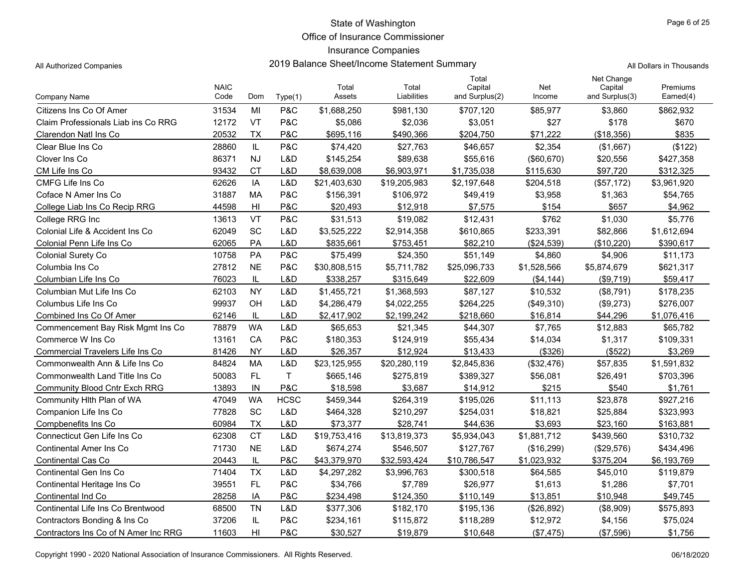State of Washington

Office of Insurance Commissioner

Insurance Companies

All Authorized Companies — 2019 Balance Sheet/Income Statement Summary — All Dollars in Thousands

| Company Name | NAIC Code | Dom | Type(1) | Total Assets | Total Liabilities | Total Capital and Surplus(2) | Net Income | Net Change Capital and Surplus(3) | Premiums Earned(4) |
|---|---|---|---|---|---|---|---|---|---|
| Citizens Ins Co Of Amer | 31534 | MI | P&C | $1,688,250 | $981,130 | $707,120 | $85,977 | $3,860 | $862,932 |
| Claim Professionals Liab ins Co RRG | 12172 | VT | P&C | $5,086 | $2,036 | $3,051 | $27 | $178 | $670 |
| Clarendon Natl Ins Co | 20532 | TX | P&C | $695,116 | $490,366 | $204,750 | $71,222 | ($18,356) | $835 |
| Clear Blue Ins Co | 28860 | IL | P&C | $74,420 | $27,763 | $46,657 | $2,354 | ($1,667) | ($122) |
| Clover Ins Co | 86371 | NJ | L&D | $145,254 | $89,638 | $55,616 | ($60,670) | $20,556 | $427,358 |
| CM Life Ins Co | 93432 | CT | L&D | $8,639,008 | $6,903,971 | $1,735,038 | $115,630 | $97,720 | $312,325 |
| CMFG Life Ins Co | 62626 | IA | L&D | $21,403,630 | $19,205,983 | $2,197,648 | $204,518 | ($57,172) | $3,961,920 |
| Coface N Amer Ins Co | 31887 | MA | P&C | $156,391 | $106,972 | $49,419 | $3,958 | $1,363 | $54,765 |
| College Liab Ins Co Recip RRG | 44598 | HI | P&C | $20,493 | $12,918 | $7,575 | $154 | $657 | $4,962 |
| College RRG Inc | 13613 | VT | P&C | $31,513 | $19,082 | $12,431 | $762 | $1,030 | $5,776 |
| Colonial Life & Accident Ins Co | 62049 | SC | L&D | $3,525,222 | $2,914,358 | $610,865 | $233,391 | $82,866 | $1,612,694 |
| Colonial Penn Life Ins Co | 62065 | PA | L&D | $835,661 | $753,451 | $82,210 | ($24,539) | ($10,220) | $390,617 |
| Colonial Surety Co | 10758 | PA | P&C | $75,499 | $24,350 | $51,149 | $4,860 | $4,906 | $11,173 |
| Columbia Ins Co | 27812 | NE | P&C | $30,808,515 | $5,711,782 | $25,096,733 | $1,528,566 | $5,874,679 | $621,317 |
| Columbian Life Ins Co | 76023 | IL | L&D | $338,257 | $315,649 | $22,609 | ($4,144) | ($9,719) | $59,417 |
| Columbian Mut Life Ins Co | 62103 | NY | L&D | $1,455,721 | $1,368,593 | $87,127 | $10,532 | ($8,791) | $178,235 |
| Columbus Life Ins Co | 99937 | OH | L&D | $4,286,479 | $4,022,255 | $264,225 | ($49,310) | ($9,273) | $276,007 |
| Combined Ins Co Of Amer | 62146 | IL | L&D | $2,417,902 | $2,199,242 | $218,660 | $16,814 | $44,296 | $1,076,416 |
| Commencement Bay Risk Mgmt Ins Co | 78879 | WA | L&D | $65,653 | $21,345 | $44,307 | $7,765 | $12,883 | $65,782 |
| Commerce W Ins Co | 13161 | CA | P&C | $180,353 | $124,919 | $55,434 | $14,034 | $1,317 | $109,331 |
| Commercial Travelers Life Ins Co | 81426 | NY | L&D | $26,357 | $12,924 | $13,433 | ($326) | ($522) | $3,269 |
| Commonwealth Ann & Life Ins Co | 84824 | MA | L&D | $23,125,955 | $20,280,119 | $2,845,836 | ($32,476) | $57,835 | $1,591,832 |
| Commonwealth Land Title Ins Co | 50083 | FL | T | $665,146 | $275,819 | $389,327 | $56,081 | $26,491 | $703,396 |
| Community Blood Cntr Exch RRG | 13893 | IN | P&C | $18,598 | $3,687 | $14,912 | $215 | $540 | $1,761 |
| Community Hlth Plan of WA | 47049 | WA | HCSC | $459,344 | $264,319 | $195,026 | $11,113 | $23,878 | $927,216 |
| Companion Life Ins Co | 77828 | SC | L&D | $464,328 | $210,297 | $254,031 | $18,821 | $25,884 | $323,993 |
| Compbenefits Ins Co | 60984 | TX | L&D | $73,377 | $28,741 | $44,636 | $3,693 | $23,160 | $163,881 |
| Connecticut Gen Life Ins Co | 62308 | CT | L&D | $19,753,416 | $13,819,373 | $5,934,043 | $1,881,712 | $439,560 | $310,732 |
| Continental Amer Ins Co | 71730 | NE | L&D | $674,274 | $546,507 | $127,767 | ($16,299) | ($29,576) | $434,496 |
| Continental Cas Co | 20443 | IL | P&C | $43,379,970 | $32,593,424 | $10,786,547 | $1,023,932 | $375,204 | $6,193,769 |
| Continental Gen Ins Co | 71404 | TX | L&D | $4,297,282 | $3,996,763 | $300,518 | $64,585 | $45,010 | $119,879 |
| Continental Heritage Ins Co | 39551 | FL | P&C | $34,766 | $7,789 | $26,977 | $1,613 | $1,286 | $7,701 |
| Continental Ind Co | 28258 | IA | P&C | $234,498 | $124,350 | $110,149 | $13,851 | $10,948 | $49,745 |
| Continental Life Ins Co Brentwood | 68500 | TN | L&D | $377,306 | $182,170 | $195,136 | ($26,892) | ($8,909) | $575,893 |
| Contractors Bonding & Ins Co | 37206 | IL | P&C | $234,161 | $115,872 | $118,289 | $12,972 | $4,156 | $75,024 |
| Contractors Ins Co of N Amer Inc RRG | 11603 | HI | P&C | $30,527 | $19,879 | $10,648 | ($7,475) | ($7,596) | $1,756 |

Copyright 1990 - 2020 National Association of Insurance Commissioners. All Rights Reserved. 06/18/2020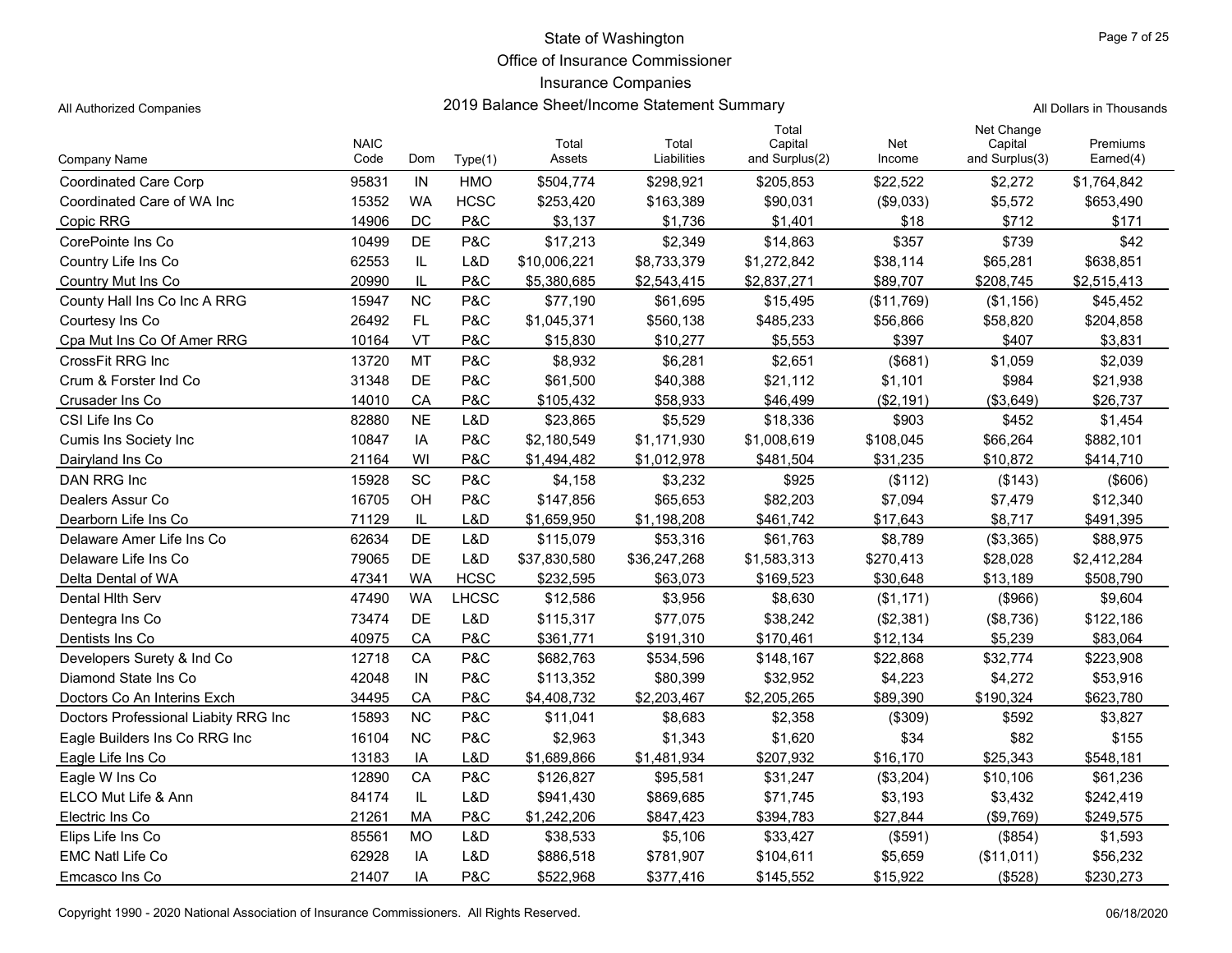# State of Washington
## Office of Insurance Commissioner
## Insurance Companies
## 2019 Balance Sheet/Income Statement Summary

All Authorized Companies

All Dollars in Thousands

| Company Name | NAIC Code | Dom | Type(1) | Total Assets | Total Liabilities | Total Capital and Surplus(2) | Net Income | Net Change Capital and Surplus(3) | Premiums Earned(4) |
|---|---|---|---|---|---|---|---|---|---|
| Coordinated Care Corp | 95831 | IN | HMO | $504,774 | $298,921 | $205,853 | $22,522 | $2,272 | $1,764,842 |
| Coordinated Care of WA Inc | 15352 | WA | HCSC | $253,420 | $163,389 | $90,031 | ($9,033) | $5,572 | $653,490 |
| Copic RRG | 14906 | DC | P&C | $3,137 | $1,736 | $1,401 | $18 | $712 | $171 |
| CorePointe Ins Co | 10499 | DE | P&C | $17,213 | $2,349 | $14,863 | $357 | $739 | $42 |
| Country Life Ins Co | 62553 | IL | L&D | $10,006,221 | $8,733,379 | $1,272,842 | $38,114 | $65,281 | $638,851 |
| Country Mut Ins Co | 20990 | IL | P&C | $5,380,685 | $2,543,415 | $2,837,271 | $89,707 | $208,745 | $2,515,413 |
| County Hall Ins Co Inc A RRG | 15947 | NC | P&C | $77,190 | $61,695 | $15,495 | ($11,769) | ($1,156) | $45,452 |
| Courtesy Ins Co | 26492 | FL | P&C | $1,045,371 | $560,138 | $485,233 | $56,866 | $58,820 | $204,858 |
| Cpa Mut Ins Co Of Amer RRG | 10164 | VT | P&C | $15,830 | $10,277 | $5,553 | $397 | $407 | $3,831 |
| CrossFit RRG Inc | 13720 | MT | P&C | $8,932 | $6,281 | $2,651 | ($681) | $1,059 | $2,039 |
| Crum & Forster Ind Co | 31348 | DE | P&C | $61,500 | $40,388 | $21,112 | $1,101 | $984 | $21,938 |
| Crusader Ins Co | 14010 | CA | P&C | $105,432 | $58,933 | $46,499 | ($2,191) | ($3,649) | $26,737 |
| CSI Life Ins Co | 82880 | NE | L&D | $23,865 | $5,529 | $18,336 | $903 | $452 | $1,454 |
| Cumis Ins Society Inc | 10847 | IA | P&C | $2,180,549 | $1,171,930 | $1,008,619 | $108,045 | $66,264 | $882,101 |
| Dairyland Ins Co | 21164 | WI | P&C | $1,494,482 | $1,012,978 | $481,504 | $31,235 | $10,872 | $414,710 |
| DAN RRG Inc | 15928 | SC | P&C | $4,158 | $3,232 | $925 | ($112) | ($143) | ($606) |
| Dealers Assur Co | 16705 | OH | P&C | $147,856 | $65,653 | $82,203 | $7,094 | $7,479 | $12,340 |
| Dearborn Life Ins Co | 71129 | IL | L&D | $1,659,950 | $1,198,208 | $461,742 | $17,643 | $8,717 | $491,395 |
| Delaware Amer Life Ins Co | 62634 | DE | L&D | $115,079 | $53,316 | $61,763 | $8,789 | ($3,365) | $88,975 |
| Delaware Life Ins Co | 79065 | DE | L&D | $37,830,580 | $36,247,268 | $1,583,313 | $270,413 | $28,028 | $2,412,284 |
| Delta Dental of WA | 47341 | WA | HCSC | $232,595 | $63,073 | $169,523 | $30,648 | $13,189 | $508,790 |
| Dental Hlth Serv | 47490 | WA | LHCSC | $12,586 | $3,956 | $8,630 | ($1,171) | ($966) | $9,604 |
| Dentegra Ins Co | 73474 | DE | L&D | $115,317 | $77,075 | $38,242 | ($2,381) | ($8,736) | $122,186 |
| Dentists Ins Co | 40975 | CA | P&C | $361,771 | $191,310 | $170,461 | $12,134 | $5,239 | $83,064 |
| Developers Surety & Ind Co | 12718 | CA | P&C | $682,763 | $534,596 | $148,167 | $22,868 | $32,774 | $223,908 |
| Diamond State Ins Co | 42048 | IN | P&C | $113,352 | $80,399 | $32,952 | $4,223 | $4,272 | $53,916 |
| Doctors Co An Interins Exch | 34495 | CA | P&C | $4,408,732 | $2,203,467 | $2,205,265 | $89,390 | $190,324 | $623,780 |
| Doctors Professional Liabity RRG Inc | 15893 | NC | P&C | $11,041 | $8,683 | $2,358 | ($309) | $592 | $3,827 |
| Eagle Builders Ins Co RRG Inc | 16104 | NC | P&C | $2,963 | $1,343 | $1,620 | $34 | $82 | $155 |
| Eagle Life Ins Co | 13183 | IA | L&D | $1,689,866 | $1,481,934 | $207,932 | $16,170 | $25,343 | $548,181 |
| Eagle W Ins Co | 12890 | CA | P&C | $126,827 | $95,581 | $31,247 | ($3,204) | $10,106 | $61,236 |
| ELCO Mut Life & Ann | 84174 | IL | L&D | $941,430 | $869,685 | $71,745 | $3,193 | $3,432 | $242,419 |
| Electric Ins Co | 21261 | MA | P&C | $1,242,206 | $847,423 | $394,783 | $27,844 | ($9,769) | $249,575 |
| Elips Life Ins Co | 85561 | MO | L&D | $38,533 | $5,106 | $33,427 | ($591) | ($854) | $1,593 |
| EMC Natl Life Co | 62928 | IA | L&D | $886,518 | $781,907 | $104,611 | $5,659 | ($11,011) | $56,232 |
| Emcasco Ins Co | 21407 | IA | P&C | $522,968 | $377,416 | $145,552 | $15,922 | ($528) | $230,273 |

Copyright 1990 - 2020 National Association of Insurance Commissioners. All Rights Reserved.

06/18/2020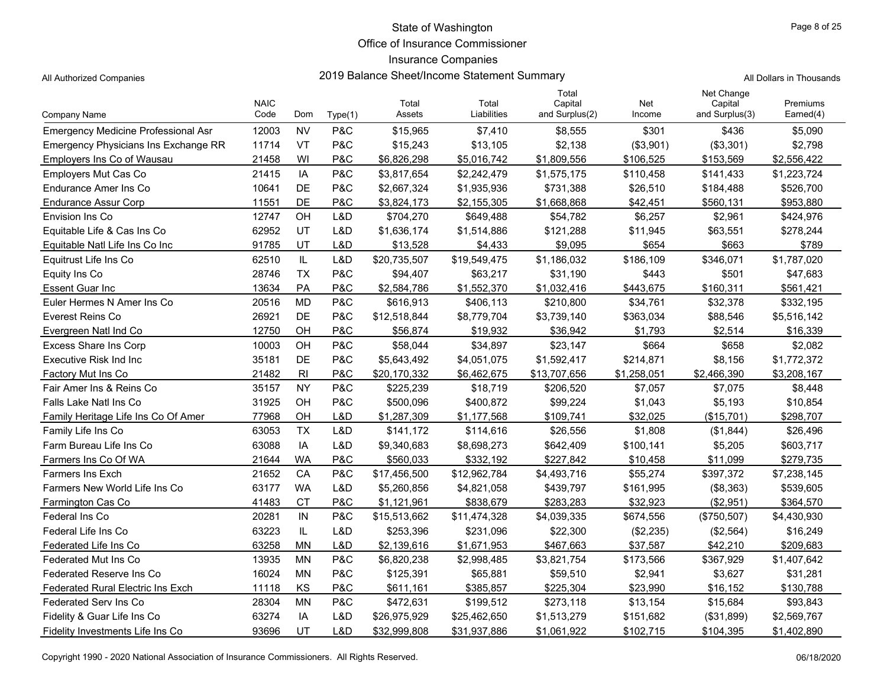# State of Washington
## Office of Insurance Commissioner
## Insurance Companies
## 2019 Balance Sheet/Income Statement Summary

All Authorized Companies

All Dollars in Thousands

| Company Name | NAIC Code | Dom | Type(1) | Total Assets | Total Liabilities | Total Capital and Surplus(2) | Net Income | Net Change Capital and Surplus(3) | Premiums Earned(4) |
|---|---|---|---|---|---|---|---|---|---|
| Emergency Medicine Professional Asr | 12003 | NV | P&C | $15,965 | $7,410 | $8,555 | $301 | $436 | $5,090 |
| Emergency Physicians Ins Exchange RR | 11714 | VT | P&C | $15,243 | $13,105 | $2,138 | ($3,901) | ($3,301) | $2,798 |
| Employers Ins Co of Wausau | 21458 | WI | P&C | $6,826,298 | $5,016,742 | $1,809,556 | $106,525 | $153,569 | $2,556,422 |
| Employers Mut Cas Co | 21415 | IA | P&C | $3,817,654 | $2,242,479 | $1,575,175 | $110,458 | $141,433 | $1,223,724 |
| Endurance Amer Ins Co | 10641 | DE | P&C | $2,667,324 | $1,935,936 | $731,388 | $26,510 | $184,488 | $526,700 |
| Endurance Assur Corp | 11551 | DE | P&C | $3,824,173 | $2,155,305 | $1,668,868 | $42,451 | $560,131 | $953,880 |
| Envision Ins Co | 12747 | OH | L&D | $704,270 | $649,488 | $54,782 | $6,257 | $2,961 | $424,976 |
| Equitable Life & Cas Ins Co | 62952 | UT | L&D | $1,636,174 | $1,514,886 | $121,288 | $11,945 | $63,551 | $278,244 |
| Equitable Natl Life Ins Co Inc | 91785 | UT | L&D | $13,528 | $4,433 | $9,095 | $654 | $663 | $789 |
| Equitrust Life Ins Co | 62510 | IL | L&D | $20,735,507 | $19,549,475 | $1,186,032 | $186,109 | $346,071 | $1,787,020 |
| Equity Ins Co | 28746 | TX | P&C | $94,407 | $63,217 | $31,190 | $443 | $501 | $47,683 |
| Essent Guar Inc | 13634 | PA | P&C | $2,584,786 | $1,552,370 | $1,032,416 | $443,675 | $160,311 | $561,421 |
| Euler Hermes N Amer Ins Co | 20516 | MD | P&C | $616,913 | $406,113 | $210,800 | $34,761 | $32,378 | $332,195 |
| Everest Reins Co | 26921 | DE | P&C | $12,518,844 | $8,779,704 | $3,739,140 | $363,034 | $88,546 | $5,516,142 |
| Evergreen Natl Ind Co | 12750 | OH | P&C | $56,874 | $19,932 | $36,942 | $1,793 | $2,514 | $16,339 |
| Excess Share Ins Corp | 10003 | OH | P&C | $58,044 | $34,897 | $23,147 | $664 | $658 | $2,082 |
| Executive Risk Ind Inc | 35181 | DE | P&C | $5,643,492 | $4,051,075 | $1,592,417 | $214,871 | $8,156 | $1,772,372 |
| Factory Mut Ins Co | 21482 | RI | P&C | $20,170,332 | $6,462,675 | $13,707,656 | $1,258,051 | $2,466,390 | $3,208,167 |
| Fair Amer Ins & Reins Co | 35157 | NY | P&C | $225,239 | $18,719 | $206,520 | $7,057 | $7,075 | $8,448 |
| Falls Lake Natl Ins Co | 31925 | OH | P&C | $500,096 | $400,872 | $99,224 | $1,043 | $5,193 | $10,854 |
| Family Heritage Life Ins Co Of Amer | 77968 | OH | L&D | $1,287,309 | $1,177,568 | $109,741 | $32,025 | ($15,701) | $298,707 |
| Family Life Ins Co | 63053 | TX | L&D | $141,172 | $114,616 | $26,556 | $1,808 | ($1,844) | $26,496 |
| Farm Bureau Life Ins Co | 63088 | IA | L&D | $9,340,683 | $8,698,273 | $642,409 | $100,141 | $5,205 | $603,717 |
| Farmers Ins Co Of WA | 21644 | WA | P&C | $560,033 | $332,192 | $227,842 | $10,458 | $11,099 | $279,735 |
| Farmers Ins Exch | 21652 | CA | P&C | $17,456,500 | $12,962,784 | $4,493,716 | $55,274 | $397,372 | $7,238,145 |
| Farmers New World Life Ins Co | 63177 | WA | L&D | $5,260,856 | $4,821,058 | $439,797 | $161,995 | ($8,363) | $539,605 |
| Farmington Cas Co | 41483 | CT | P&C | $1,121,961 | $838,679 | $283,283 | $32,923 | ($2,951) | $364,570 |
| Federal Ins Co | 20281 | IN | P&C | $15,513,662 | $11,474,328 | $4,039,335 | $674,556 | ($750,507) | $4,430,930 |
| Federal Life Ins Co | 63223 | IL | L&D | $253,396 | $231,096 | $22,300 | ($2,235) | ($2,564) | $16,249 |
| Federated Life Ins Co | 63258 | MN | L&D | $2,139,616 | $1,671,953 | $467,663 | $37,587 | $42,210 | $209,683 |
| Federated Mut Ins Co | 13935 | MN | P&C | $6,820,238 | $2,998,485 | $3,821,754 | $173,566 | $367,929 | $1,407,642 |
| Federated Reserve Ins Co | 16024 | MN | P&C | $125,391 | $65,881 | $59,510 | $2,941 | $3,627 | $31,281 |
| Federated Rural Electric Ins Exch | 11118 | KS | P&C | $611,161 | $385,857 | $225,304 | $23,990 | $16,152 | $130,788 |
| Federated Serv Ins Co | 28304 | MN | P&C | $472,631 | $199,512 | $273,118 | $13,154 | $15,684 | $93,843 |
| Fidelity & Guar Life Ins Co | 63274 | IA | L&D | $26,975,929 | $25,462,650 | $1,513,279 | $151,682 | ($31,899) | $2,569,767 |
| Fidelity Investments Life Ins Co | 93696 | UT | L&D | $32,999,808 | $31,937,886 | $1,061,922 | $102,715 | $104,395 | $1,402,890 |

Copyright 1990 - 2020 National Association of Insurance Commissioners. All Rights Reserved.

06/18/2020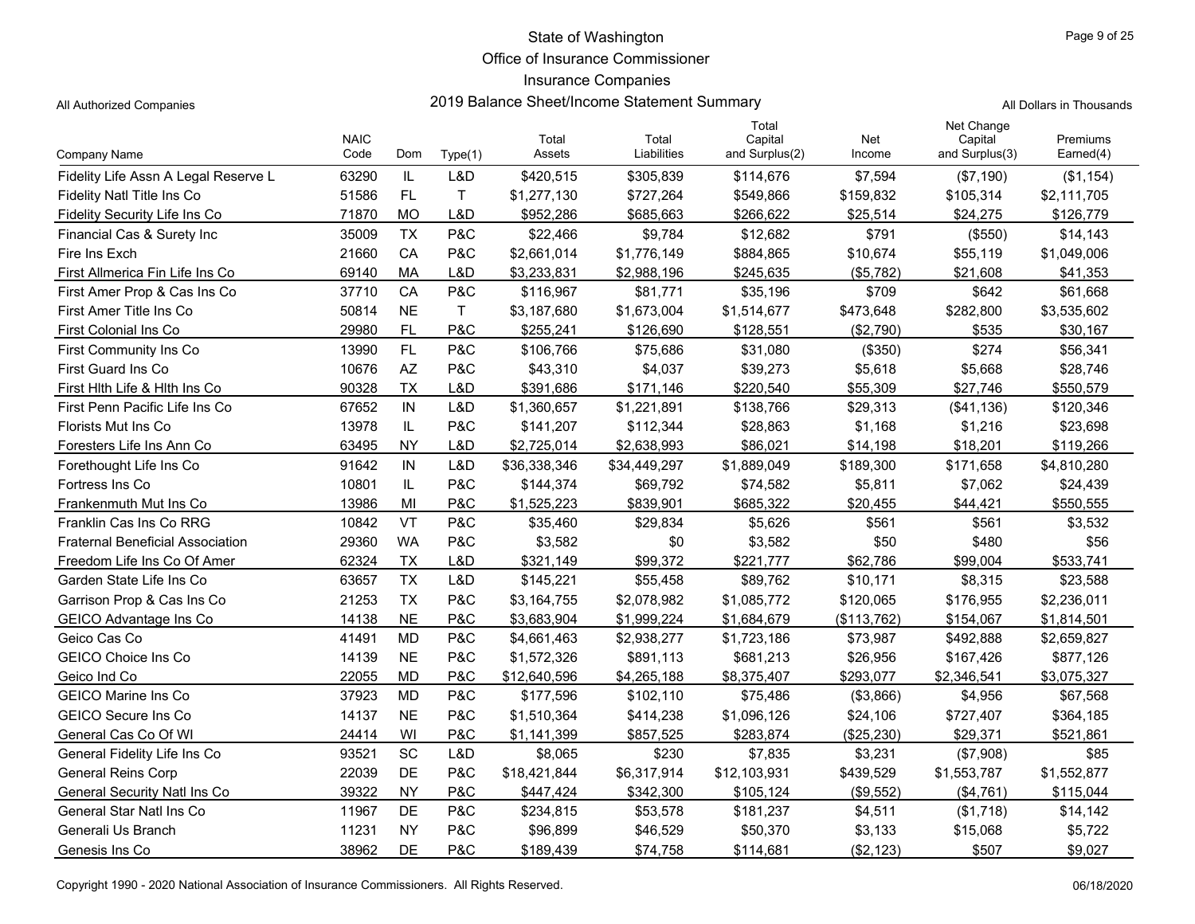State of Washington
Office of Insurance Commissioner
Insurance Companies
2019 Balance Sheet/Income Statement Summary

All Authorized Companies

All Dollars in Thousands

| Company Name | NAIC Code | Dom | Type(1) | Total Assets | Total Liabilities | Total Capital and Surplus(2) | Net Income | Net Change Capital and Surplus(3) | Premiums Earned(4) |
|---|---|---|---|---|---|---|---|---|---|
| Fidelity Life Assn A Legal Reserve L | 63290 | IL | L&D | $420,515 | $305,839 | $114,676 | $7,594 | ($7,190) | ($1,154) |
| Fidelity Natl Title Ins Co | 51586 | FL | T | $1,277,130 | $727,264 | $549,866 | $159,832 | $105,314 | $2,111,705 |
| Fidelity Security Life Ins Co | 71870 | MO | L&D | $952,286 | $685,663 | $266,622 | $25,514 | $24,275 | $126,779 |
| Financial Cas & Surety Inc | 35009 | TX | P&C | $22,466 | $9,784 | $12,682 | $791 | ($550) | $14,143 |
| Fire Ins Exch | 21660 | CA | P&C | $2,661,014 | $1,776,149 | $884,865 | $10,674 | $55,119 | $1,049,006 |
| First Allmerica Fin Life Ins Co | 69140 | MA | L&D | $3,233,831 | $2,988,196 | $245,635 | ($5,782) | $21,608 | $41,353 |
| First Amer Prop & Cas Ins Co | 37710 | CA | P&C | $116,967 | $81,771 | $35,196 | $709 | $642 | $61,668 |
| First Amer Title Ins Co | 50814 | NE | T | $3,187,680 | $1,673,004 | $1,514,677 | $473,648 | $282,800 | $3,535,602 |
| First Colonial Ins Co | 29980 | FL | P&C | $255,241 | $126,690 | $128,551 | ($2,790) | $535 | $30,167 |
| First Community Ins Co | 13990 | FL | P&C | $106,766 | $75,686 | $31,080 | ($350) | $274 | $56,341 |
| First Guard Ins Co | 10676 | AZ | P&C | $43,310 | $4,037 | $39,273 | $5,618 | $5,668 | $28,746 |
| First Hlth Life & Hlth Ins Co | 90328 | TX | L&D | $391,686 | $171,146 | $220,540 | $55,309 | $27,746 | $550,579 |
| First Penn Pacific Life Ins Co | 67652 | IN | L&D | $1,360,657 | $1,221,891 | $138,766 | $29,313 | ($41,136) | $120,346 |
| Florists Mut Ins Co | 13978 | IL | P&C | $141,207 | $112,344 | $28,863 | $1,168 | $1,216 | $23,698 |
| Foresters Life Ins Ann Co | 63495 | NY | L&D | $2,725,014 | $2,638,993 | $86,021 | $14,198 | $18,201 | $119,266 |
| Forethought Life Ins Co | 91642 | IN | L&D | $36,338,346 | $34,449,297 | $1,889,049 | $189,300 | $171,658 | $4,810,280 |
| Fortress Ins Co | 10801 | IL | P&C | $144,374 | $69,792 | $74,582 | $5,811 | $7,062 | $24,439 |
| Frankenmuth Mut Ins Co | 13986 | MI | P&C | $1,525,223 | $839,901 | $685,322 | $20,455 | $44,421 | $550,555 |
| Franklin Cas Ins Co RRG | 10842 | VT | P&C | $35,460 | $29,834 | $5,626 | $561 | $561 | $3,532 |
| Fraternal Beneficial Association | 29360 | WA | P&C | $3,582 | $0 | $3,582 | $50 | $480 | $56 |
| Freedom Life Ins Co Of Amer | 62324 | TX | L&D | $321,149 | $99,372 | $221,777 | $62,786 | $99,004 | $533,741 |
| Garden State Life Ins Co | 63657 | TX | L&D | $145,221 | $55,458 | $89,762 | $10,171 | $8,315 | $23,588 |
| Garrison Prop & Cas Ins Co | 21253 | TX | P&C | $3,164,755 | $2,078,982 | $1,085,772 | $120,065 | $176,955 | $2,236,011 |
| GEICO Advantage Ins Co | 14138 | NE | P&C | $3,683,904 | $1,999,224 | $1,684,679 | ($113,762) | $154,067 | $1,814,501 |
| Geico Cas Co | 41491 | MD | P&C | $4,661,463 | $2,938,277 | $1,723,186 | $73,987 | $492,888 | $2,659,827 |
| GEICO Choice Ins Co | 14139 | NE | P&C | $1,572,326 | $891,113 | $681,213 | $26,956 | $167,426 | $877,126 |
| Geico Ind Co | 22055 | MD | P&C | $12,640,596 | $4,265,188 | $8,375,407 | $293,077 | $2,346,541 | $3,075,327 |
| GEICO Marine Ins Co | 37923 | MD | P&C | $177,596 | $102,110 | $75,486 | ($3,866) | $4,956 | $67,568 |
| GEICO Secure Ins Co | 14137 | NE | P&C | $1,510,364 | $414,238 | $1,096,126 | $24,106 | $727,407 | $364,185 |
| General Cas Co Of WI | 24414 | WI | P&C | $1,141,399 | $857,525 | $283,874 | ($25,230) | $29,371 | $521,861 |
| General Fidelity Life Ins Co | 93521 | SC | L&D | $8,065 | $230 | $7,835 | $3,231 | ($7,908) | $85 |
| General Reins Corp | 22039 | DE | P&C | $18,421,844 | $6,317,914 | $12,103,931 | $439,529 | $1,553,787 | $1,552,877 |
| General Security Natl Ins Co | 39322 | NY | P&C | $447,424 | $342,300 | $105,124 | ($9,552) | ($4,761) | $115,044 |
| General Star Natl Ins Co | 11967 | DE | P&C | $234,815 | $53,578 | $181,237 | $4,511 | ($1,718) | $14,142 |
| Generali Us Branch | 11231 | NY | P&C | $96,899 | $46,529 | $50,370 | $3,133 | $15,068 | $5,722 |
| Genesis Ins Co | 38962 | DE | P&C | $189,439 | $74,758 | $114,681 | ($2,123) | $507 | $9,027 |

Copyright 1990 - 2020 National Association of Insurance Commissioners. All Rights Reserved.

06/18/2020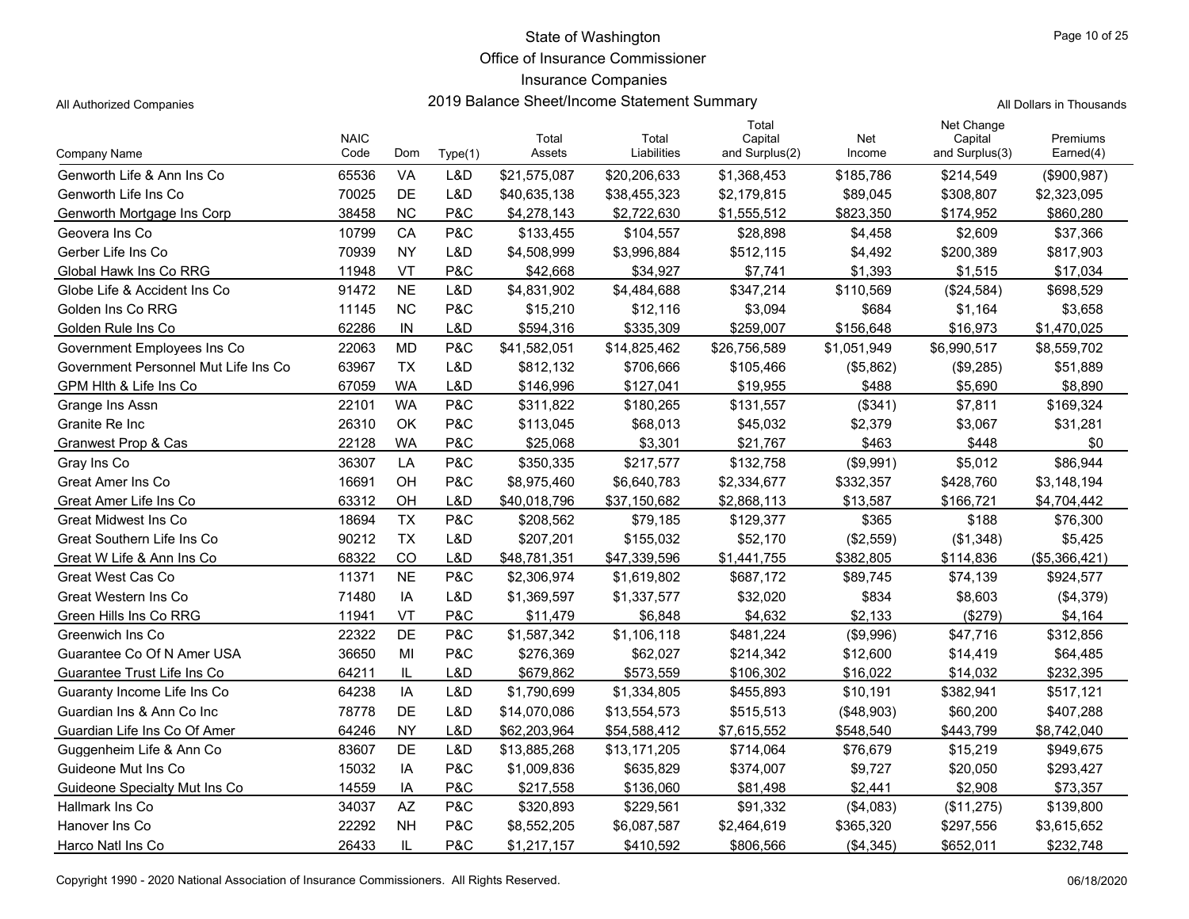State of Washington
Office of Insurance Commissioner
Insurance Companies
2019 Balance Sheet/Income Statement Summary

All Authorized Companies

All Dollars in Thousands

| Company Name | NAIC Code | Dom | Type(1) | Total Assets | Total Liabilities | Total Capital and Surplus(2) | Net Income | Net Change Capital and Surplus(3) | Premiums Earned(4) |
|---|---|---|---|---|---|---|---|---|---|
| Genworth Life & Ann Ins Co | 65536 | VA | L&D | $21,575,087 | $20,206,633 | $1,368,453 | $185,786 | $214,549 | ($900,987) |
| Genworth Life Ins Co | 70025 | DE | L&D | $40,635,138 | $38,455,323 | $2,179,815 | $89,045 | $308,807 | $2,323,095 |
| Genworth Mortgage Ins Corp | 38458 | NC | P&C | $4,278,143 | $2,722,630 | $1,555,512 | $823,350 | $174,952 | $860,280 |
| Geovera Ins Co | 10799 | CA | P&C | $133,455 | $104,557 | $28,898 | $4,458 | $2,609 | $37,366 |
| Gerber Life Ins Co | 70939 | NY | L&D | $4,508,999 | $3,996,884 | $512,115 | $4,492 | $200,389 | $817,903 |
| Global Hawk Ins Co RRG | 11948 | VT | P&C | $42,668 | $34,927 | $7,741 | $1,393 | $1,515 | $17,034 |
| Globe Life & Accident Ins Co | 91472 | NE | L&D | $4,831,902 | $4,484,688 | $347,214 | $110,569 | ($24,584) | $698,529 |
| Golden Ins Co RRG | 11145 | NC | P&C | $15,210 | $12,116 | $3,094 | $684 | $1,164 | $3,658 |
| Golden Rule Ins Co | 62286 | IN | L&D | $594,316 | $335,309 | $259,007 | $156,648 | $16,973 | $1,470,025 |
| Government Employees Ins Co | 22063 | MD | P&C | $41,582,051 | $14,825,462 | $26,756,589 | $1,051,949 | $6,990,517 | $8,559,702 |
| Government Personnel Mut Life Ins Co | 63967 | TX | L&D | $812,132 | $706,666 | $105,466 | ($5,862) | ($9,285) | $51,889 |
| GPM Hlth & Life Ins Co | 67059 | WA | L&D | $146,996 | $127,041 | $19,955 | $488 | $5,690 | $8,890 |
| Grange Ins Assn | 22101 | WA | P&C | $311,822 | $180,265 | $131,557 | ($341) | $7,811 | $169,324 |
| Granite Re Inc | 26310 | OK | P&C | $113,045 | $68,013 | $45,032 | $2,379 | $3,067 | $31,281 |
| Granwest Prop & Cas | 22128 | WA | P&C | $25,068 | $3,301 | $21,767 | $463 | $448 | $0 |
| Gray Ins Co | 36307 | LA | P&C | $350,335 | $217,577 | $132,758 | ($9,991) | $5,012 | $86,944 |
| Great Amer Ins Co | 16691 | OH | P&C | $8,975,460 | $6,640,783 | $2,334,677 | $332,357 | $428,760 | $3,148,194 |
| Great Amer Life Ins Co | 63312 | OH | L&D | $40,018,796 | $37,150,682 | $2,868,113 | $13,587 | $166,721 | $4,704,442 |
| Great Midwest Ins Co | 18694 | TX | P&C | $208,562 | $79,185 | $129,377 | $365 | $188 | $76,300 |
| Great Southern Life Ins Co | 90212 | TX | L&D | $207,201 | $155,032 | $52,170 | ($2,559) | ($1,348) | $5,425 |
| Great W Life & Ann Ins Co | 68322 | CO | L&D | $48,781,351 | $47,339,596 | $1,441,755 | $382,805 | $114,836 | ($5,366,421) |
| Great West Cas Co | 11371 | NE | P&C | $2,306,974 | $1,619,802 | $687,172 | $89,745 | $74,139 | $924,577 |
| Great Western Ins Co | 71480 | IA | L&D | $1,369,597 | $1,337,577 | $32,020 | $834 | $8,603 | ($4,379) |
| Green Hills Ins Co RRG | 11941 | VT | P&C | $11,479 | $6,848 | $4,632 | $2,133 | ($279) | $4,164 |
| Greenwich Ins Co | 22322 | DE | P&C | $1,587,342 | $1,106,118 | $481,224 | ($9,996) | $47,716 | $312,856 |
| Guarantee Co Of N Amer USA | 36650 | MI | P&C | $276,369 | $62,027 | $214,342 | $12,600 | $14,419 | $64,485 |
| Guarantee Trust Life Ins Co | 64211 | IL | L&D | $679,862 | $573,559 | $106,302 | $16,022 | $14,032 | $232,395 |
| Guaranty Income Life Ins Co | 64238 | IA | L&D | $1,790,699 | $1,334,805 | $455,893 | $10,191 | $382,941 | $517,121 |
| Guardian Ins & Ann Co Inc | 78778 | DE | L&D | $14,070,086 | $13,554,573 | $515,513 | ($48,903) | $60,200 | $407,288 |
| Guardian Life Ins Co Of Amer | 64246 | NY | L&D | $62,203,964 | $54,588,412 | $7,615,552 | $548,540 | $443,799 | $8,742,040 |
| Guggenheim Life & Ann Co | 83607 | DE | L&D | $13,885,268 | $13,171,205 | $714,064 | $76,679 | $15,219 | $949,675 |
| Guideone Mut Ins Co | 15032 | IA | P&C | $1,009,836 | $635,829 | $374,007 | $9,727 | $20,050 | $293,427 |
| Guideone Specialty Mut Ins Co | 14559 | IA | P&C | $217,558 | $136,060 | $81,498 | $2,441 | $2,908 | $73,357 |
| Hallmark Ins Co | 34037 | AZ | P&C | $320,893 | $229,561 | $91,332 | ($4,083) | ($11,275) | $139,800 |
| Hanover Ins Co | 22292 | NH | P&C | $8,552,205 | $6,087,587 | $2,464,619 | $365,320 | $297,556 | $3,615,652 |
| Harco Natl Ins Co | 26433 | IL | P&C | $1,217,157 | $410,592 | $806,566 | ($4,345) | $652,011 | $232,748 |

Copyright 1990 - 2020 National Association of Insurance Commissioners. All Rights Reserved.

06/18/2020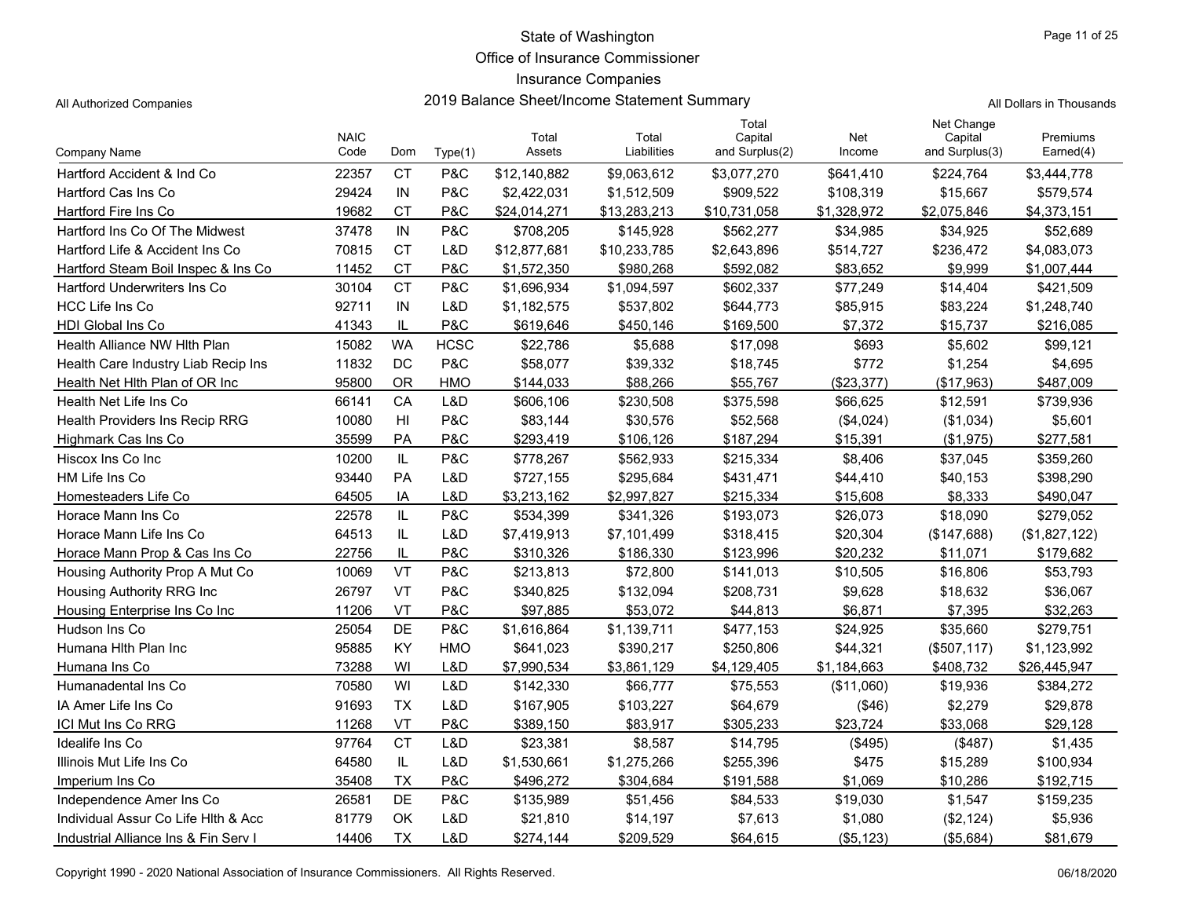# State of Washington
## Office of Insurance Commissioner
## Insurance Companies
## 2019 Balance Sheet/Income Statement Summary

All Authorized Companies

All Dollars in Thousands

| Company Name | NAIC Code | Dom | Type(1) | Total Assets | Total Liabilities | Total Capital and Surplus(2) | Net Income | Net Change Capital and Surplus(3) | Premiums Earned(4) |
|---|---|---|---|---|---|---|---|---|---|
| Hartford Accident & Ind Co | 22357 | CT | P&C | $12,140,882 | $9,063,612 | $3,077,270 | $641,410 | $224,764 | $3,444,778 |
| Hartford Cas Ins Co | 29424 | IN | P&C | $2,422,031 | $1,512,509 | $909,522 | $108,319 | $15,667 | $579,574 |
| Hartford Fire Ins Co | 19682 | CT | P&C | $24,014,271 | $13,283,213 | $10,731,058 | $1,328,972 | $2,075,846 | $4,373,151 |
| Hartford Ins Co Of The Midwest | 37478 | IN | P&C | $708,205 | $145,928 | $562,277 | $34,985 | $34,925 | $52,689 |
| Hartford Life & Accident Ins Co | 70815 | CT | L&D | $12,877,681 | $10,233,785 | $2,643,896 | $514,727 | $236,472 | $4,083,073 |
| Hartford Steam Boil Inspec & Ins Co | 11452 | CT | P&C | $1,572,350 | $980,268 | $592,082 | $83,652 | $9,999 | $1,007,444 |
| Hartford Underwriters Ins Co | 30104 | CT | P&C | $1,696,934 | $1,094,597 | $602,337 | $77,249 | $14,404 | $421,509 |
| HCC Life Ins Co | 92711 | IN | L&D | $1,182,575 | $537,802 | $644,773 | $85,915 | $83,224 | $1,248,740 |
| HDI Global Ins Co | 41343 | IL | P&C | $619,646 | $450,146 | $169,500 | $7,372 | $15,737 | $216,085 |
| Health Alliance NW Hlth Plan | 15082 | WA | HCSC | $22,786 | $5,688 | $17,098 | $693 | $5,602 | $99,121 |
| Health Care Industry Liab Recip Ins | 11832 | DC | P&C | $58,077 | $39,332 | $18,745 | $772 | $1,254 | $4,695 |
| Health Net Hlth Plan of OR Inc | 95800 | OR | HMO | $144,033 | $88,266 | $55,767 | ($23,377) | ($17,963) | $487,009 |
| Health Net Life Ins Co | 66141 | CA | L&D | $606,106 | $230,508 | $375,598 | $66,625 | $12,591 | $739,936 |
| Health Providers Ins Recip RRG | 10080 | HI | P&C | $83,144 | $30,576 | $52,568 | ($4,024) | ($1,034) | $5,601 |
| Highmark Cas Ins Co | 35599 | PA | P&C | $293,419 | $106,126 | $187,294 | $15,391 | ($1,975) | $277,581 |
| Hiscox Ins Co Inc | 10200 | IL | P&C | $778,267 | $562,933 | $215,334 | $8,406 | $37,045 | $359,260 |
| HM Life Ins Co | 93440 | PA | L&D | $727,155 | $295,684 | $431,471 | $44,410 | $40,153 | $398,290 |
| Homesteaders Life Co | 64505 | IA | L&D | $3,213,162 | $2,997,827 | $215,334 | $15,608 | $8,333 | $490,047 |
| Horace Mann Ins Co | 22578 | IL | P&C | $534,399 | $341,326 | $193,073 | $26,073 | $18,090 | $279,052 |
| Horace Mann Life Ins Co | 64513 | IL | L&D | $7,419,913 | $7,101,499 | $318,415 | $20,304 | ($147,688) | ($1,827,122) |
| Horace Mann Prop & Cas Ins Co | 22756 | IL | P&C | $310,326 | $186,330 | $123,996 | $20,232 | $11,071 | $179,682 |
| Housing Authority Prop A Mut Co | 10069 | VT | P&C | $213,813 | $72,800 | $141,013 | $10,505 | $16,806 | $53,793 |
| Housing Authority RRG Inc | 26797 | VT | P&C | $340,825 | $132,094 | $208,731 | $9,628 | $18,632 | $36,067 |
| Housing Enterprise Ins Co Inc | 11206 | VT | P&C | $97,885 | $53,072 | $44,813 | $6,871 | $7,395 | $32,263 |
| Hudson Ins Co | 25054 | DE | P&C | $1,616,864 | $1,139,711 | $477,153 | $24,925 | $35,660 | $279,751 |
| Humana Hlth Plan Inc | 95885 | KY | HMO | $641,023 | $390,217 | $250,806 | $44,321 | ($507,117) | $1,123,992 |
| Humana Ins Co | 73288 | WI | L&D | $7,990,534 | $3,861,129 | $4,129,405 | $1,184,663 | $408,732 | $26,445,947 |
| Humanadental Ins Co | 70580 | WI | L&D | $142,330 | $66,777 | $75,553 | ($11,060) | $19,936 | $384,272 |
| IA Amer Life Ins Co | 91693 | TX | L&D | $167,905 | $103,227 | $64,679 | ($46) | $2,279 | $29,878 |
| ICI Mut Ins Co RRG | 11268 | VT | P&C | $389,150 | $83,917 | $305,233 | $23,724 | $33,068 | $29,128 |
| Idealife Ins Co | 97764 | CT | L&D | $23,381 | $8,587 | $14,795 | ($495) | ($487) | $1,435 |
| Illinois Mut Life Ins Co | 64580 | IL | L&D | $1,530,661 | $1,275,266 | $255,396 | $475 | $15,289 | $100,934 |
| Imperium Ins Co | 35408 | TX | P&C | $496,272 | $304,684 | $191,588 | $1,069 | $10,286 | $192,715 |
| Independence Amer Ins Co | 26581 | DE | P&C | $135,989 | $51,456 | $84,533 | $19,030 | $1,547 | $159,235 |
| Individual Assur Co Life Hlth & Acc | 81779 | OK | L&D | $21,810 | $14,197 | $7,613 | $1,080 | ($2,124) | $5,936 |
| Industrial Alliance Ins & Fin Serv I | 14406 | TX | L&D | $274,144 | $209,529 | $64,615 | ($5,123) | ($5,684) | $81,679 |

Copyright 1990 - 2020 National Association of Insurance Commissioners. All Rights Reserved.

06/18/2020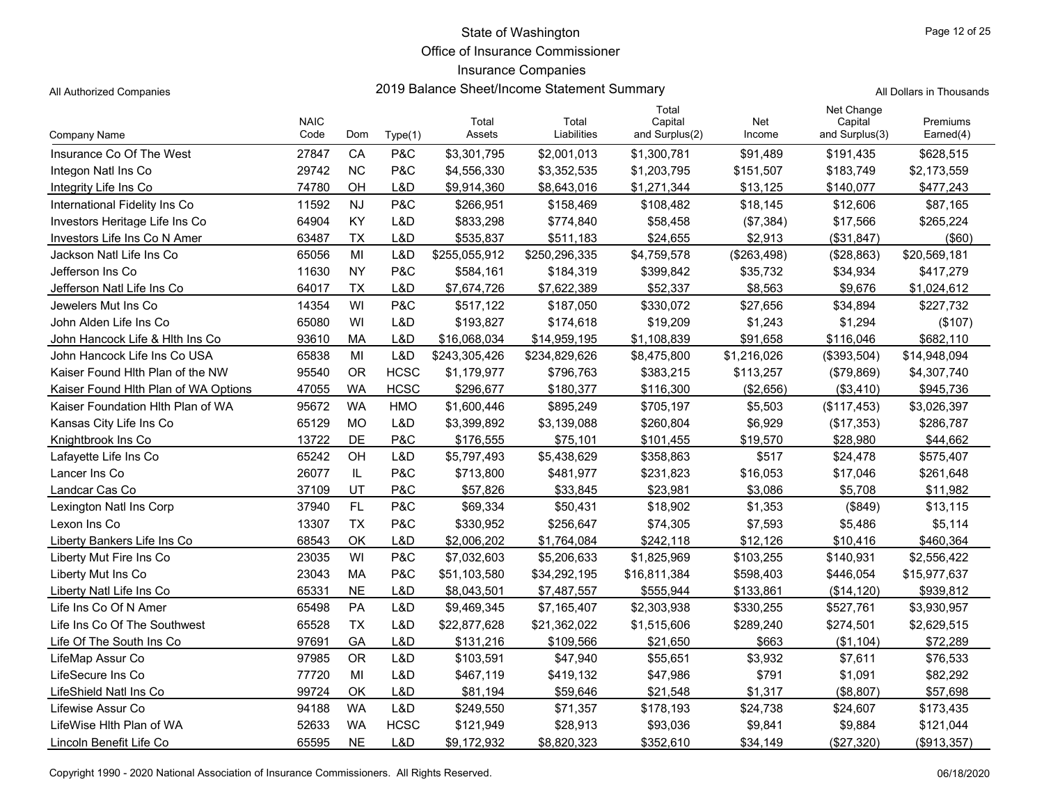# State of Washington
## Office of Insurance Commissioner
## Insurance Companies
## 2019 Balance Sheet/Income Statement Summary

All Authorized Companies

All Dollars in Thousands

| Company Name | NAIC Code | Dom | Type(1) | Total Assets | Total Liabilities | Total Capital and Surplus(2) | Net Income | Net Change Capital and Surplus(3) | Premiums Earned(4) |
|---|---|---|---|---|---|---|---|---|---|
| Insurance Co Of The West | 27847 | CA | P&C | $3,301,795 | $2,001,013 | $1,300,781 | $91,489 | $191,435 | $628,515 |
| Integon Natl Ins Co | 29742 | NC | P&C | $4,556,330 | $3,352,535 | $1,203,795 | $151,507 | $183,749 | $2,173,559 |
| Integrity Life Ins Co | 74780 | OH | L&D | $9,914,360 | $8,643,016 | $1,271,344 | $13,125 | $140,077 | $477,243 |
| International Fidelity Ins Co | 11592 | NJ | P&C | $266,951 | $158,469 | $108,482 | $18,145 | $12,606 | $87,165 |
| Investors Heritage Life Ins Co | 64904 | KY | L&D | $833,298 | $774,840 | $58,458 | ($7,384) | $17,566 | $265,224 |
| Investors Life Ins Co N Amer | 63487 | TX | L&D | $535,837 | $511,183 | $24,655 | $2,913 | ($31,847) | ($60) |
| Jackson Natl Life Ins Co | 65056 | MI | L&D | $255,055,912 | $250,296,335 | $4,759,578 | ($263,498) | ($28,863) | $20,569,181 |
| Jefferson Ins Co | 11630 | NY | P&C | $584,161 | $184,319 | $399,842 | $35,732 | $34,934 | $417,279 |
| Jefferson Natl Life Ins Co | 64017 | TX | L&D | $7,674,726 | $7,622,389 | $52,337 | $8,563 | $9,676 | $1,024,612 |
| Jewelers Mut Ins Co | 14354 | WI | P&C | $517,122 | $187,050 | $330,072 | $27,656 | $34,894 | $227,732 |
| John Alden Life Ins Co | 65080 | WI | L&D | $193,827 | $174,618 | $19,209 | $1,243 | $1,294 | ($107) |
| John Hancock Life & Hlth Ins Co | 93610 | MA | L&D | $16,068,034 | $14,959,195 | $1,108,839 | $91,658 | $116,046 | $682,110 |
| John Hancock Life Ins Co USA | 65838 | MI | L&D | $243,305,426 | $234,829,626 | $8,475,800 | $1,216,026 | ($393,504) | $14,948,094 |
| Kaiser Found Hlth Plan of the NW | 95540 | OR | HCSC | $1,179,977 | $796,763 | $383,215 | $113,257 | ($79,869) | $4,307,740 |
| Kaiser Found Hlth Plan of WA Options | 47055 | WA | HCSC | $296,677 | $180,377 | $116,300 | ($2,656) | ($3,410) | $945,736 |
| Kaiser Foundation Hlth Plan of WA | 95672 | WA | HMO | $1,600,446 | $895,249 | $705,197 | $5,503 | ($117,453) | $3,026,397 |
| Kansas City Life Ins Co | 65129 | MO | L&D | $3,399,892 | $3,139,088 | $260,804 | $6,929 | ($17,353) | $286,787 |
| Knightbrook Ins Co | 13722 | DE | P&C | $176,555 | $75,101 | $101,455 | $19,570 | $28,980 | $44,662 |
| Lafayette Life Ins Co | 65242 | OH | L&D | $5,797,493 | $5,438,629 | $358,863 | $517 | $24,478 | $575,407 |
| Lancer Ins Co | 26077 | IL | P&C | $713,800 | $481,977 | $231,823 | $16,053 | $17,046 | $261,648 |
| Landcar Cas Co | 37109 | UT | P&C | $57,826 | $33,845 | $23,981 | $3,086 | $5,708 | $11,982 |
| Lexington Natl Ins Corp | 37940 | FL | P&C | $69,334 | $50,431 | $18,902 | $1,353 | ($849) | $13,115 |
| Lexon Ins Co | 13307 | TX | P&C | $330,952 | $256,647 | $74,305 | $7,593 | $5,486 | $5,114 |
| Liberty Bankers Life Ins Co | 68543 | OK | L&D | $2,006,202 | $1,764,084 | $242,118 | $12,126 | $10,416 | $460,364 |
| Liberty Mut Fire Ins Co | 23035 | WI | P&C | $7,032,603 | $5,206,633 | $1,825,969 | $103,255 | $140,931 | $2,556,422 |
| Liberty Mut Ins Co | 23043 | MA | P&C | $51,103,580 | $34,292,195 | $16,811,384 | $598,403 | $446,054 | $15,977,637 |
| Liberty Natl Life Ins Co | 65331 | NE | L&D | $8,043,501 | $7,487,557 | $555,944 | $133,861 | ($14,120) | $939,812 |
| Life Ins Co Of N Amer | 65498 | PA | L&D | $9,469,345 | $7,165,407 | $2,303,938 | $330,255 | $527,761 | $3,930,957 |
| Life Ins Co Of The Southwest | 65528 | TX | L&D | $22,877,628 | $21,362,022 | $1,515,606 | $289,240 | $274,501 | $2,629,515 |
| Life Of The South Ins Co | 97691 | GA | L&D | $131,216 | $109,566 | $21,650 | $663 | ($1,104) | $72,289 |
| LifeMap Assur Co | 97985 | OR | L&D | $103,591 | $47,940 | $55,651 | $3,932 | $7,611 | $76,533 |
| LifeSecure Ins Co | 77720 | MI | L&D | $467,119 | $419,132 | $47,986 | $791 | $1,091 | $82,292 |
| LifeShield Natl Ins Co | 99724 | OK | L&D | $81,194 | $59,646 | $21,548 | $1,317 | ($8,807) | $57,698 |
| Lifewise Assur Co | 94188 | WA | L&D | $249,550 | $71,357 | $178,193 | $24,738 | $24,607 | $173,435 |
| LifeWise Hlth Plan of WA | 52633 | WA | HCSC | $121,949 | $28,913 | $93,036 | $9,841 | $9,884 | $121,044 |
| Lincoln Benefit Life Co | 65595 | NE | L&D | $9,172,932 | $8,820,323 | $352,610 | $34,149 | ($27,320) | ($913,357) |

Copyright 1990 - 2020 National Association of Insurance Commissioners. All Rights Reserved.

06/18/2020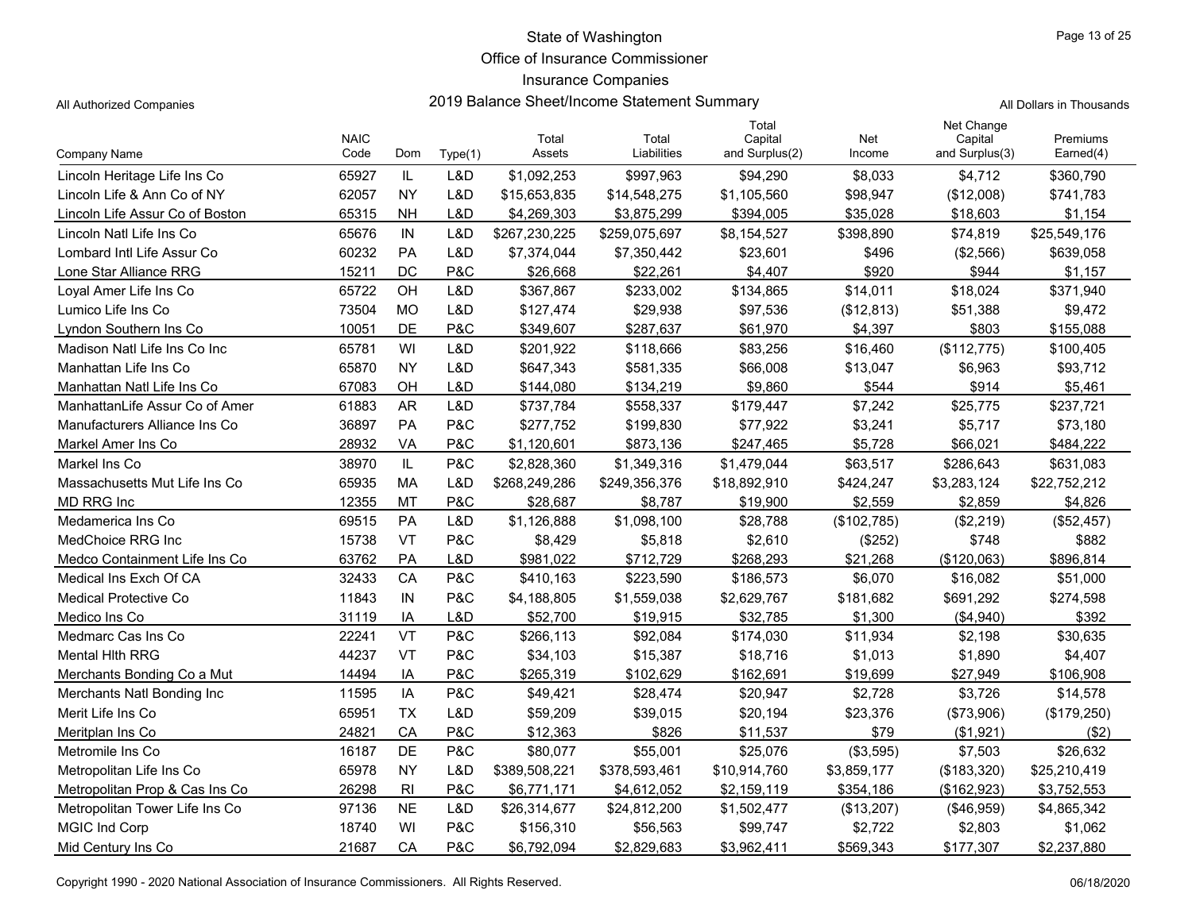# State of Washington
## Office of Insurance Commissioner
## Insurance Companies
## 2019 Balance Sheet/Income Statement Summary

All Authorized Companies

All Dollars in Thousands

| Company Name | NAIC Code | Dom | Type(1) | Total Assets | Total Liabilities | Total Capital and Surplus(2) | Net Income | Net Change Capital and Surplus(3) | Premiums Earned(4) |
|---|---|---|---|---|---|---|---|---|---|
| Lincoln Heritage Life Ins Co | 65927 | IL | L&D | $1,092,253 | $997,963 | $94,290 | $8,033 | $4,712 | $360,790 |
| Lincoln Life & Ann Co of NY | 62057 | NY | L&D | $15,653,835 | $14,548,275 | $1,105,560 | $98,947 | ($12,008) | $741,783 |
| Lincoln Life Assur Co of Boston | 65315 | NH | L&D | $4,269,303 | $3,875,299 | $394,005 | $35,028 | $18,603 | $1,154 |
| Lincoln Natl Life Ins Co | 65676 | IN | L&D | $267,230,225 | $259,075,697 | $8,154,527 | $398,890 | $74,819 | $25,549,176 |
| Lombard Intl Life Assur Co | 60232 | PA | L&D | $7,374,044 | $7,350,442 | $23,601 | $496 | ($2,566) | $639,058 |
| Lone Star Alliance RRG | 15211 | DC | P&C | $26,668 | $22,261 | $4,407 | $920 | $944 | $1,157 |
| Loyal Amer Life Ins Co | 65722 | OH | L&D | $367,867 | $233,002 | $134,865 | $14,011 | $18,024 | $371,940 |
| Lumico Life Ins Co | 73504 | MO | L&D | $127,474 | $29,938 | $97,536 | ($12,813) | $51,388 | $9,472 |
| Lyndon Southern Ins Co | 10051 | DE | P&C | $349,607 | $287,637 | $61,970 | $4,397 | $803 | $155,088 |
| Madison Natl Life Ins Co Inc | 65781 | WI | L&D | $201,922 | $118,666 | $83,256 | $16,460 | ($112,775) | $100,405 |
| Manhattan Life Ins Co | 65870 | NY | L&D | $647,343 | $581,335 | $66,008 | $13,047 | $6,963 | $93,712 |
| Manhattan Natl Life Ins Co | 67083 | OH | L&D | $144,080 | $134,219 | $9,860 | $544 | $914 | $5,461 |
| ManhattanLife Assur Co of Amer | 61883 | AR | L&D | $737,784 | $558,337 | $179,447 | $7,242 | $25,775 | $237,721 |
| Manufacturers Alliance Ins Co | 36897 | PA | P&C | $277,752 | $199,830 | $77,922 | $3,241 | $5,717 | $73,180 |
| Markel Amer Ins Co | 28932 | VA | P&C | $1,120,601 | $873,136 | $247,465 | $5,728 | $66,021 | $484,222 |
| Markel Ins Co | 38970 | IL | P&C | $2,828,360 | $1,349,316 | $1,479,044 | $63,517 | $286,643 | $631,083 |
| Massachusetts Mut Life Ins Co | 65935 | MA | L&D | $268,249,286 | $249,356,376 | $18,892,910 | $424,247 | $3,283,124 | $22,752,212 |
| MD RRG Inc | 12355 | MT | P&C | $28,687 | $8,787 | $19,900 | $2,559 | $2,859 | $4,826 |
| Medamerica Ins Co | 69515 | PA | L&D | $1,126,888 | $1,098,100 | $28,788 | ($102,785) | ($2,219) | ($52,457) |
| MedChoice RRG Inc | 15738 | VT | P&C | $8,429 | $5,818 | $2,610 | ($252) | $748 | $882 |
| Medco Containment Life Ins Co | 63762 | PA | L&D | $981,022 | $712,729 | $268,293 | $21,268 | ($120,063) | $896,814 |
| Medical Ins Exch Of CA | 32433 | CA | P&C | $410,163 | $223,590 | $186,573 | $6,070 | $16,082 | $51,000 |
| Medical Protective Co | 11843 | IN | P&C | $4,188,805 | $1,559,038 | $2,629,767 | $181,682 | $691,292 | $274,598 |
| Medico Ins Co | 31119 | IA | L&D | $52,700 | $19,915 | $32,785 | $1,300 | ($4,940) | $392 |
| Medmarc Cas Ins Co | 22241 | VT | P&C | $266,113 | $92,084 | $174,030 | $11,934 | $2,198 | $30,635 |
| Mental Hlth RRG | 44237 | VT | P&C | $34,103 | $15,387 | $18,716 | $1,013 | $1,890 | $4,407 |
| Merchants Bonding Co a Mut | 14494 | IA | P&C | $265,319 | $102,629 | $162,691 | $19,699 | $27,949 | $106,908 |
| Merchants Natl Bonding Inc | 11595 | IA | P&C | $49,421 | $28,474 | $20,947 | $2,728 | $3,726 | $14,578 |
| Merit Life Ins Co | 65951 | TX | L&D | $59,209 | $39,015 | $20,194 | $23,376 | ($73,906) | ($179,250) |
| Meritplan Ins Co | 24821 | CA | P&C | $12,363 | $826 | $11,537 | $79 | ($1,921) | ($2) |
| Metromile Ins Co | 16187 | DE | P&C | $80,077 | $55,001 | $25,076 | ($3,595) | $7,503 | $26,632 |
| Metropolitan Life Ins Co | 65978 | NY | L&D | $389,508,221 | $378,593,461 | $10,914,760 | $3,859,177 | ($183,320) | $25,210,419 |
| Metropolitan Prop & Cas Ins Co | 26298 | RI | P&C | $6,771,171 | $4,612,052 | $2,159,119 | $354,186 | ($162,923) | $3,752,553 |
| Metropolitan Tower Life Ins Co | 97136 | NE | L&D | $26,314,677 | $24,812,200 | $1,502,477 | ($13,207) | ($46,959) | $4,865,342 |
| MGIC Ind Corp | 18740 | WI | P&C | $156,310 | $56,563 | $99,747 | $2,722 | $2,803 | $1,062 |
| Mid Century Ins Co | 21687 | CA | P&C | $6,792,094 | $2,829,683 | $3,962,411 | $569,343 | $177,307 | $2,237,880 |

Copyright 1990 - 2020 National Association of Insurance Commissioners. All Rights Reserved.

06/18/2020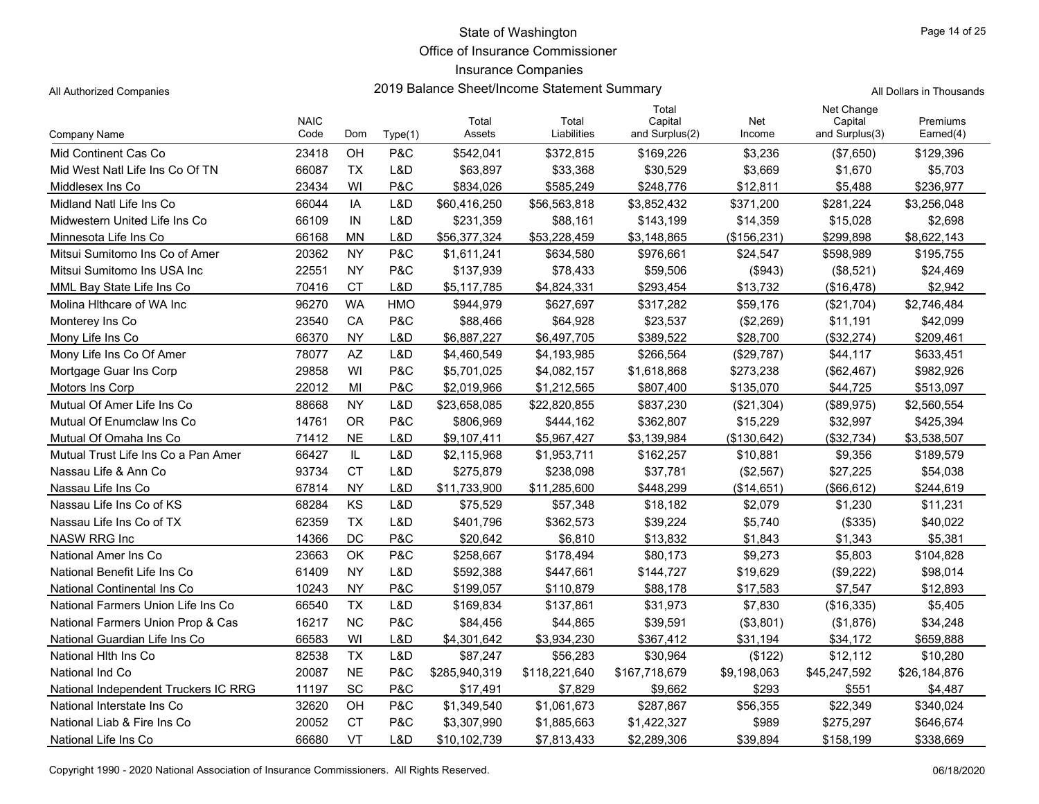State of Washington
Office of Insurance Commissioner
Insurance Companies
2019 Balance Sheet/Income Statement Summary

All Authorized Companies

All Dollars in Thousands

| Company Name | NAIC Code | Dom | Type(1) | Total Assets | Total Liabilities | Total Capital and Surplus(2) | Net Income | Net Change Capital and Surplus(3) | Premiums Earned(4) |
|---|---|---|---|---|---|---|---|---|---|
| Mid Continent Cas Co | 23418 | OH | P&C | $542,041 | $372,815 | $169,226 | $3,236 | ($7,650) | $129,396 |
| Mid West Natl Life Ins Co Of TN | 66087 | TX | L&D | $63,897 | $33,368 | $30,529 | $3,669 | $1,670 | $5,703 |
| Middlesex Ins Co | 23434 | WI | P&C | $834,026 | $585,249 | $248,776 | $12,811 | $5,488 | $236,977 |
| Midland Natl Life Ins Co | 66044 | IA | L&D | $60,416,250 | $56,563,818 | $3,852,432 | $371,200 | $281,224 | $3,256,048 |
| Midwestern United Life Ins Co | 66109 | IN | L&D | $231,359 | $88,161 | $143,199 | $14,359 | $15,028 | $2,698 |
| Minnesota Life Ins Co | 66168 | MN | L&D | $56,377,324 | $53,228,459 | $3,148,865 | ($156,231) | $299,898 | $8,622,143 |
| Mitsui Sumitomo Ins Co of Amer | 20362 | NY | P&C | $1,611,241 | $634,580 | $976,661 | $24,547 | $598,989 | $195,755 |
| Mitsui Sumitomo Ins USA Inc | 22551 | NY | P&C | $137,939 | $78,433 | $59,506 | ($943) | ($8,521) | $24,469 |
| MML Bay State Life Ins Co | 70416 | CT | L&D | $5,117,785 | $4,824,331 | $293,454 | $13,732 | ($16,478) | $2,942 |
| Molina Hlthcare of WA Inc | 96270 | WA | HMO | $944,979 | $627,697 | $317,282 | $59,176 | ($21,704) | $2,746,484 |
| Monterey Ins Co | 23540 | CA | P&C | $88,466 | $64,928 | $23,537 | ($2,269) | $11,191 | $42,099 |
| Mony Life Ins Co | 66370 | NY | L&D | $6,887,227 | $6,497,705 | $389,522 | $28,700 | ($32,274) | $209,461 |
| Mony Life Ins Co Of Amer | 78077 | AZ | L&D | $4,460,549 | $4,193,985 | $266,564 | ($29,787) | $44,117 | $633,451 |
| Mortgage Guar Ins Corp | 29858 | WI | P&C | $5,701,025 | $4,082,157 | $1,618,868 | $273,238 | ($62,467) | $982,926 |
| Motors Ins Corp | 22012 | MI | P&C | $2,019,966 | $1,212,565 | $807,400 | $135,070 | $44,725 | $513,097 |
| Mutual Of Amer Life Ins Co | 88668 | NY | L&D | $23,658,085 | $22,820,855 | $837,230 | ($21,304) | ($89,975) | $2,560,554 |
| Mutual Of Enumclaw Ins Co | 14761 | OR | P&C | $806,969 | $444,162 | $362,807 | $15,229 | $32,997 | $425,394 |
| Mutual Of Omaha Ins Co | 71412 | NE | L&D | $9,107,411 | $5,967,427 | $3,139,984 | ($130,642) | ($32,734) | $3,538,507 |
| Mutual Trust Life Ins Co a Pan Amer | 66427 | IL | L&D | $2,115,968 | $1,953,711 | $162,257 | $10,881 | $9,356 | $189,579 |
| Nassau Life & Ann Co | 93734 | CT | L&D | $275,879 | $238,098 | $37,781 | ($2,567) | $27,225 | $54,038 |
| Nassau Life Ins Co | 67814 | NY | L&D | $11,733,900 | $11,285,600 | $448,299 | ($14,651) | ($66,612) | $244,619 |
| Nassau Life Ins Co of KS | 68284 | KS | L&D | $75,529 | $57,348 | $18,182 | $2,079 | $1,230 | $11,231 |
| Nassau Life Ins Co of TX | 62359 | TX | L&D | $401,796 | $362,573 | $39,224 | $5,740 | ($335) | $40,022 |
| NASW RRG Inc | 14366 | DC | P&C | $20,642 | $6,810 | $13,832 | $1,843 | $1,343 | $5,381 |
| National Amer Ins Co | 23663 | OK | P&C | $258,667 | $178,494 | $80,173 | $9,273 | $5,803 | $104,828 |
| National Benefit Life Ins Co | 61409 | NY | L&D | $592,388 | $447,661 | $144,727 | $19,629 | ($9,222) | $98,014 |
| National Continental Ins Co | 10243 | NY | P&C | $199,057 | $110,879 | $88,178 | $17,583 | $7,547 | $12,893 |
| National Farmers Union Life Ins Co | 66540 | TX | L&D | $169,834 | $137,861 | $31,973 | $7,830 | ($16,335) | $5,405 |
| National Farmers Union Prop & Cas | 16217 | NC | P&C | $84,456 | $44,865 | $39,591 | ($3,801) | ($1,876) | $34,248 |
| National Guardian Life Ins Co | 66583 | WI | L&D | $4,301,642 | $3,934,230 | $367,412 | $31,194 | $34,172 | $659,888 |
| National Hlth Ins Co | 82538 | TX | L&D | $87,247 | $56,283 | $30,964 | ($122) | $12,112 | $10,280 |
| National Ind Co | 20087 | NE | P&C | $285,940,319 | $118,221,640 | $167,718,679 | $9,198,063 | $45,247,592 | $26,184,876 |
| National Independent Truckers IC RRG | 11197 | SC | P&C | $17,491 | $7,829 | $9,662 | $293 | $551 | $4,487 |
| National Interstate Ins Co | 32620 | OH | P&C | $1,349,540 | $1,061,673 | $287,867 | $56,355 | $22,349 | $340,024 |
| National Liab & Fire Ins Co | 20052 | CT | P&C | $3,307,990 | $1,885,663 | $1,422,327 | $989 | $275,297 | $646,674 |
| National Life Ins Co | 66680 | VT | L&D | $10,102,739 | $7,813,433 | $2,289,306 | $39,894 | $158,199 | $338,669 |

Copyright 1990 - 2020 National Association of Insurance Commissioners. All Rights Reserved. 06/18/2020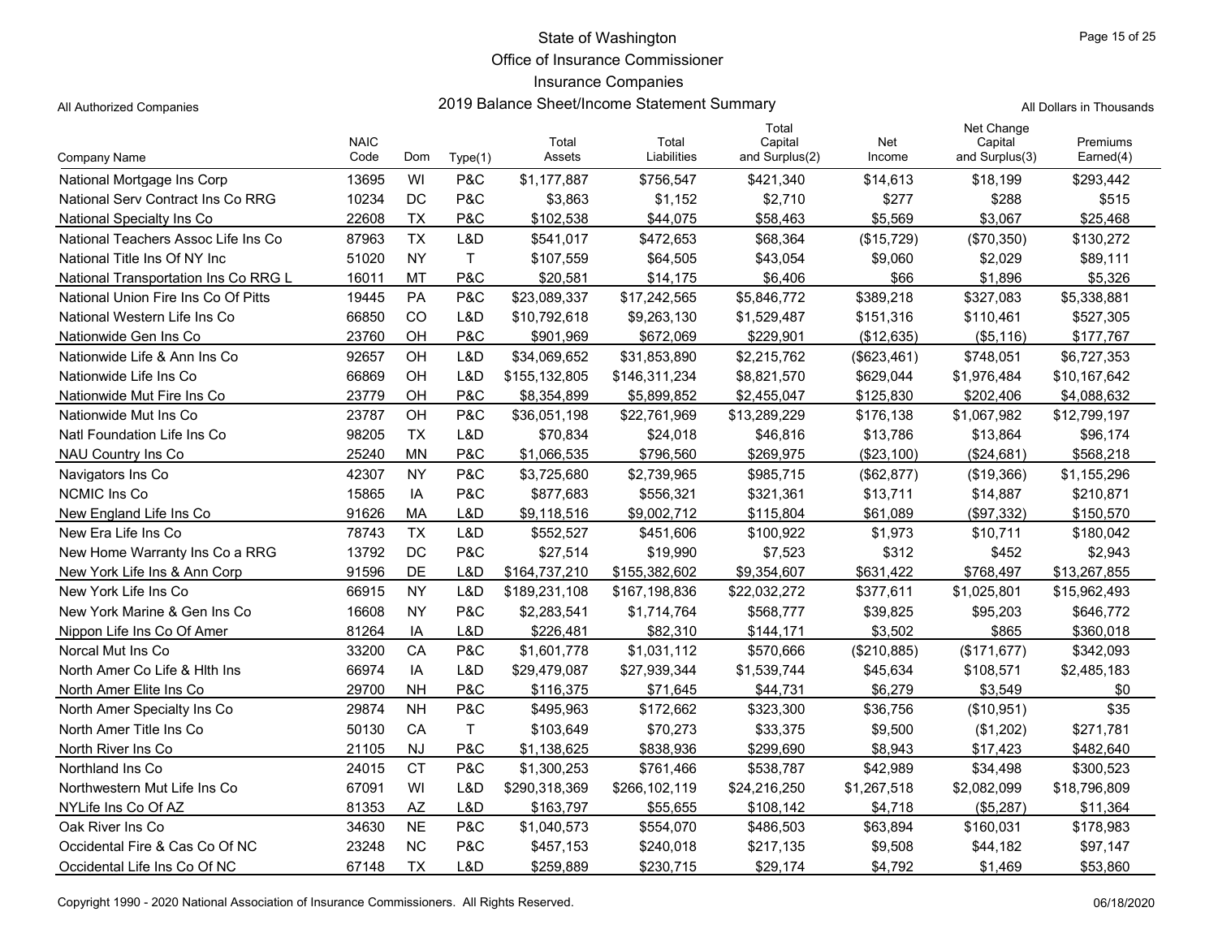# State of Washington
## Office of Insurance Commissioner
## Insurance Companies
## 2019 Balance Sheet/Income Statement Summary

All Authorized Companies

All Dollars in Thousands

| Company Name | NAIC Code | Dom | Type(1) | Total Assets | Total Liabilities | Total Capital and Surplus(2) | Net Income | Net Change Capital and Surplus(3) | Premiums Earned(4) |
|---|---|---|---|---|---|---|---|---|---|
| National Mortgage Ins Corp | 13695 | WI | P&C | $1,177,887 | $756,547 | $421,340 | $14,613 | $18,199 | $293,442 |
| National Serv Contract Ins Co RRG | 10234 | DC | P&C | $3,863 | $1,152 | $2,710 | $277 | $288 | $515 |
| National Specialty Ins Co | 22608 | TX | P&C | $102,538 | $44,075 | $58,463 | $5,569 | $3,067 | $25,468 |
| National Teachers Assoc Life Ins Co | 87963 | TX | L&D | $541,017 | $472,653 | $68,364 | ($15,729) | ($70,350) | $130,272 |
| National Title Ins Of NY Inc | 51020 | NY | T | $107,559 | $64,505 | $43,054 | $9,060 | $2,029 | $89,111 |
| National Transportation Ins Co RRG L | 16011 | MT | P&C | $20,581 | $14,175 | $6,406 | $66 | $1,896 | $5,326 |
| National Union Fire Ins Co Of Pitts | 19445 | PA | P&C | $23,089,337 | $17,242,565 | $5,846,772 | $389,218 | $327,083 | $5,338,881 |
| National Western Life Ins Co | 66850 | CO | L&D | $10,792,618 | $9,263,130 | $1,529,487 | $151,316 | $110,461 | $527,305 |
| Nationwide Gen Ins Co | 23760 | OH | P&C | $901,969 | $672,069 | $229,901 | ($12,635) | ($5,116) | $177,767 |
| Nationwide Life & Ann Ins Co | 92657 | OH | L&D | $34,069,652 | $31,853,890 | $2,215,762 | ($623,461) | $748,051 | $6,727,353 |
| Nationwide Life Ins Co | 66869 | OH | L&D | $155,132,805 | $146,311,234 | $8,821,570 | $629,044 | $1,976,484 | $10,167,642 |
| Nationwide Mut Fire Ins Co | 23779 | OH | P&C | $8,354,899 | $5,899,852 | $2,455,047 | $125,830 | $202,406 | $4,088,632 |
| Nationwide Mut Ins Co | 23787 | OH | P&C | $36,051,198 | $22,761,969 | $13,289,229 | $176,138 | $1,067,982 | $12,799,197 |
| Natl Foundation Life Ins Co | 98205 | TX | L&D | $70,834 | $24,018 | $46,816 | $13,786 | $13,864 | $96,174 |
| NAU Country Ins Co | 25240 | MN | P&C | $1,066,535 | $796,560 | $269,975 | ($23,100) | ($24,681) | $568,218 |
| Navigators Ins Co | 42307 | NY | P&C | $3,725,680 | $2,739,965 | $985,715 | ($62,877) | ($19,366) | $1,155,296 |
| NCMIC Ins Co | 15865 | IA | P&C | $877,683 | $556,321 | $321,361 | $13,711 | $14,887 | $210,871 |
| New England Life Ins Co | 91626 | MA | L&D | $9,118,516 | $9,002,712 | $115,804 | $61,089 | ($97,332) | $150,570 |
| New Era Life Ins Co | 78743 | TX | L&D | $552,527 | $451,606 | $100,922 | $1,973 | $10,711 | $180,042 |
| New Home Warranty Ins Co a RRG | 13792 | DC | P&C | $27,514 | $19,990 | $7,523 | $312 | $452 | $2,943 |
| New York Life Ins & Ann Corp | 91596 | DE | L&D | $164,737,210 | $155,382,602 | $9,354,607 | $631,422 | $768,497 | $13,267,855 |
| New York Life Ins Co | 66915 | NY | L&D | $189,231,108 | $167,198,836 | $22,032,272 | $377,611 | $1,025,801 | $15,962,493 |
| New York Marine & Gen Ins Co | 16608 | NY | P&C | $2,283,541 | $1,714,764 | $568,777 | $39,825 | $95,203 | $646,772 |
| Nippon Life Ins Co Of Amer | 81264 | IA | L&D | $226,481 | $82,310 | $144,171 | $3,502 | $865 | $360,018 |
| Norcal Mut Ins Co | 33200 | CA | P&C | $1,601,778 | $1,031,112 | $570,666 | ($210,885) | ($171,677) | $342,093 |
| North Amer Co Life & Hlth Ins | 66974 | IA | L&D | $29,479,087 | $27,939,344 | $1,539,744 | $45,634 | $108,571 | $2,485,183 |
| North Amer Elite Ins Co | 29700 | NH | P&C | $116,375 | $71,645 | $44,731 | $6,279 | $3,549 | $0 |
| North Amer Specialty Ins Co | 29874 | NH | P&C | $495,963 | $172,662 | $323,300 | $36,756 | ($10,951) | $35 |
| North Amer Title Ins Co | 50130 | CA | T | $103,649 | $70,273 | $33,375 | $9,500 | ($1,202) | $271,781 |
| North River Ins Co | 21105 | NJ | P&C | $1,138,625 | $838,936 | $299,690 | $8,943 | $17,423 | $482,640 |
| Northland Ins Co | 24015 | CT | P&C | $1,300,253 | $761,466 | $538,787 | $42,989 | $34,498 | $300,523 |
| Northwestern Mut Life Ins Co | 67091 | WI | L&D | $290,318,369 | $266,102,119 | $24,216,250 | $1,267,518 | $2,082,099 | $18,796,809 |
| NYLife Ins Co Of AZ | 81353 | AZ | L&D | $163,797 | $55,655 | $108,142 | $4,718 | ($5,287) | $11,364 |
| Oak River Ins Co | 34630 | NE | P&C | $1,040,573 | $554,070 | $486,503 | $63,894 | $160,031 | $178,983 |
| Occidental Fire & Cas Co Of NC | 23248 | NC | P&C | $457,153 | $240,018 | $217,135 | $9,508 | $44,182 | $97,147 |
| Occidental Life Ins Co Of NC | 67148 | TX | L&D | $259,889 | $230,715 | $29,174 | $4,792 | $1,469 | $53,860 |

Copyright 1990 - 2020 National Association of Insurance Commissioners. All Rights Reserved.

06/18/2020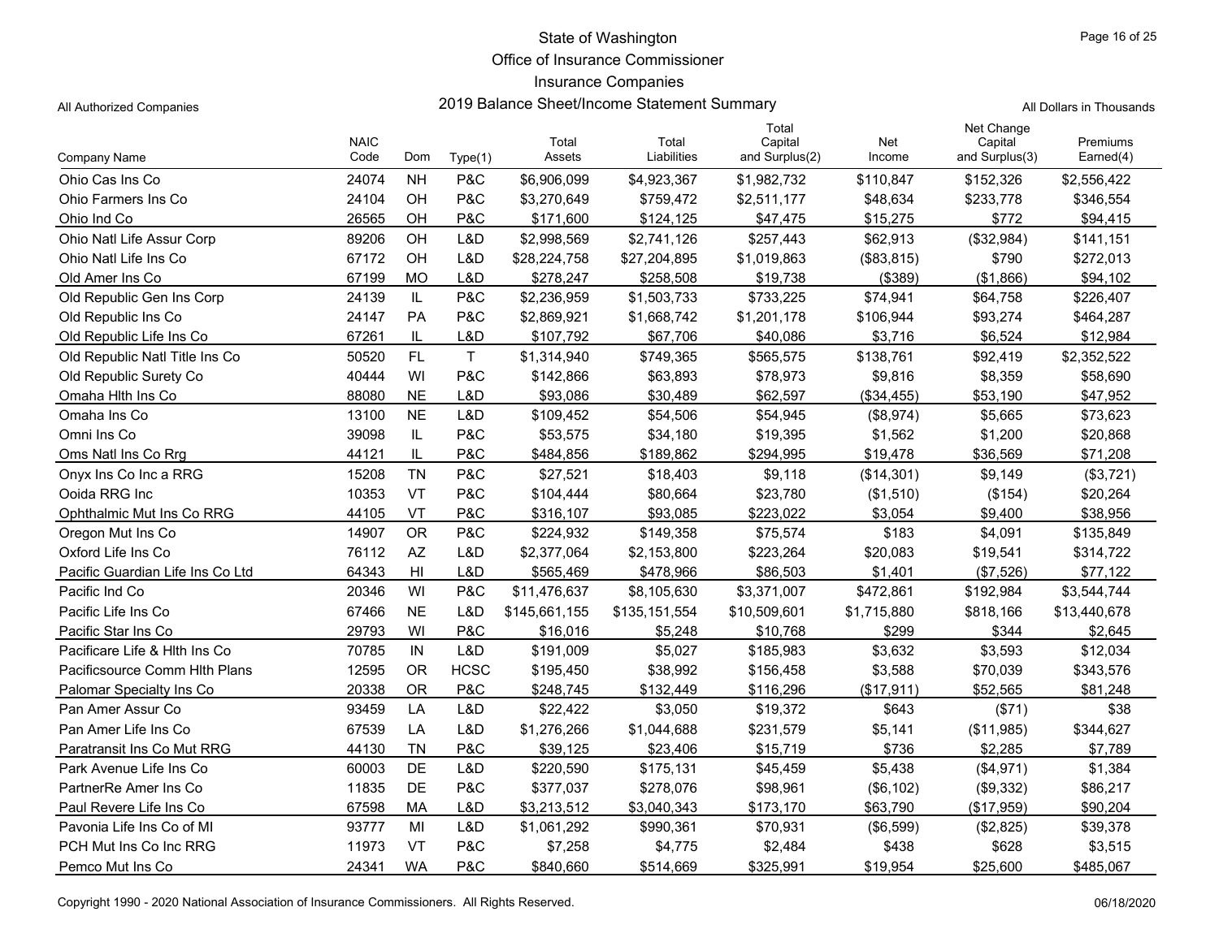State of Washington

Office of Insurance Commissioner

Insurance Companies

All Authorized Companies

2019 Balance Sheet/Income Statement Summary

All Dollars in Thousands

| Company Name | NAIC Code | Dom | Type(1) | Total Assets | Total Liabilities | Total Capital and Surplus(2) | Net Income | Net Change Capital and Surplus(3) | Premiums Earned(4) |
|---|---|---|---|---|---|---|---|---|---|
| Ohio Cas Ins Co | 24074 | NH | P&C | $6,906,099 | $4,923,367 | $1,982,732 | $110,847 | $152,326 | $2,556,422 |
| Ohio Farmers Ins Co | 24104 | OH | P&C | $3,270,649 | $759,472 | $2,511,177 | $48,634 | $233,778 | $346,554 |
| Ohio Ind Co | 26565 | OH | P&C | $171,600 | $124,125 | $47,475 | $15,275 | $772 | $94,415 |
| Ohio Natl Life Assur Corp | 89206 | OH | L&D | $2,998,569 | $2,741,126 | $257,443 | $62,913 | ($32,984) | $141,151 |
| Ohio Natl Life Ins Co | 67172 | OH | L&D | $28,224,758 | $27,204,895 | $1,019,863 | ($83,815) | $790 | $272,013 |
| Old Amer Ins Co | 67199 | MO | L&D | $278,247 | $258,508 | $19,738 | ($389) | ($1,866) | $94,102 |
| Old Republic Gen Ins Corp | 24139 | IL | P&C | $2,236,959 | $1,503,733 | $733,225 | $74,941 | $64,758 | $226,407 |
| Old Republic Ins Co | 24147 | PA | P&C | $2,869,921 | $1,668,742 | $1,201,178 | $106,944 | $93,274 | $464,287 |
| Old Republic Life Ins Co | 67261 | IL | L&D | $107,792 | $67,706 | $40,086 | $3,716 | $6,524 | $12,984 |
| Old Republic Natl Title Ins Co | 50520 | FL | T | $1,314,940 | $749,365 | $565,575 | $138,761 | $92,419 | $2,352,522 |
| Old Republic Surety Co | 40444 | WI | P&C | $142,866 | $63,893 | $78,973 | $9,816 | $8,359 | $58,690 |
| Omaha Hlth Ins Co | 88080 | NE | L&D | $93,086 | $30,489 | $62,597 | ($34,455) | $53,190 | $47,952 |
| Omaha Ins Co | 13100 | NE | L&D | $109,452 | $54,506 | $54,945 | ($8,974) | $5,665 | $73,623 |
| Omni Ins Co | 39098 | IL | P&C | $53,575 | $34,180 | $19,395 | $1,562 | $1,200 | $20,868 |
| Oms Natl Ins Co Rrg | 44121 | IL | P&C | $484,856 | $189,862 | $294,995 | $19,478 | $36,569 | $71,208 |
| Onyx Ins Co Inc a RRG | 15208 | TN | P&C | $27,521 | $18,403 | $9,118 | ($14,301) | $9,149 | ($3,721) |
| Ooida RRG Inc | 10353 | VT | P&C | $104,444 | $80,664 | $23,780 | ($1,510) | ($154) | $20,264 |
| Ophthalmic Mut Ins Co RRG | 44105 | VT | P&C | $316,107 | $93,085 | $223,022 | $3,054 | $9,400 | $38,956 |
| Oregon Mut Ins Co | 14907 | OR | P&C | $224,932 | $149,358 | $75,574 | $183 | $4,091 | $135,849 |
| Oxford Life Ins Co | 76112 | AZ | L&D | $2,377,064 | $2,153,800 | $223,264 | $20,083 | $19,541 | $314,722 |
| Pacific Guardian Life Ins Co Ltd | 64343 | HI | L&D | $565,469 | $478,966 | $86,503 | $1,401 | ($7,526) | $77,122 |
| Pacific Ind Co | 20346 | WI | P&C | $11,476,637 | $8,105,630 | $3,371,007 | $472,861 | $192,984 | $3,544,744 |
| Pacific Life Ins Co | 67466 | NE | L&D | $145,661,155 | $135,151,554 | $10,509,601 | $1,715,880 | $818,166 | $13,440,678 |
| Pacific Star Ins Co | 29793 | WI | P&C | $16,016 | $5,248 | $10,768 | $299 | $344 | $2,645 |
| Pacificare Life & Hlth Ins Co | 70785 | IN | L&D | $191,009 | $5,027 | $185,983 | $3,632 | $3,593 | $12,034 |
| Pacificsource Comm Hlth Plans | 12595 | OR | HCSC | $195,450 | $38,992 | $156,458 | $3,588 | $70,039 | $343,576 |
| Palomar Specialty Ins Co | 20338 | OR | P&C | $248,745 | $132,449 | $116,296 | ($17,911) | $52,565 | $81,248 |
| Pan Amer Assur Co | 93459 | LA | L&D | $22,422 | $3,050 | $19,372 | $643 | ($71) | $38 |
| Pan Amer Life Ins Co | 67539 | LA | L&D | $1,276,266 | $1,044,688 | $231,579 | $5,141 | ($11,985) | $344,627 |
| Paratransit Ins Co Mut RRG | 44130 | TN | P&C | $39,125 | $23,406 | $15,719 | $736 | $2,285 | $7,789 |
| Park Avenue Life Ins Co | 60003 | DE | L&D | $220,590 | $175,131 | $45,459 | $5,438 | ($4,971) | $1,384 |
| PartnerRe Amer Ins Co | 11835 | DE | P&C | $377,037 | $278,076 | $98,961 | ($6,102) | ($9,332) | $86,217 |
| Paul Revere Life Ins Co | 67598 | MA | L&D | $3,213,512 | $3,040,343 | $173,170 | $63,790 | ($17,959) | $90,204 |
| Pavonia Life Ins Co of MI | 93777 | MI | L&D | $1,061,292 | $990,361 | $70,931 | ($6,599) | ($2,825) | $39,378 |
| PCH Mut Ins Co Inc RRG | 11973 | VT | P&C | $7,258 | $4,775 | $2,484 | $438 | $628 | $3,515 |
| Pemco Mut Ins Co | 24341 | WA | P&C | $840,660 | $514,669 | $325,991 | $19,954 | $25,600 | $485,067 |

Copyright 1990 - 2020 National Association of Insurance Commissioners. All Rights Reserved.

06/18/2020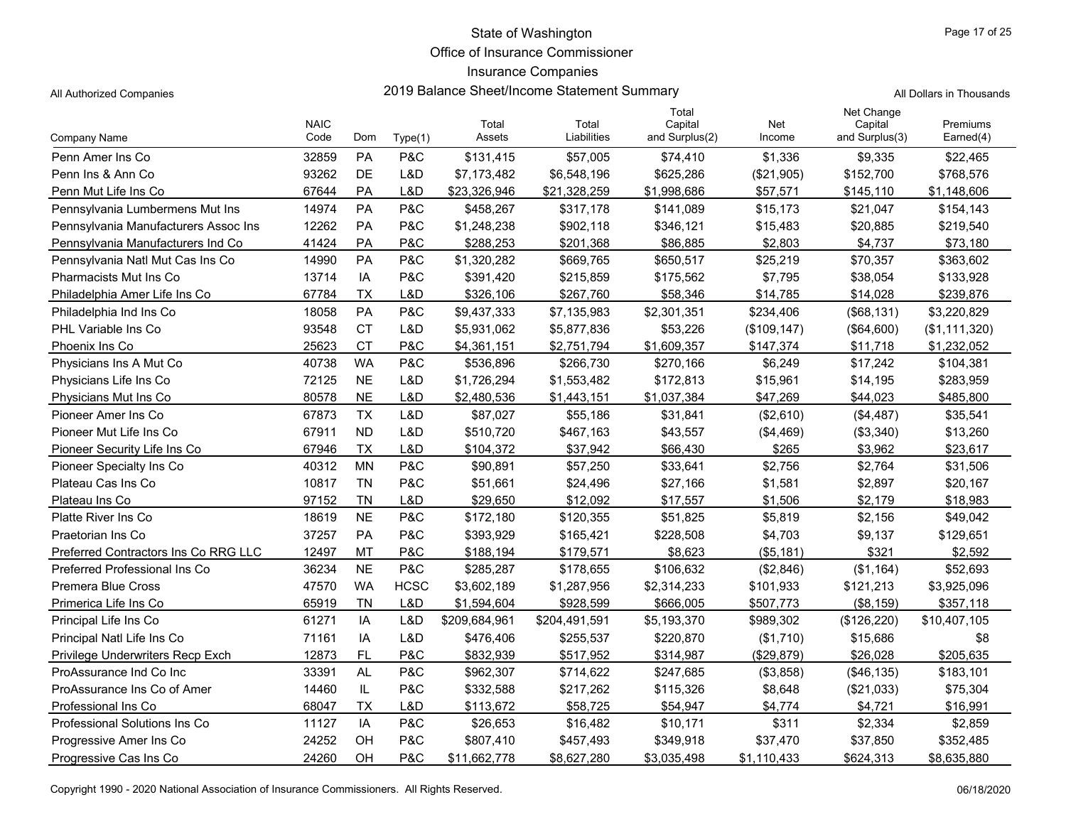State of Washington
Office of Insurance Commissioner
Insurance Companies
2019 Balance Sheet/Income Statement Summary

All Authorized Companies

All Dollars in Thousands

| Company Name | NAIC Code | Dom | Type(1) | Total Assets | Total Liabilities | Total Capital and Surplus(2) | Net Income | Net Change Capital and Surplus(3) | Premiums Earned(4) |
|---|---|---|---|---|---|---|---|---|---|
| Penn Amer Ins Co | 32859 | PA | P&C | $131,415 | $57,005 | $74,410 | $1,336 | $9,335 | $22,465 |
| Penn Ins & Ann Co | 93262 | DE | L&D | $7,173,482 | $6,548,196 | $625,286 | ($21,905) | $152,700 | $768,576 |
| Penn Mut Life Ins Co | 67644 | PA | L&D | $23,326,946 | $21,328,259 | $1,998,686 | $57,571 | $145,110 | $1,148,606 |
| Pennsylvania Lumbermens Mut Ins | 14974 | PA | P&C | $458,267 | $317,178 | $141,089 | $15,173 | $21,047 | $154,143 |
| Pennsylvania Manufacturers Assoc Ins | 12262 | PA | P&C | $1,248,238 | $902,118 | $346,121 | $15,483 | $20,885 | $219,540 |
| Pennsylvania Manufacturers Ind Co | 41424 | PA | P&C | $288,253 | $201,368 | $86,885 | $2,803 | $4,737 | $73,180 |
| Pennsylvania Natl Mut Cas Ins Co | 14990 | PA | P&C | $1,320,282 | $669,765 | $650,517 | $25,219 | $70,357 | $363,602 |
| Pharmacists Mut Ins Co | 13714 | IA | P&C | $391,420 | $215,859 | $175,562 | $7,795 | $38,054 | $133,928 |
| Philadelphia Amer Life Ins Co | 67784 | TX | L&D | $326,106 | $267,760 | $58,346 | $14,785 | $14,028 | $239,876 |
| Philadelphia Ind Ins Co | 18058 | PA | P&C | $9,437,333 | $7,135,983 | $2,301,351 | $234,406 | ($68,131) | $3,220,829 |
| PHL Variable Ins Co | 93548 | CT | L&D | $5,931,062 | $5,877,836 | $53,226 | ($109,147) | ($64,600) | ($1,111,320) |
| Phoenix Ins Co | 25623 | CT | P&C | $4,361,151 | $2,751,794 | $1,609,357 | $147,374 | $11,718 | $1,232,052 |
| Physicians Ins A Mut Co | 40738 | WA | P&C | $536,896 | $266,730 | $270,166 | $6,249 | $17,242 | $104,381 |
| Physicians Life Ins Co | 72125 | NE | L&D | $1,726,294 | $1,553,482 | $172,813 | $15,961 | $14,195 | $283,959 |
| Physicians Mut Ins Co | 80578 | NE | L&D | $2,480,536 | $1,443,151 | $1,037,384 | $47,269 | $44,023 | $485,800 |
| Pioneer Amer Ins Co | 67873 | TX | L&D | $87,027 | $55,186 | $31,841 | ($2,610) | ($4,487) | $35,541 |
| Pioneer Mut Life Ins Co | 67911 | ND | L&D | $510,720 | $467,163 | $43,557 | ($4,469) | ($3,340) | $13,260 |
| Pioneer Security Life Ins Co | 67946 | TX | L&D | $104,372 | $37,942 | $66,430 | $265 | $3,962 | $23,617 |
| Pioneer Specialty Ins Co | 40312 | MN | P&C | $90,891 | $57,250 | $33,641 | $2,756 | $2,764 | $31,506 |
| Plateau Cas Ins Co | 10817 | TN | P&C | $51,661 | $24,496 | $27,166 | $1,581 | $2,897 | $20,167 |
| Plateau Ins Co | 97152 | TN | L&D | $29,650 | $12,092 | $17,557 | $1,506 | $2,179 | $18,983 |
| Platte River Ins Co | 18619 | NE | P&C | $172,180 | $120,355 | $51,825 | $5,819 | $2,156 | $49,042 |
| Praetorian Ins Co | 37257 | PA | P&C | $393,929 | $165,421 | $228,508 | $4,703 | $9,137 | $129,651 |
| Preferred Contractors Ins Co RRG LLC | 12497 | MT | P&C | $188,194 | $179,571 | $8,623 | ($5,181) | $321 | $2,592 |
| Preferred Professional Ins Co | 36234 | NE | P&C | $285,287 | $178,655 | $106,632 | ($2,846) | ($1,164) | $52,693 |
| Premera Blue Cross | 47570 | WA | HCSC | $3,602,189 | $1,287,956 | $2,314,233 | $101,933 | $121,213 | $3,925,096 |
| Primerica Life Ins Co | 65919 | TN | L&D | $1,594,604 | $928,599 | $666,005 | $507,773 | ($8,159) | $357,118 |
| Principal Life Ins Co | 61271 | IA | L&D | $209,684,961 | $204,491,591 | $5,193,370 | $989,302 | ($126,220) | $10,407,105 |
| Principal Natl Life Ins Co | 71161 | IA | L&D | $476,406 | $255,537 | $220,870 | ($1,710) | $15,686 | $8 |
| Privilege Underwriters Recp Exch | 12873 | FL | P&C | $832,939 | $517,952 | $314,987 | ($29,879) | $26,028 | $205,635 |
| ProAssurance Ind Co Inc | 33391 | AL | P&C | $962,307 | $714,622 | $247,685 | ($3,858) | ($46,135) | $183,101 |
| ProAssurance Ins Co of Amer | 14460 | IL | P&C | $332,588 | $217,262 | $115,326 | $8,648 | ($21,033) | $75,304 |
| Professional Ins Co | 68047 | TX | L&D | $113,672 | $58,725 | $54,947 | $4,774 | $4,721 | $16,991 |
| Professional Solutions Ins Co | 11127 | IA | P&C | $26,653 | $16,482 | $10,171 | $311 | $2,334 | $2,859 |
| Progressive Amer Ins Co | 24252 | OH | P&C | $807,410 | $457,493 | $349,918 | $37,470 | $37,850 | $352,485 |
| Progressive Cas Ins Co | 24260 | OH | P&C | $11,662,778 | $8,627,280 | $3,035,498 | $1,110,433 | $624,313 | $8,635,880 |

Copyright 1990 - 2020 National Association of Insurance Commissioners. All Rights Reserved.

06/18/2020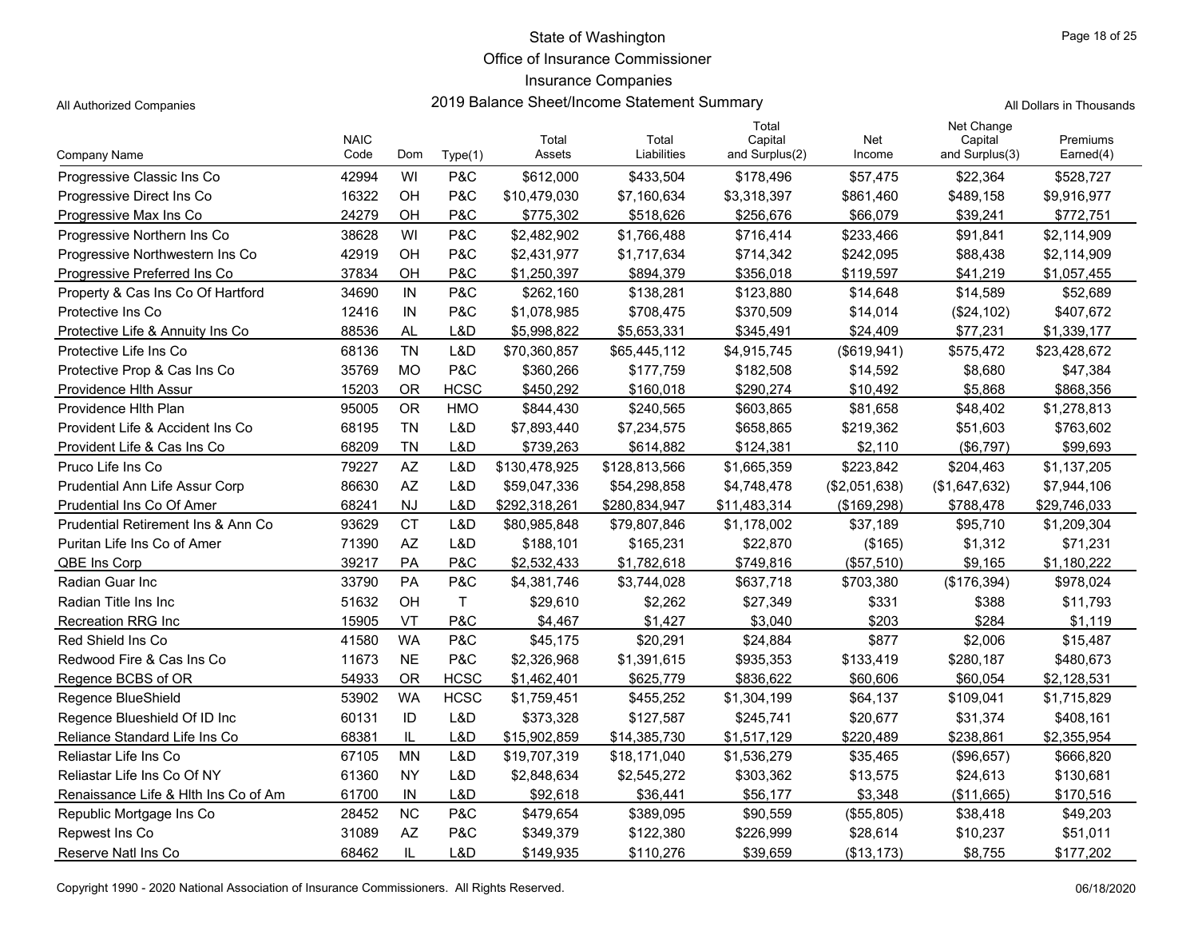# State of Washington
## Office of Insurance Commissioner
## Insurance Companies
## 2019 Balance Sheet/Income Statement Summary

All Authorized Companies

All Dollars in Thousands

| Company Name | NAIC Code | Dom | Type(1) | Total Assets | Total Liabilities | Total Capital and Surplus(2) | Net Income | Net Change Capital and Surplus(3) | Premiums Earned(4) |
|---|---|---|---|---|---|---|---|---|---|
| Progressive Classic Ins Co | 42994 | WI | P&C | $612,000 | $433,504 | $178,496 | $57,475 | $22,364 | $528,727 |
| Progressive Direct Ins Co | 16322 | OH | P&C | $10,479,030 | $7,160,634 | $3,318,397 | $861,460 | $489,158 | $9,916,977 |
| Progressive Max Ins Co | 24279 | OH | P&C | $775,302 | $518,626 | $256,676 | $66,079 | $39,241 | $772,751 |
| Progressive Northern Ins Co | 38628 | WI | P&C | $2,482,902 | $1,766,488 | $716,414 | $233,466 | $91,841 | $2,114,909 |
| Progressive Northwestern Ins Co | 42919 | OH | P&C | $2,431,977 | $1,717,634 | $714,342 | $242,095 | $88,438 | $2,114,909 |
| Progressive Preferred Ins Co | 37834 | OH | P&C | $1,250,397 | $894,379 | $356,018 | $119,597 | $41,219 | $1,057,455 |
| Property & Cas Ins Co Of Hartford | 34690 | IN | P&C | $262,160 | $138,281 | $123,880 | $14,648 | $14,589 | $52,689 |
| Protective Ins Co | 12416 | IN | P&C | $1,078,985 | $708,475 | $370,509 | $14,014 | ($24,102) | $407,672 |
| Protective Life & Annuity Ins Co | 88536 | AL | L&D | $5,998,822 | $5,653,331 | $345,491 | $24,409 | $77,231 | $1,339,177 |
| Protective Life Ins Co | 68136 | TN | L&D | $70,360,857 | $65,445,112 | $4,915,745 | ($619,941) | $575,472 | $23,428,672 |
| Protective Prop & Cas Ins Co | 35769 | MO | P&C | $360,266 | $177,759 | $182,508 | $14,592 | $8,680 | $47,384 |
| Providence Hlth Assur | 15203 | OR | HCSC | $450,292 | $160,018 | $290,274 | $10,492 | $5,868 | $868,356 |
| Providence Hlth Plan | 95005 | OR | HMO | $844,430 | $240,565 | $603,865 | $81,658 | $48,402 | $1,278,813 |
| Provident Life & Accident Ins Co | 68195 | TN | L&D | $7,893,440 | $7,234,575 | $658,865 | $219,362 | $51,603 | $763,602 |
| Provident Life & Cas Ins Co | 68209 | TN | L&D | $739,263 | $614,882 | $124,381 | $2,110 | ($6,797) | $99,693 |
| Pruco Life Ins Co | 79227 | AZ | L&D | $130,478,925 | $128,813,566 | $1,665,359 | $223,842 | $204,463 | $1,137,205 |
| Prudential Ann Life Assur Corp | 86630 | AZ | L&D | $59,047,336 | $54,298,858 | $4,748,478 | ($2,051,638) | ($1,647,632) | $7,944,106 |
| Prudential Ins Co Of Amer | 68241 | NJ | L&D | $292,318,261 | $280,834,947 | $11,483,314 | ($169,298) | $788,478 | $29,746,033 |
| Prudential Retirement Ins & Ann Co | 93629 | CT | L&D | $80,985,848 | $79,807,846 | $1,178,002 | $37,189 | $95,710 | $1,209,304 |
| Puritan Life Ins Co of Amer | 71390 | AZ | L&D | $188,101 | $165,231 | $22,870 | ($165) | $1,312 | $71,231 |
| QBE Ins Corp | 39217 | PA | P&C | $2,532,433 | $1,782,618 | $749,816 | ($57,510) | $9,165 | $1,180,222 |
| Radian Guar Inc | 33790 | PA | P&C | $4,381,746 | $3,744,028 | $637,718 | $703,380 | ($176,394) | $978,024 |
| Radian Title Ins Inc | 51632 | OH | T | $29,610 | $2,262 | $27,349 | $331 | $388 | $11,793 |
| Recreation RRG Inc | 15905 | VT | P&C | $4,467 | $1,427 | $3,040 | $203 | $284 | $1,119 |
| Red Shield Ins Co | 41580 | WA | P&C | $45,175 | $20,291 | $24,884 | $877 | $2,006 | $15,487 |
| Redwood Fire & Cas Ins Co | 11673 | NE | P&C | $2,326,968 | $1,391,615 | $935,353 | $133,419 | $280,187 | $480,673 |
| Regence BCBS of OR | 54933 | OR | HCSC | $1,462,401 | $625,779 | $836,622 | $60,606 | $60,054 | $2,128,531 |
| Regence BlueShield | 53902 | WA | HCSC | $1,759,451 | $455,252 | $1,304,199 | $64,137 | $109,041 | $1,715,829 |
| Regence Blueshield Of ID Inc | 60131 | ID | L&D | $373,328 | $127,587 | $245,741 | $20,677 | $31,374 | $408,161 |
| Reliance Standard Life Ins Co | 68381 | IL | L&D | $15,902,859 | $14,385,730 | $1,517,129 | $220,489 | $238,861 | $2,355,954 |
| Reliastar Life Ins Co | 67105 | MN | L&D | $19,707,319 | $18,171,040 | $1,536,279 | $35,465 | ($96,657) | $666,820 |
| Reliastar Life Ins Co Of NY | 61360 | NY | L&D | $2,848,634 | $2,545,272 | $303,362 | $13,575 | $24,613 | $130,681 |
| Renaissance Life & Hlth Ins Co of Am | 61700 | IN | L&D | $92,618 | $36,441 | $56,177 | $3,348 | ($11,665) | $170,516 |
| Republic Mortgage Ins Co | 28452 | NC | P&C | $479,654 | $389,095 | $90,559 | ($55,805) | $38,418 | $49,203 |
| Repwest Ins Co | 31089 | AZ | P&C | $349,379 | $122,380 | $226,999 | $28,614 | $10,237 | $51,011 |
| Reserve Natl Ins Co | 68462 | IL | L&D | $149,935 | $110,276 | $39,659 | ($13,173) | $8,755 | $177,202 |

Copyright 1990 - 2020 National Association of Insurance Commissioners. All Rights Reserved.

06/18/2020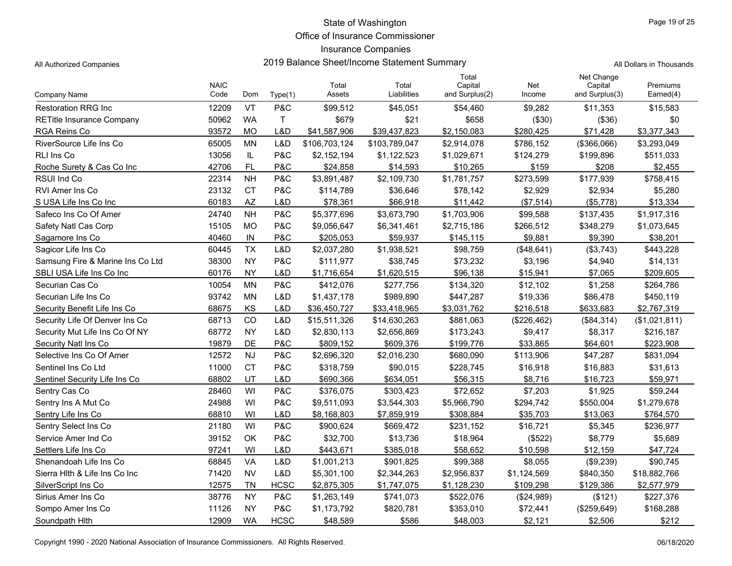# State of Washington
## Office of Insurance Commissioner
## Insurance Companies
## 2019 Balance Sheet/Income Statement Summary

All Authorized Companies

All Dollars in Thousands

| Company Name | NAIC Code | Dom | Type(1) | Total Assets | Total Liabilities | Total Capital and Surplus(2) | Net Income | Net Change Capital and Surplus(3) | Premiums Earned(4) |
|---|---|---|---|---|---|---|---|---|---|
| Restoration RRG Inc | 12209 | VT | P&C | $99,512 | $45,051 | $54,460 | $9,282 | $11,353 | $15,583 |
| RETitle Insurance Company | 50962 | WA | T | $679 | $21 | $658 | ($30) | ($36) | $0 |
| RGA Reins Co | 93572 | MO | L&D | $41,587,906 | $39,437,823 | $2,150,083 | $280,425 | $71,428 | $3,377,343 |
| RiverSource Life Ins Co | 65005 | MN | L&D | $106,703,124 | $103,789,047 | $2,914,078 | $786,152 | ($366,066) | $3,293,049 |
| RLI Ins Co | 13056 | IL | P&C | $2,152,194 | $1,122,523 | $1,029,671 | $124,279 | $199,896 | $511,033 |
| Roche Surety & Cas Co Inc | 42706 | FL | P&C | $24,858 | $14,593 | $10,265 | $159 | $208 | $2,455 |
| RSUI Ind Co | 22314 | NH | P&C | $3,891,487 | $2,109,730 | $1,781,757 | $273,599 | $177,939 | $758,415 |
| RVI Amer Ins Co | 23132 | CT | P&C | $114,789 | $36,646 | $78,142 | $2,929 | $2,934 | $5,280 |
| S USA Life Ins Co Inc | 60183 | AZ | L&D | $78,361 | $66,918 | $11,442 | ($7,514) | ($5,778) | $13,334 |
| Safeco Ins Co Of Amer | 24740 | NH | P&C | $5,377,696 | $3,673,790 | $1,703,906 | $99,588 | $137,435 | $1,917,316 |
| Safety Natl Cas Corp | 15105 | MO | P&C | $9,056,647 | $6,341,461 | $2,715,186 | $266,512 | $348,279 | $1,073,645 |
| Sagamore Ins Co | 40460 | IN | P&C | $205,053 | $59,937 | $145,115 | $9,881 | $9,390 | $38,201 |
| Sagicor Life Ins Co | 60445 | TX | L&D | $2,037,280 | $1,938,521 | $98,759 | ($48,641) | ($3,743) | $443,228 |
| Samsung Fire & Marine Ins Co Ltd | 38300 | NY | P&C | $111,977 | $38,745 | $73,232 | $3,196 | $4,940 | $14,131 |
| SBLI USA Life Ins Co Inc | 60176 | NY | L&D | $1,716,654 | $1,620,515 | $96,138 | $15,941 | $7,065 | $209,605 |
| Securian Cas Co | 10054 | MN | P&C | $412,076 | $277,756 | $134,320 | $12,102 | $1,258 | $264,786 |
| Securian Life Ins Co | 93742 | MN | L&D | $1,437,178 | $989,890 | $447,287 | $19,336 | $86,478 | $450,119 |
| Security Benefit Life Ins Co | 68675 | KS | L&D | $36,450,727 | $33,418,965 | $3,031,762 | $216,518 | $633,683 | $2,767,319 |
| Security Life Of Denver Ins Co | 68713 | CO | L&D | $15,511,326 | $14,630,263 | $881,063 | ($226,462) | ($84,314) | ($1,021,811) |
| Security Mut Life Ins Co Of NY | 68772 | NY | L&D | $2,830,113 | $2,656,869 | $173,243 | $9,417 | $8,317 | $216,187 |
| Security Natl Ins Co | 19879 | DE | P&C | $809,152 | $609,376 | $199,776 | $33,865 | $64,601 | $223,908 |
| Selective Ins Co Of Amer | 12572 | NJ | P&C | $2,696,320 | $2,016,230 | $680,090 | $113,906 | $47,287 | $831,094 |
| Sentinel Ins Co Ltd | 11000 | CT | P&C | $318,759 | $90,015 | $228,745 | $16,918 | $16,883 | $31,613 |
| Sentinel Security Life Ins Co | 68802 | UT | L&D | $690,366 | $634,051 | $56,315 | $8,716 | $16,723 | $59,971 |
| Sentry Cas Co | 28460 | WI | P&C | $376,075 | $303,423 | $72,652 | $7,203 | $1,925 | $59,244 |
| Sentry Ins A Mut Co | 24988 | WI | P&C | $9,511,093 | $3,544,303 | $5,966,790 | $294,742 | $550,004 | $1,279,678 |
| Sentry Life Ins Co | 68810 | WI | L&D | $8,168,803 | $7,859,919 | $308,884 | $35,703 | $13,063 | $764,570 |
| Sentry Select Ins Co | 21180 | WI | P&C | $900,624 | $669,472 | $231,152 | $16,721 | $5,345 | $236,977 |
| Service Amer Ind Co | 39152 | OK | P&C | $32,700 | $13,736 | $18,964 | ($522) | $8,779 | $5,689 |
| Settlers Life Ins Co | 97241 | WI | L&D | $443,671 | $385,018 | $58,652 | $10,598 | $12,159 | $47,724 |
| Shenandoah Life Ins Co | 68845 | VA | L&D | $1,001,213 | $901,825 | $99,388 | $8,055 | ($9,239) | $90,745 |
| Sierra Hlth & Life Ins Co Inc | 71420 | NV | L&D | $5,301,100 | $2,344,263 | $2,956,837 | $1,124,569 | $840,350 | $18,882,766 |
| SilverScript Ins Co | 12575 | TN | HCSC | $2,875,305 | $1,747,075 | $1,128,230 | $109,298 | $129,386 | $2,577,979 |
| Sirius Amer Ins Co | 38776 | NY | P&C | $1,263,149 | $741,073 | $522,076 | ($24,989) | ($121) | $227,376 |
| Sompo Amer Ins Co | 11126 | NY | P&C | $1,173,792 | $820,781 | $353,010 | $72,441 | ($259,649) | $168,288 |
| Soundpath Hlth | 12909 | WA | HCSC | $48,589 | $586 | $48,003 | $2,121 | $2,506 | $212 |

Copyright 1990 - 2020 National Association of Insurance Commissioners. All Rights Reserved.

06/18/2020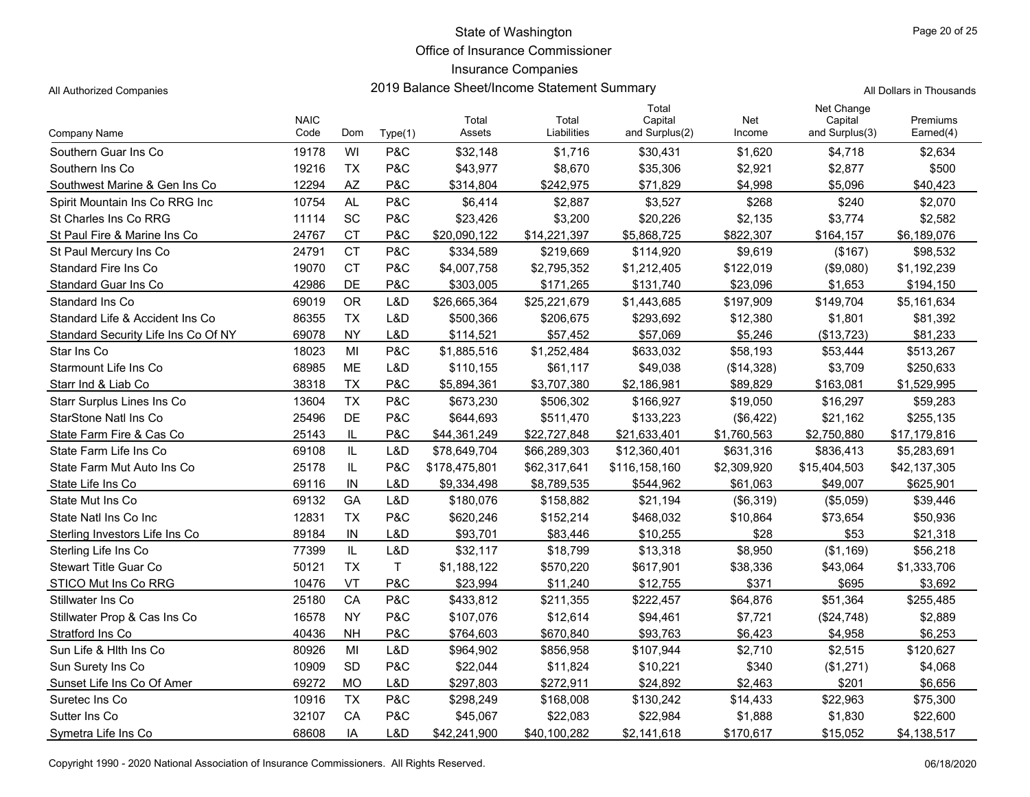State of Washington

Office of Insurance Commissioner

Insurance Companies

All Authorized Companies — 2019 Balance Sheet/Income Statement Summary — All Dollars in Thousands

| Company Name | NAIC Code | Dom | Type(1) | Total Assets | Total Liabilities | Total Capital and Surplus(2) | Net Income | Net Change Capital and Surplus(3) | Premiums Earned(4) |
|---|---|---|---|---|---|---|---|---|---|
| Southern Guar Ins Co | 19178 | WI | P&C | $32,148 | $1,716 | $30,431 | $1,620 | $4,718 | $2,634 |
| Southern Ins Co | 19216 | TX | P&C | $43,977 | $8,670 | $35,306 | $2,921 | $2,877 | $500 |
| Southwest Marine & Gen Ins Co | 12294 | AZ | P&C | $314,804 | $242,975 | $71,829 | $4,998 | $5,096 | $40,423 |
| Spirit Mountain Ins Co RRG Inc | 10754 | AL | P&C | $6,414 | $2,887 | $3,527 | $268 | $240 | $2,070 |
| St Charles Ins Co RRG | 11114 | SC | P&C | $23,426 | $3,200 | $20,226 | $2,135 | $3,774 | $2,582 |
| St Paul Fire & Marine Ins Co | 24767 | CT | P&C | $20,090,122 | $14,221,397 | $5,868,725 | $822,307 | $164,157 | $6,189,076 |
| St Paul Mercury Ins Co | 24791 | CT | P&C | $334,589 | $219,669 | $114,920 | $9,619 | ($167) | $98,532 |
| Standard Fire Ins Co | 19070 | CT | P&C | $4,007,758 | $2,795,352 | $1,212,405 | $122,019 | ($9,080) | $1,192,239 |
| Standard Guar Ins Co | 42986 | DE | P&C | $303,005 | $171,265 | $131,740 | $23,096 | $1,653 | $194,150 |
| Standard Ins Co | 69019 | OR | L&D | $26,665,364 | $25,221,679 | $1,443,685 | $197,909 | $149,704 | $5,161,634 |
| Standard Life & Accident Ins Co | 86355 | TX | L&D | $500,366 | $206,675 | $293,692 | $12,380 | $1,801 | $81,392 |
| Standard Security Life Ins Co Of NY | 69078 | NY | L&D | $114,521 | $57,452 | $57,069 | $5,246 | ($13,723) | $81,233 |
| Star Ins Co | 18023 | MI | P&C | $1,885,516 | $1,252,484 | $633,032 | $58,193 | $53,444 | $513,267 |
| Starmount Life Ins Co | 68985 | ME | L&D | $110,155 | $61,117 | $49,038 | ($14,328) | $3,709 | $250,633 |
| Starr Ind & Liab Co | 38318 | TX | P&C | $5,894,361 | $3,707,380 | $2,186,981 | $89,829 | $163,081 | $1,529,995 |
| Starr Surplus Lines Ins Co | 13604 | TX | P&C | $673,230 | $506,302 | $166,927 | $19,050 | $16,297 | $59,283 |
| StarStone Natl Ins Co | 25496 | DE | P&C | $644,693 | $511,470 | $133,223 | ($6,422) | $21,162 | $255,135 |
| State Farm Fire & Cas Co | 25143 | IL | P&C | $44,361,249 | $22,727,848 | $21,633,401 | $1,760,563 | $2,750,880 | $17,179,816 |
| State Farm Life Ins Co | 69108 | IL | L&D | $78,649,704 | $66,289,303 | $12,360,401 | $631,316 | $836,413 | $5,283,691 |
| State Farm Mut Auto Ins Co | 25178 | IL | P&C | $178,475,801 | $62,317,641 | $116,158,160 | $2,309,920 | $15,404,503 | $42,137,305 |
| State Life Ins Co | 69116 | IN | L&D | $9,334,498 | $8,789,535 | $544,962 | $61,063 | $49,007 | $625,901 |
| State Mut Ins Co | 69132 | GA | L&D | $180,076 | $158,882 | $21,194 | ($6,319) | ($5,059) | $39,446 |
| State Natl Ins Co Inc | 12831 | TX | P&C | $620,246 | $152,214 | $468,032 | $10,864 | $73,654 | $50,936 |
| Sterling Investors Life Ins Co | 89184 | IN | L&D | $93,701 | $83,446 | $10,255 | $28 | $53 | $21,318 |
| Sterling Life Ins Co | 77399 | IL | L&D | $32,117 | $18,799 | $13,318 | $8,950 | ($1,169) | $56,218 |
| Stewart Title Guar Co | 50121 | TX | T | $1,188,122 | $570,220 | $617,901 | $38,336 | $43,064 | $1,333,706 |
| STICO Mut Ins Co RRG | 10476 | VT | P&C | $23,994 | $11,240 | $12,755 | $371 | $695 | $3,692 |
| Stillwater Ins Co | 25180 | CA | P&C | $433,812 | $211,355 | $222,457 | $64,876 | $51,364 | $255,485 |
| Stillwater Prop & Cas Ins Co | 16578 | NY | P&C | $107,076 | $12,614 | $94,461 | $7,721 | ($24,748) | $2,889 |
| Stratford Ins Co | 40436 | NH | P&C | $764,603 | $670,840 | $93,763 | $6,423 | $4,958 | $6,253 |
| Sun Life & Hlth Ins Co | 80926 | MI | L&D | $964,902 | $856,958 | $107,944 | $2,710 | $2,515 | $120,627 |
| Sun Surety Ins Co | 10909 | SD | P&C | $22,044 | $11,824 | $10,221 | $340 | ($1,271) | $4,068 |
| Sunset Life Ins Co Of Amer | 69272 | MO | L&D | $297,803 | $272,911 | $24,892 | $2,463 | $201 | $6,656 |
| Suretec Ins Co | 10916 | TX | P&C | $298,249 | $168,008 | $130,242 | $14,433 | $22,963 | $75,300 |
| Sutter Ins Co | 32107 | CA | P&C | $45,067 | $22,083 | $22,984 | $1,888 | $1,830 | $22,600 |
| Symetra Life Ins Co | 68608 | IA | L&D | $42,241,900 | $40,100,282 | $2,141,618 | $170,617 | $15,052 | $4,138,517 |

Copyright 1990 - 2020 National Association of Insurance Commissioners. All Rights Reserved. 06/18/2020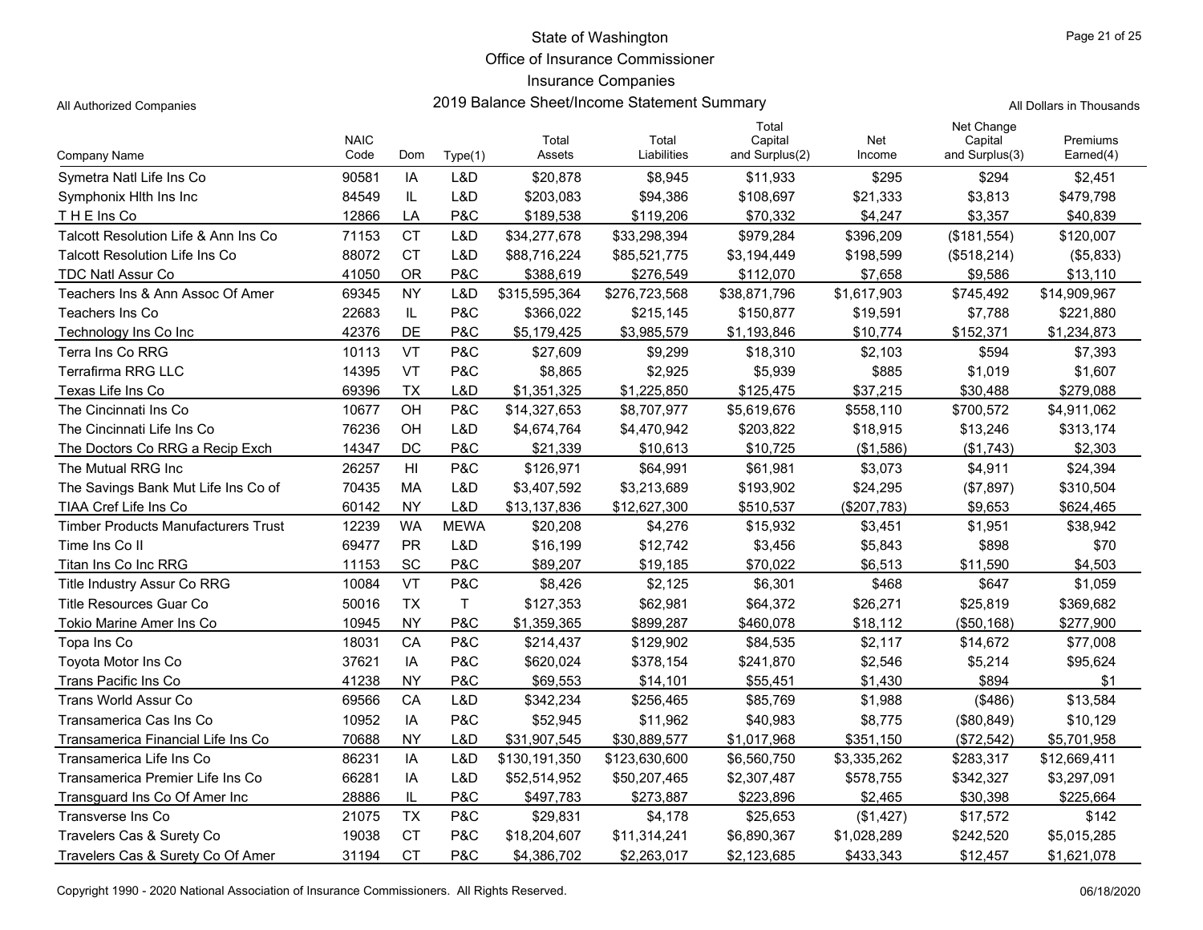State of Washington

Office of Insurance Commissioner

Insurance Companies

All Authorized Companies

2019 Balance Sheet/Income Statement Summary

All Dollars in Thousands

| Company Name | NAIC Code | Dom | Type(1) | Total Assets | Total Liabilities | Total Capital and Surplus(2) | Net Income | Net Change Capital and Surplus(3) | Premiums Earned(4) |
|---|---|---|---|---|---|---|---|---|---|
| Symetra Natl Life Ins Co | 90581 | IA | L&D | $20,878 | $8,945 | $11,933 | $295 | $294 | $2,451 |
| Symphonix Hlth Ins Inc | 84549 | IL | L&D | $203,083 | $94,386 | $108,697 | $21,333 | $3,813 | $479,798 |
| T H E Ins Co | 12866 | LA | P&C | $189,538 | $119,206 | $70,332 | $4,247 | $3,357 | $40,839 |
| Talcott Resolution Life & Ann Ins Co | 71153 | CT | L&D | $34,277,678 | $33,298,394 | $979,284 | $396,209 | ($181,554) | $120,007 |
| Talcott Resolution Life Ins Co | 88072 | CT | L&D | $88,716,224 | $85,521,775 | $3,194,449 | $198,599 | ($518,214) | ($5,833) |
| TDC Natl Assur Co | 41050 | OR | P&C | $388,619 | $276,549 | $112,070 | $7,658 | $9,586 | $13,110 |
| Teachers Ins & Ann Assoc Of Amer | 69345 | NY | L&D | $315,595,364 | $276,723,568 | $38,871,796 | $1,617,903 | $745,492 | $14,909,967 |
| Teachers Ins Co | 22683 | IL | P&C | $366,022 | $215,145 | $150,877 | $19,591 | $7,788 | $221,880 |
| Technology Ins Co Inc | 42376 | DE | P&C | $5,179,425 | $3,985,579 | $1,193,846 | $10,774 | $152,371 | $1,234,873 |
| Terra Ins Co RRG | 10113 | VT | P&C | $27,609 | $9,299 | $18,310 | $2,103 | $594 | $7,393 |
| Terrafirma RRG LLC | 14395 | VT | P&C | $8,865 | $2,925 | $5,939 | $885 | $1,019 | $1,607 |
| Texas Life Ins Co | 69396 | TX | L&D | $1,351,325 | $1,225,850 | $125,475 | $37,215 | $30,488 | $279,088 |
| The Cincinnati Ins Co | 10677 | OH | P&C | $14,327,653 | $8,707,977 | $5,619,676 | $558,110 | $700,572 | $4,911,062 |
| The Cincinnati Life Ins Co | 76236 | OH | L&D | $4,674,764 | $4,470,942 | $203,822 | $18,915 | $13,246 | $313,174 |
| The Doctors Co RRG a Recip Exch | 14347 | DC | P&C | $21,339 | $10,613 | $10,725 | ($1,586) | ($1,743) | $2,303 |
| The Mutual RRG Inc | 26257 | HI | P&C | $126,971 | $64,991 | $61,981 | $3,073 | $4,911 | $24,394 |
| The Savings Bank Mut Life Ins Co of | 70435 | MA | L&D | $3,407,592 | $3,213,689 | $193,902 | $24,295 | ($7,897) | $310,504 |
| TIAA Cref Life Ins Co | 60142 | NY | L&D | $13,137,836 | $12,627,300 | $510,537 | ($207,783) | $9,653 | $624,465 |
| Timber Products Manufacturers Trust | 12239 | WA | MEWA | $20,208 | $4,276 | $15,932 | $3,451 | $1,951 | $38,942 |
| Time Ins Co II | 69477 | PR | L&D | $16,199 | $12,742 | $3,456 | $5,843 | $898 | $70 |
| Titan Ins Co Inc RRG | 11153 | SC | P&C | $89,207 | $19,185 | $70,022 | $6,513 | $11,590 | $4,503 |
| Title Industry Assur Co RRG | 10084 | VT | P&C | $8,426 | $2,125 | $6,301 | $468 | $647 | $1,059 |
| Title Resources Guar Co | 50016 | TX | T | $127,353 | $62,981 | $64,372 | $26,271 | $25,819 | $369,682 |
| Tokio Marine Amer Ins Co | 10945 | NY | P&C | $1,359,365 | $899,287 | $460,078 | $18,112 | ($50,168) | $277,900 |
| Topa Ins Co | 18031 | CA | P&C | $214,437 | $129,902 | $84,535 | $2,117 | $14,672 | $77,008 |
| Toyota Motor Ins Co | 37621 | IA | P&C | $620,024 | $378,154 | $241,870 | $2,546 | $5,214 | $95,624 |
| Trans Pacific Ins Co | 41238 | NY | P&C | $69,553 | $14,101 | $55,451 | $1,430 | $894 | $1 |
| Trans World Assur Co | 69566 | CA | L&D | $342,234 | $256,465 | $85,769 | $1,988 | ($486) | $13,584 |
| Transamerica Cas Ins Co | 10952 | IA | P&C | $52,945 | $11,962 | $40,983 | $8,775 | ($80,849) | $10,129 |
| Transamerica Financial Life Ins Co | 70688 | NY | L&D | $31,907,545 | $30,889,577 | $1,017,968 | $351,150 | ($72,542) | $5,701,958 |
| Transamerica Life Ins Co | 86231 | IA | L&D | $130,191,350 | $123,630,600 | $6,560,750 | $3,335,262 | $283,317 | $12,669,411 |
| Transamerica Premier Life Ins Co | 66281 | IA | L&D | $52,514,952 | $50,207,465 | $2,307,487 | $578,755 | $342,327 | $3,297,091 |
| Transguard Ins Co Of Amer Inc | 28886 | IL | P&C | $497,783 | $273,887 | $223,896 | $2,465 | $30,398 | $225,664 |
| Transverse Ins Co | 21075 | TX | P&C | $29,831 | $4,178 | $25,653 | ($1,427) | $17,572 | $142 |
| Travelers Cas & Surety Co | 19038 | CT | P&C | $18,204,607 | $11,314,241 | $6,890,367 | $1,028,289 | $242,520 | $5,015,285 |
| Travelers Cas & Surety Co Of Amer | 31194 | CT | P&C | $4,386,702 | $2,263,017 | $2,123,685 | $433,343 | $12,457 | $1,621,078 |

Copyright 1990 - 2020 National Association of Insurance Commissioners. All Rights Reserved.

06/18/2020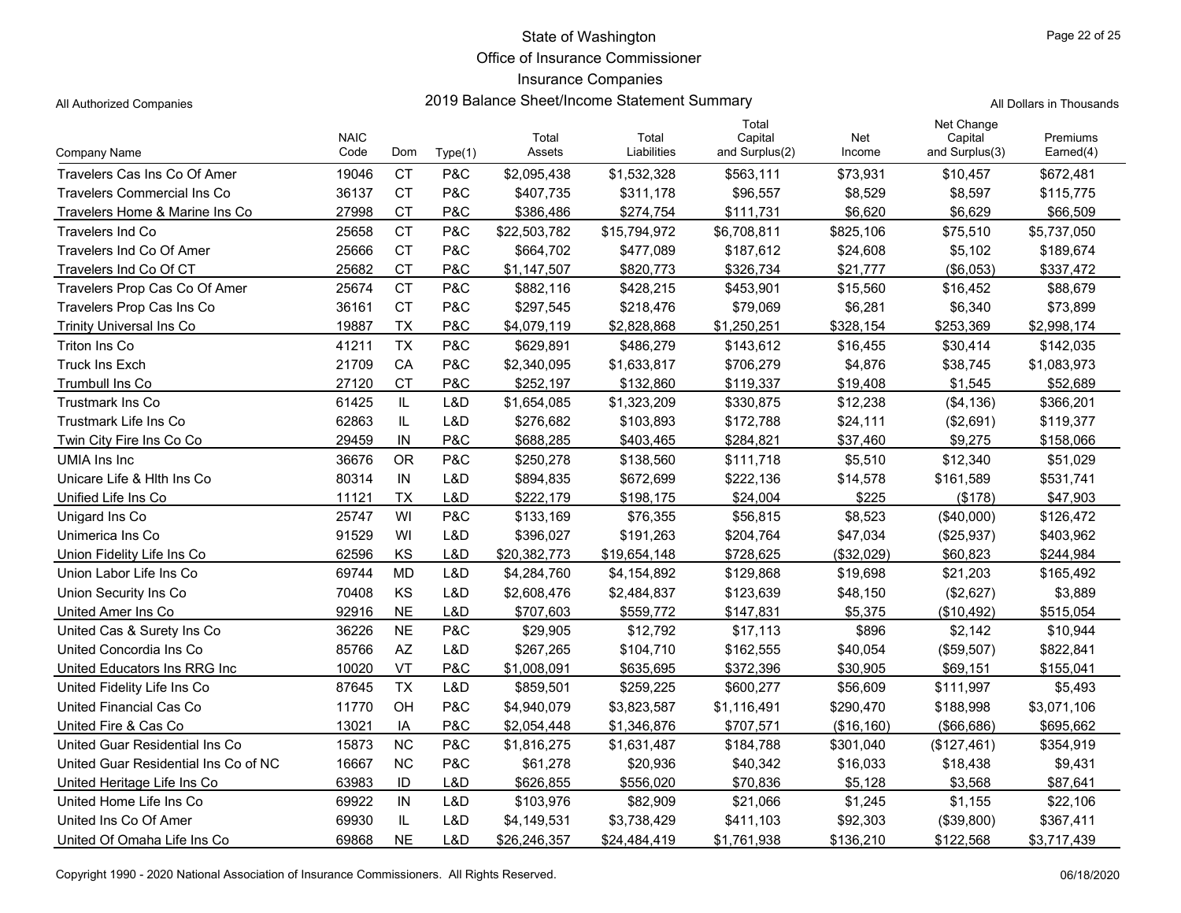State of Washington

Office of Insurance Commissioner

Insurance Companies

2019 Balance Sheet/Income Statement Summary

All Authorized Companies

All Dollars in Thousands

| Company Name | NAIC Code | Dom | Type(1) | Total Assets | Total Liabilities | Total Capital and Surplus(2) | Net Income | Net Change Capital and Surplus(3) | Premiums Earned(4) |
|---|---|---|---|---|---|---|---|---|---|
| Travelers Cas Ins Co Of Amer | 19046 | CT | P&C | $2,095,438 | $1,532,328 | $563,111 | $73,931 | $10,457 | $672,481 |
| Travelers Commercial Ins Co | 36137 | CT | P&C | $407,735 | $311,178 | $96,557 | $8,529 | $8,597 | $115,775 |
| Travelers Home & Marine Ins Co | 27998 | CT | P&C | $386,486 | $274,754 | $111,731 | $6,620 | $6,629 | $66,509 |
| Travelers Ind Co | 25658 | CT | P&C | $22,503,782 | $15,794,972 | $6,708,811 | $825,106 | $75,510 | $5,737,050 |
| Travelers Ind Co Of Amer | 25666 | CT | P&C | $664,702 | $477,089 | $187,612 | $24,608 | $5,102 | $189,674 |
| Travelers Ind Co Of CT | 25682 | CT | P&C | $1,147,507 | $820,773 | $326,734 | $21,777 | ($6,053) | $337,472 |
| Travelers Prop Cas Co Of Amer | 25674 | CT | P&C | $882,116 | $428,215 | $453,901 | $15,560 | $16,452 | $88,679 |
| Travelers Prop Cas Ins Co | 36161 | CT | P&C | $297,545 | $218,476 | $79,069 | $6,281 | $6,340 | $73,899 |
| Trinity Universal Ins Co | 19887 | TX | P&C | $4,079,119 | $2,828,868 | $1,250,251 | $328,154 | $253,369 | $2,998,174 |
| Triton Ins Co | 41211 | TX | P&C | $629,891 | $486,279 | $143,612 | $16,455 | $30,414 | $142,035 |
| Truck Ins Exch | 21709 | CA | P&C | $2,340,095 | $1,633,817 | $706,279 | $4,876 | $38,745 | $1,083,973 |
| Trumbull Ins Co | 27120 | CT | P&C | $252,197 | $132,860 | $119,337 | $19,408 | $1,545 | $52,689 |
| Trustmark Ins Co | 61425 | IL | L&D | $1,654,085 | $1,323,209 | $330,875 | $12,238 | ($4,136) | $366,201 |
| Trustmark Life Ins Co | 62863 | IL | L&D | $276,682 | $103,893 | $172,788 | $24,111 | ($2,691) | $119,377 |
| Twin City Fire Ins Co Co | 29459 | IN | P&C | $688,285 | $403,465 | $284,821 | $37,460 | $9,275 | $158,066 |
| UMIA Ins Inc | 36676 | OR | P&C | $250,278 | $138,560 | $111,718 | $5,510 | $12,340 | $51,029 |
| Unicare Life & Hlth Ins Co | 80314 | IN | L&D | $894,835 | $672,699 | $222,136 | $14,578 | $161,589 | $531,741 |
| Unified Life Ins Co | 11121 | TX | L&D | $222,179 | $198,175 | $24,004 | $225 | ($178) | $47,903 |
| Unigard Ins Co | 25747 | WI | P&C | $133,169 | $76,355 | $56,815 | $8,523 | ($40,000) | $126,472 |
| Unimerica Ins Co | 91529 | WI | L&D | $396,027 | $191,263 | $204,764 | $47,034 | ($25,937) | $403,962 |
| Union Fidelity Life Ins Co | 62596 | KS | L&D | $20,382,773 | $19,654,148 | $728,625 | ($32,029) | $60,823 | $244,984 |
| Union Labor Life Ins Co | 69744 | MD | L&D | $4,284,760 | $4,154,892 | $129,868 | $19,698 | $21,203 | $165,492 |
| Union Security Ins Co | 70408 | KS | L&D | $2,608,476 | $2,484,837 | $123,639 | $48,150 | ($2,627) | $3,889 |
| United Amer Ins Co | 92916 | NE | L&D | $707,603 | $559,772 | $147,831 | $5,375 | ($10,492) | $515,054 |
| United Cas & Surety Ins Co | 36226 | NE | P&C | $29,905 | $12,792 | $17,113 | $896 | $2,142 | $10,944 |
| United Concordia Ins Co | 85766 | AZ | L&D | $267,265 | $104,710 | $162,555 | $40,054 | ($59,507) | $822,841 |
| United Educators Ins RRG Inc | 10020 | VT | P&C | $1,008,091 | $635,695 | $372,396 | $30,905 | $69,151 | $155,041 |
| United Fidelity Life Ins Co | 87645 | TX | L&D | $859,501 | $259,225 | $600,277 | $56,609 | $111,997 | $5,493 |
| United Financial Cas Co | 11770 | OH | P&C | $4,940,079 | $3,823,587 | $1,116,491 | $290,470 | $188,998 | $3,071,106 |
| United Fire & Cas Co | 13021 | IA | P&C | $2,054,448 | $1,346,876 | $707,571 | ($16,160) | ($66,686) | $695,662 |
| United Guar Residential Ins Co | 15873 | NC | P&C | $1,816,275 | $1,631,487 | $184,788 | $301,040 | ($127,461) | $354,919 |
| United Guar Residential Ins Co of NC | 16667 | NC | P&C | $61,278 | $20,936 | $40,342 | $16,033 | $18,438 | $9,431 |
| United Heritage Life Ins Co | 63983 | ID | L&D | $626,855 | $556,020 | $70,836 | $5,128 | $3,568 | $87,641 |
| United Home Life Ins Co | 69922 | IN | L&D | $103,976 | $82,909 | $21,066 | $1,245 | $1,155 | $22,106 |
| United Ins Co Of Amer | 69930 | IL | L&D | $4,149,531 | $3,738,429 | $411,103 | $92,303 | ($39,800) | $367,411 |
| United Of Omaha Life Ins Co | 69868 | NE | L&D | $26,246,357 | $24,484,419 | $1,761,938 | $136,210 | $122,568 | $3,717,439 |

Copyright 1990 - 2020 National Association of Insurance Commissioners. All Rights Reserved.

06/18/2020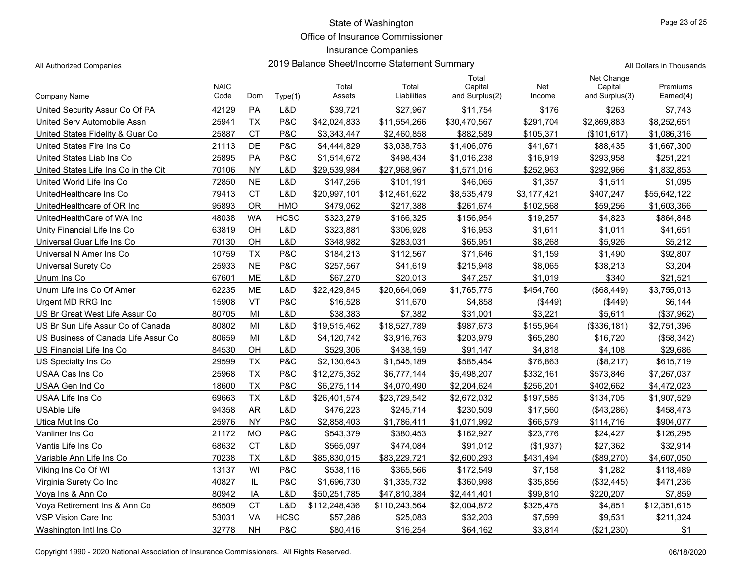State of Washington
Office of Insurance Commissioner
Insurance Companies
2019 Balance Sheet/Income Statement Summary

All Authorized Companies

All Dollars in Thousands

| Company Name | NAIC Code | Dom | Type(1) | Total Assets | Total Liabilities | Total Capital and Surplus(2) | Net Income | Net Change Capital and Surplus(3) | Premiums Earned(4) |
|---|---|---|---|---|---|---|---|---|---|
| United Security Assur Co Of PA | 42129 | PA | L&D | $39,721 | $27,967 | $11,754 | $176 | $263 | $7,743 |
| United Serv Automobile Assn | 25941 | TX | P&C | $42,024,833 | $11,554,266 | $30,470,567 | $291,704 | $2,869,883 | $8,252,651 |
| United States Fidelity & Guar Co | 25887 | CT | P&C | $3,343,447 | $2,460,858 | $882,589 | $105,371 | ($101,617) | $1,086,316 |
| United States Fire Ins Co | 21113 | DE | P&C | $4,444,829 | $3,038,753 | $1,406,076 | $41,671 | $88,435 | $1,667,300 |
| United States Liab Ins Co | 25895 | PA | P&C | $1,514,672 | $498,434 | $1,016,238 | $16,919 | $293,958 | $251,221 |
| United States Life Ins Co in the Cit | 70106 | NY | L&D | $29,539,984 | $27,968,967 | $1,571,016 | $252,963 | $292,966 | $1,832,853 |
| United World Life Ins Co | 72850 | NE | L&D | $147,256 | $101,191 | $46,065 | $1,357 | $1,511 | $1,095 |
| UnitedHealthcare Ins Co | 79413 | CT | L&D | $20,997,101 | $12,461,622 | $8,535,479 | $3,177,421 | $407,247 | $55,642,122 |
| UnitedHealthcare of OR Inc | 95893 | OR | HMO | $479,062 | $217,388 | $261,674 | $102,568 | $59,256 | $1,603,366 |
| UnitedHealthCare of WA Inc | 48038 | WA | HCSC | $323,279 | $166,325 | $156,954 | $19,257 | $4,823 | $864,848 |
| Unity Financial Life Ins Co | 63819 | OH | L&D | $323,881 | $306,928 | $16,953 | $1,611 | $1,011 | $41,651 |
| Universal Guar Life Ins Co | 70130 | OH | L&D | $348,982 | $283,031 | $65,951 | $8,268 | $5,926 | $5,212 |
| Universal N Amer Ins Co | 10759 | TX | P&C | $184,213 | $112,567 | $71,646 | $1,159 | $1,490 | $92,807 |
| Universal Surety Co | 25933 | NE | P&C | $257,567 | $41,619 | $215,948 | $8,065 | $38,213 | $3,204 |
| Unum Ins Co | 67601 | ME | L&D | $67,270 | $20,013 | $47,257 | $1,019 | $340 | $21,521 |
| Unum Life Ins Co Of Amer | 62235 | ME | L&D | $22,429,845 | $20,664,069 | $1,765,775 | $454,760 | ($68,449) | $3,755,013 |
| Urgent MD RRG Inc | 15908 | VT | P&C | $16,528 | $11,670 | $4,858 | ($449) | ($449) | $6,144 |
| US Br Great West Life Assur Co | 80705 | MI | L&D | $38,383 | $7,382 | $31,001 | $3,221 | $5,611 | ($37,962) |
| US Br Sun Life Assur Co of Canada | 80802 | MI | L&D | $19,515,462 | $18,527,789 | $987,673 | $155,964 | ($336,181) | $2,751,396 |
| US Business of Canada Life Assur Co | 80659 | MI | L&D | $4,120,742 | $3,916,763 | $203,979 | $65,280 | $16,720 | ($58,342) |
| US Financial Life Ins Co | 84530 | OH | L&D | $529,306 | $438,159 | $91,147 | $4,818 | $4,108 | $29,686 |
| US Specialty Ins Co | 29599 | TX | P&C | $2,130,643 | $1,545,189 | $585,454 | $76,863 | ($8,217) | $615,719 |
| USAA Cas Ins Co | 25968 | TX | P&C | $12,275,352 | $6,777,144 | $5,498,207 | $332,161 | $573,846 | $7,267,037 |
| USAA Gen Ind Co | 18600 | TX | P&C | $6,275,114 | $4,070,490 | $2,204,624 | $256,201 | $402,662 | $4,472,023 |
| USAA Life Ins Co | 69663 | TX | L&D | $26,401,574 | $23,729,542 | $2,672,032 | $197,585 | $134,705 | $1,907,529 |
| USAble Life | 94358 | AR | L&D | $476,223 | $245,714 | $230,509 | $17,560 | ($43,286) | $458,473 |
| Utica Mut Ins Co | 25976 | NY | P&C | $2,858,403 | $1,786,411 | $1,071,992 | $66,579 | $114,716 | $904,077 |
| Vanliner Ins Co | 21172 | MO | P&C | $543,379 | $380,453 | $162,927 | $23,776 | $24,427 | $126,295 |
| Vantis Life Ins Co | 68632 | CT | L&D | $565,097 | $474,084 | $91,012 | ($1,937) | $27,362 | $32,914 |
| Variable Ann Life Ins Co | 70238 | TX | L&D | $85,830,015 | $83,229,721 | $2,600,293 | $431,494 | ($89,270) | $4,607,050 |
| Viking Ins Co Of WI | 13137 | WI | P&C | $538,116 | $365,566 | $172,549 | $7,158 | $1,282 | $118,489 |
| Virginia Surety Co Inc | 40827 | IL | P&C | $1,696,730 | $1,335,732 | $360,998 | $35,856 | ($32,445) | $471,236 |
| Voya Ins & Ann Co | 80942 | IA | L&D | $50,251,785 | $47,810,384 | $2,441,401 | $99,810 | $220,207 | $7,859 |
| Voya Retirement Ins & Ann Co | 86509 | CT | L&D | $112,248,436 | $110,243,564 | $2,004,872 | $325,475 | $4,851 | $12,351,615 |
| VSP Vision Care Inc | 53031 | VA | HCSC | $57,286 | $25,083 | $32,203 | $7,599 | $9,531 | $211,324 |
| Washington Intl Ins Co | 32778 | NH | P&C | $80,416 | $16,254 | $64,162 | $3,814 | ($21,230) | $1 |

Copyright 1990 - 2020 National Association of Insurance Commissioners. All Rights Reserved.

06/18/2020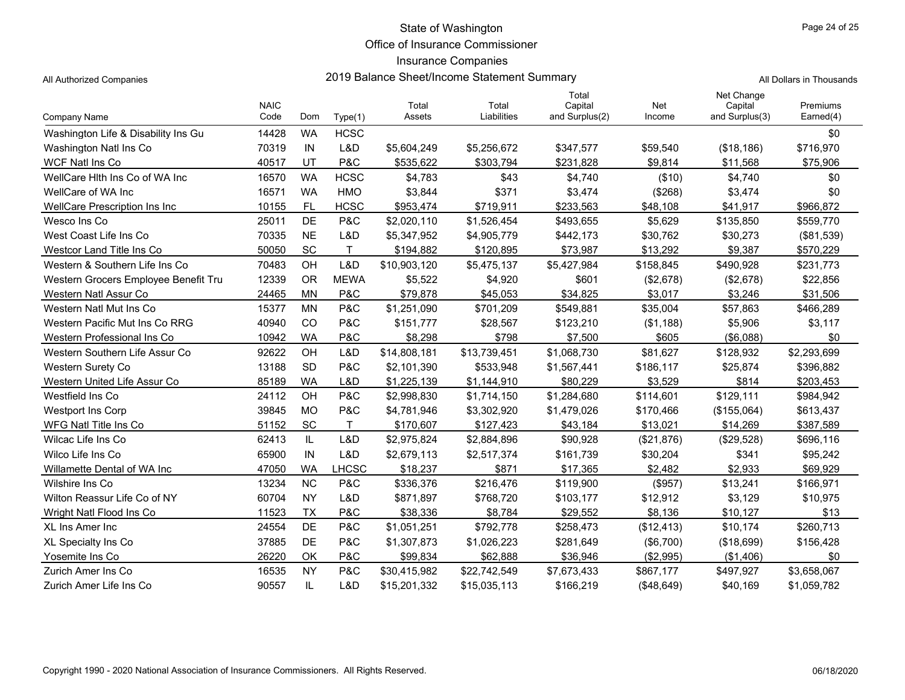State of Washington
Office of Insurance Commissioner
Insurance Companies
2019 Balance Sheet/Income Statement Summary

All Authorized Companies

All Dollars in Thousands

| Company Name | NAIC Code | Dom | Type(1) | Total Assets | Total Liabilities | Total Capital and Surplus(2) | Net Income | Net Change Capital and Surplus(3) | Premiums Earned(4) |
|---|---|---|---|---|---|---|---|---|---|
| Washington Life & Disability Ins Gu | 14428 | WA | HCSC | | | | | | $0 |
| Washington Natl Ins Co | 70319 | IN | L&D | $5,604,249 | $5,256,672 | $347,577 | $59,540 | ($18,186) | $716,970 |
| WCF Natl Ins Co | 40517 | UT | P&C | $535,622 | $303,794 | $231,828 | $9,814 | $11,568 | $75,906 |
| WellCare Hlth Ins Co of WA Inc | 16570 | WA | HCSC | $4,783 | $43 | $4,740 | ($10) | $4,740 | $0 |
| WellCare of WA Inc | 16571 | WA | HMO | $3,844 | $371 | $3,474 | ($268) | $3,474 | $0 |
| WellCare Prescription Ins Inc | 10155 | FL | HCSC | $953,474 | $719,911 | $233,563 | $48,108 | $41,917 | $966,872 |
| Wesco Ins Co | 25011 | DE | P&C | $2,020,110 | $1,526,454 | $493,655 | $5,629 | $135,850 | $559,770 |
| West Coast Life Ins Co | 70335 | NE | L&D | $5,347,952 | $4,905,779 | $442,173 | $30,762 | $30,273 | ($81,539) |
| Westcor Land Title Ins Co | 50050 | SC | T | $194,882 | $120,895 | $73,987 | $13,292 | $9,387 | $570,229 |
| Western & Southern Life Ins Co | 70483 | OH | L&D | $10,903,120 | $5,475,137 | $5,427,984 | $158,845 | $490,928 | $231,773 |
| Western Grocers Employee Benefit Tru | 12339 | OR | MEWA | $5,522 | $4,920 | $601 | ($2,678) | ($2,678) | $22,856 |
| Western Natl Assur Co | 24465 | MN | P&C | $79,878 | $45,053 | $34,825 | $3,017 | $3,246 | $31,506 |
| Western Natl Mut Ins Co | 15377 | MN | P&C | $1,251,090 | $701,209 | $549,881 | $35,004 | $57,863 | $466,289 |
| Western Pacific Mut Ins Co RRG | 40940 | CO | P&C | $151,777 | $28,567 | $123,210 | ($1,188) | $5,906 | $3,117 |
| Western Professional Ins Co | 10942 | WA | P&C | $8,298 | $798 | $7,500 | $605 | ($6,088) | $0 |
| Western Southern Life Assur Co | 92622 | OH | L&D | $14,808,181 | $13,739,451 | $1,068,730 | $81,627 | $128,932 | $2,293,699 |
| Western Surety Co | 13188 | SD | P&C | $2,101,390 | $533,948 | $1,567,441 | $186,117 | $25,874 | $396,882 |
| Western United Life Assur Co | 85189 | WA | L&D | $1,225,139 | $1,144,910 | $80,229 | $3,529 | $814 | $203,453 |
| Westfield Ins Co | 24112 | OH | P&C | $2,998,830 | $1,714,150 | $1,284,680 | $114,601 | $129,111 | $984,942 |
| Westport Ins Corp | 39845 | MO | P&C | $4,781,946 | $3,302,920 | $1,479,026 | $170,466 | ($155,064) | $613,437 |
| WFG Natl Title Ins Co | 51152 | SC | T | $170,607 | $127,423 | $43,184 | $13,021 | $14,269 | $387,589 |
| Wilcac Life Ins Co | 62413 | IL | L&D | $2,975,824 | $2,884,896 | $90,928 | ($21,876) | ($29,528) | $696,116 |
| Wilco Life Ins Co | 65900 | IN | L&D | $2,679,113 | $2,517,374 | $161,739 | $30,204 | $341 | $95,242 |
| Willamette Dental of WA Inc | 47050 | WA | LHCSC | $18,237 | $871 | $17,365 | $2,482 | $2,933 | $69,929 |
| Wilshire Ins Co | 13234 | NC | P&C | $336,376 | $216,476 | $119,900 | ($957) | $13,241 | $166,971 |
| Wilton Reassur Life Co of NY | 60704 | NY | L&D | $871,897 | $768,720 | $103,177 | $12,912 | $3,129 | $10,975 |
| Wright Natl Flood Ins Co | 11523 | TX | P&C | $38,336 | $8,784 | $29,552 | $8,136 | $10,127 | $13 |
| XL Ins Amer Inc | 24554 | DE | P&C | $1,051,251 | $792,778 | $258,473 | ($12,413) | $10,174 | $260,713 |
| XL Specialty Ins Co | 37885 | DE | P&C | $1,307,873 | $1,026,223 | $281,649 | ($6,700) | ($18,699) | $156,428 |
| Yosemite Ins Co | 26220 | OK | P&C | $99,834 | $62,888 | $36,946 | ($2,995) | ($1,406) | $0 |
| Zurich Amer Ins Co | 16535 | NY | P&C | $30,415,982 | $22,742,549 | $7,673,433 | $867,177 | $497,927 | $3,658,067 |
| Zurich Amer Life Ins Co | 90557 | IL | L&D | $15,201,332 | $15,035,113 | $166,219 | ($48,649) | $40,169 | $1,059,782 |

Copyright 1990 - 2020 National Association of Insurance Commissioners. All Rights Reserved. 06/18/2020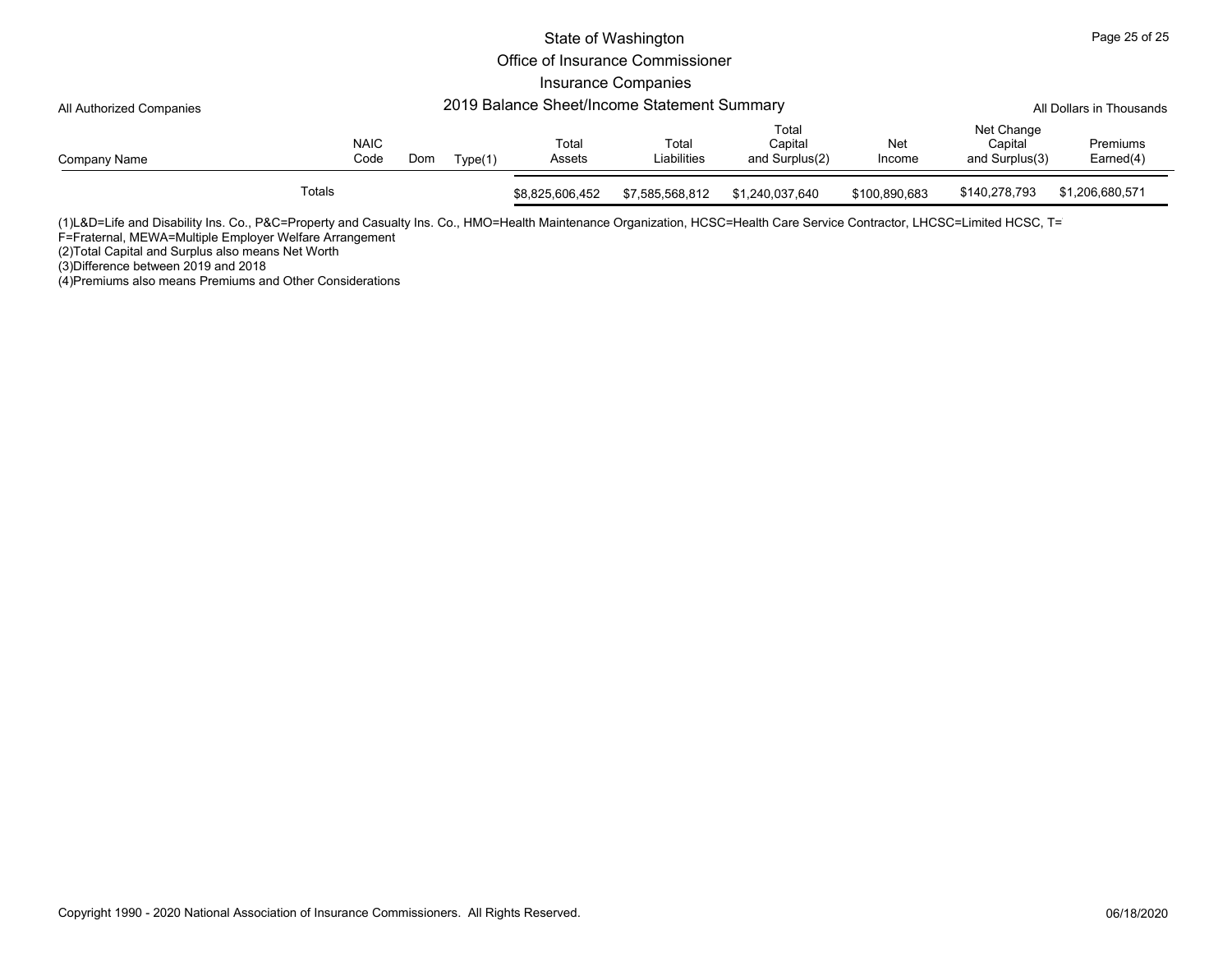State of Washington
Office of Insurance Commissioner
Insurance Companies

All Authorized Companies — 2019 Balance Sheet/Income Statement Summary — All Dollars in Thousands

| Company Name | NAIC Code | Dom | Type(1) | Total Assets | Total Liabilities | Total Capital and Surplus(2) | Net Income | Net Change Capital and Surplus(3) | Premiums Earned(4) |
|---|---|---|---|---|---|---|---|---|---|
| Totals | | | | $8,825,606,452 | $7,585,568,812 | $1,240,037,640 | $100,890,683 | $140,278,793 | $1,206,680,571 |

(1)L&D=Life and Disability Ins. Co., P&C=Property and Casualty Ins. Co., HMO=Health Maintenance Organization, HCSC=Health Care Service Contractor, LHCSC=Limited HCSC, T=
F=Fraternal, MEWA=Multiple Employer Welfare Arrangement
(2)Total Capital and Surplus also means Net Worth
(3)Difference between 2019 and 2018
(4)Premiums also means Premiums and Other Considerations

Copyright 1990 - 2020 National Association of Insurance Commissioners. All Rights Reserved. 06/18/2020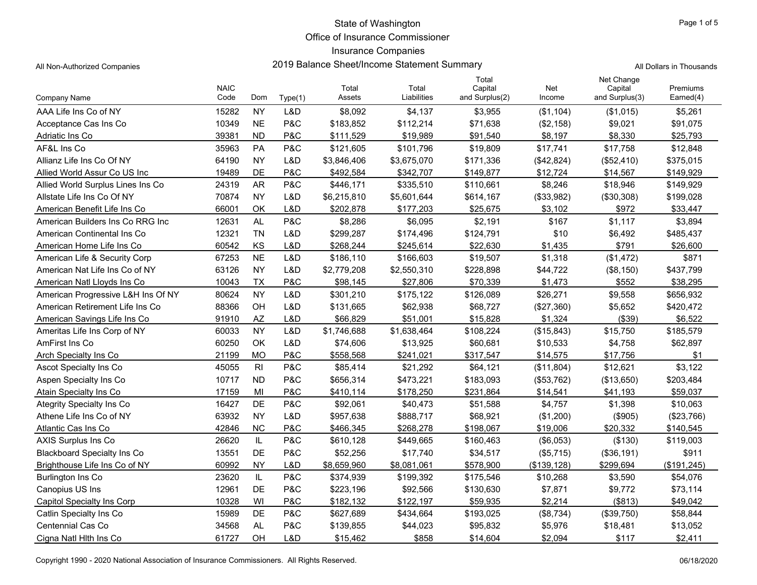State of Washington
Office of Insurance Commissioner
Insurance Companies
2019 Balance Sheet/Income Statement Summary

All Non-Authorized Companies

All Dollars in Thousands

| Company Name | NAIC Code | Dom | Type(1) | Total Assets | Total Liabilities | Total Capital and Surplus(2) | Net Income | Net Change Capital and Surplus(3) | Premiums Earned(4) |
|---|---|---|---|---|---|---|---|---|---|
| AAA Life Ins Co of NY | 15282 | NY | L&D | $8,092 | $4,137 | $3,955 | ($1,104) | ($1,015) | $5,261 |
| Acceptance Cas Ins Co | 10349 | NE | P&C | $183,852 | $112,214 | $71,638 | ($2,158) | $9,021 | $91,075 |
| Adriatic Ins Co | 39381 | ND | P&C | $111,529 | $19,989 | $91,540 | $8,197 | $8,330 | $25,793 |
| AF&L Ins Co | 35963 | PA | P&C | $121,605 | $101,796 | $19,809 | $17,741 | $17,758 | $12,848 |
| Allianz Life Ins Co Of NY | 64190 | NY | L&D | $3,846,406 | $3,675,070 | $171,336 | ($42,824) | ($52,410) | $375,015 |
| Allied World Assur Co US Inc | 19489 | DE | P&C | $492,584 | $342,707 | $149,877 | $12,724 | $14,567 | $149,929 |
| Allied World Surplus Lines Ins Co | 24319 | AR | P&C | $446,171 | $335,510 | $110,661 | $8,246 | $18,946 | $149,929 |
| Allstate Life Ins Co Of NY | 70874 | NY | L&D | $6,215,810 | $5,601,644 | $614,167 | ($33,982) | ($30,308) | $199,028 |
| American Benefit Life Ins Co | 66001 | OK | L&D | $202,878 | $177,203 | $25,675 | $3,102 | $972 | $33,447 |
| American Builders Ins Co RRG Inc | 12631 | AL | P&C | $8,286 | $6,095 | $2,191 | $167 | $1,117 | $3,894 |
| American Continental Ins Co | 12321 | TN | L&D | $299,287 | $174,496 | $124,791 | $10 | $6,492 | $485,437 |
| American Home Life Ins Co | 60542 | KS | L&D | $268,244 | $245,614 | $22,630 | $1,435 | $791 | $26,600 |
| American Life & Security Corp | 67253 | NE | L&D | $186,110 | $166,603 | $19,507 | $1,318 | ($1,472) | $871 |
| American Nat Life Ins Co of NY | 63126 | NY | L&D | $2,779,208 | $2,550,310 | $228,898 | $44,722 | ($8,150) | $437,799 |
| American Natl Lloyds Ins Co | 10043 | TX | P&C | $98,145 | $27,806 | $70,339 | $1,473 | $552 | $38,295 |
| American Progressive L&H Ins Of NY | 80624 | NY | L&D | $301,210 | $175,122 | $126,089 | $26,271 | $9,558 | $656,932 |
| American Retirement Life Ins Co | 88366 | OH | L&D | $131,665 | $62,938 | $68,727 | ($27,360) | $5,652 | $420,472 |
| American Savings Life Ins Co | 91910 | AZ | L&D | $66,829 | $51,001 | $15,828 | $1,324 | ($39) | $6,522 |
| Ameritas Life Ins Corp of NY | 60033 | NY | L&D | $1,746,688 | $1,638,464 | $108,224 | ($15,843) | $15,750 | $185,579 |
| AmFirst Ins Co | 60250 | OK | L&D | $74,606 | $13,925 | $60,681 | $10,533 | $4,758 | $62,897 |
| Arch Specialty Ins Co | 21199 | MO | P&C | $558,568 | $241,021 | $317,547 | $14,575 | $17,756 | $1 |
| Ascot Specialty Ins Co | 45055 | RI | P&C | $85,414 | $21,292 | $64,121 | ($11,804) | $12,621 | $3,122 |
| Aspen Specialty Ins Co | 10717 | ND | P&C | $656,314 | $473,221 | $183,093 | ($53,762) | ($13,650) | $203,484 |
| Atain Specialty Ins Co | 17159 | MI | P&C | $410,114 | $178,250 | $231,864 | $14,541 | $41,193 | $59,037 |
| Ategrity Specialty Ins Co | 16427 | DE | P&C | $92,061 | $40,473 | $51,588 | $4,757 | $1,398 | $10,063 |
| Athene Life Ins Co of NY | 63932 | NY | L&D | $957,638 | $888,717 | $68,921 | ($1,200) | ($905) | ($23,766) |
| Atlantic Cas Ins Co | 42846 | NC | P&C | $466,345 | $268,278 | $198,067 | $19,006 | $20,332 | $140,545 |
| AXIS Surplus Ins Co | 26620 | IL | P&C | $610,128 | $449,665 | $160,463 | ($6,053) | ($130) | $119,003 |
| Blackboard Specialty Ins Co | 13551 | DE | P&C | $52,256 | $17,740 | $34,517 | ($5,715) | ($36,191) | $911 |
| Brighthouse Life Ins Co of NY | 60992 | NY | L&D | $8,659,960 | $8,081,061 | $578,900 | ($139,128) | $299,694 | ($191,245) |
| Burlington Ins Co | 23620 | IL | P&C | $374,939 | $199,392 | $175,546 | $10,268 | $3,590 | $54,076 |
| Canopius US Ins | 12961 | DE | P&C | $223,196 | $92,566 | $130,630 | $7,871 | $9,772 | $73,114 |
| Capitol Specialty Ins Corp | 10328 | WI | P&C | $182,132 | $122,197 | $59,935 | $2,214 | ($813) | $49,042 |
| Catlin Specialty Ins Co | 15989 | DE | P&C | $627,689 | $434,664 | $193,025 | ($8,734) | ($39,750) | $58,844 |
| Centennial Cas Co | 34568 | AL | P&C | $139,855 | $44,023 | $95,832 | $5,976 | $18,481 | $13,052 |
| Cigna Natl Hlth Ins Co | 61727 | OH | L&D | $15,462 | $858 | $14,604 | $2,094 | $117 | $2,411 |

Copyright 1990 - 2020 National Association of Insurance Commissioners. All Rights Reserved.

06/18/2020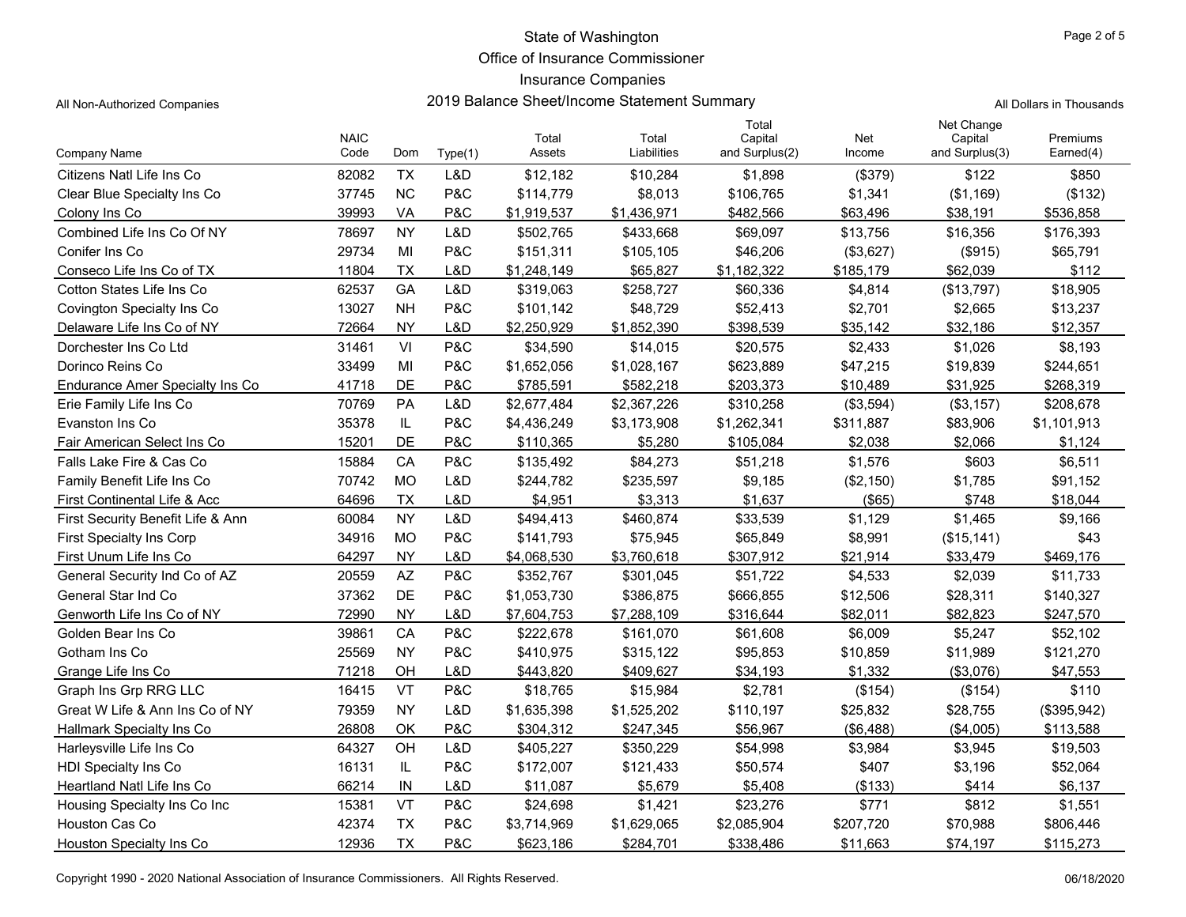State of Washington
Office of Insurance Commissioner
Insurance Companies
2019 Balance Sheet/Income Statement Summary

All Non-Authorized Companies

All Dollars in Thousands

| Company Name | NAIC Code | Dom | Type(1) | Total Assets | Total Liabilities | Total Capital and Surplus(2) | Net Income | Net Change Capital and Surplus(3) | Premiums Earned(4) |
|---|---|---|---|---|---|---|---|---|---|
| Citizens Natl Life Ins Co | 82082 | TX | L&D | $12,182 | $10,284 | $1,898 | ($379) | $122 | $850 |
| Clear Blue Specialty Ins Co | 37745 | NC | P&C | $114,779 | $8,013 | $106,765 | $1,341 | ($1,169) | ($132) |
| Colony Ins Co | 39993 | VA | P&C | $1,919,537 | $1,436,971 | $482,566 | $63,496 | $38,191 | $536,858 |
| Combined Life Ins Co Of NY | 78697 | NY | L&D | $502,765 | $433,668 | $69,097 | $13,756 | $16,356 | $176,393 |
| Conifer Ins Co | 29734 | MI | P&C | $151,311 | $105,105 | $46,206 | ($3,627) | ($915) | $65,791 |
| Conseco Life Ins Co of TX | 11804 | TX | L&D | $1,248,149 | $65,827 | $1,182,322 | $185,179 | $62,039 | $112 |
| Cotton States Life Ins Co | 62537 | GA | L&D | $319,063 | $258,727 | $60,336 | $4,814 | ($13,797) | $18,905 |
| Covington Specialty Ins Co | 13027 | NH | P&C | $101,142 | $48,729 | $52,413 | $2,701 | $2,665 | $13,237 |
| Delaware Life Ins Co of NY | 72664 | NY | L&D | $2,250,929 | $1,852,390 | $398,539 | $35,142 | $32,186 | $12,357 |
| Dorchester Ins Co Ltd | 31461 | VI | P&C | $34,590 | $14,015 | $20,575 | $2,433 | $1,026 | $8,193 |
| Dorinco Reins Co | 33499 | MI | P&C | $1,652,056 | $1,028,167 | $623,889 | $47,215 | $19,839 | $244,651 |
| Endurance Amer Specialty Ins Co | 41718 | DE | P&C | $785,591 | $582,218 | $203,373 | $10,489 | $31,925 | $268,319 |
| Erie Family Life Ins Co | 70769 | PA | L&D | $2,677,484 | $2,367,226 | $310,258 | ($3,594) | ($3,157) | $208,678 |
| Evanston Ins Co | 35378 | IL | P&C | $4,436,249 | $3,173,908 | $1,262,341 | $311,887 | $83,906 | $1,101,913 |
| Fair American Select Ins Co | 15201 | DE | P&C | $110,365 | $5,280 | $105,084 | $2,038 | $2,066 | $1,124 |
| Falls Lake Fire & Cas Co | 15884 | CA | P&C | $135,492 | $84,273 | $51,218 | $1,576 | $603 | $6,511 |
| Family Benefit Life Ins Co | 70742 | MO | L&D | $244,782 | $235,597 | $9,185 | ($2,150) | $1,785 | $91,152 |
| First Continental Life & Acc | 64696 | TX | L&D | $4,951 | $3,313 | $1,637 | ($65) | $748 | $18,044 |
| First Security Benefit Life & Ann | 60084 | NY | L&D | $494,413 | $460,874 | $33,539 | $1,129 | $1,465 | $9,166 |
| First Specialty Ins Corp | 34916 | MO | P&C | $141,793 | $75,945 | $65,849 | $8,991 | ($15,141) | $43 |
| First Unum Life Ins Co | 64297 | NY | L&D | $4,068,530 | $3,760,618 | $307,912 | $21,914 | $33,479 | $469,176 |
| General Security Ind Co of AZ | 20559 | AZ | P&C | $352,767 | $301,045 | $51,722 | $4,533 | $2,039 | $11,733 |
| General Star Ind Co | 37362 | DE | P&C | $1,053,730 | $386,875 | $666,855 | $12,506 | $28,311 | $140,327 |
| Genworth Life Ins Co of NY | 72990 | NY | L&D | $7,604,753 | $7,288,109 | $316,644 | $82,011 | $82,823 | $247,570 |
| Golden Bear Ins Co | 39861 | CA | P&C | $222,678 | $161,070 | $61,608 | $6,009 | $5,247 | $52,102 |
| Gotham Ins Co | 25569 | NY | P&C | $410,975 | $315,122 | $95,853 | $10,859 | $11,989 | $121,270 |
| Grange Life Ins Co | 71218 | OH | L&D | $443,820 | $409,627 | $34,193 | $1,332 | ($3,076) | $47,553 |
| Graph Ins Grp RRG LLC | 16415 | VT | P&C | $18,765 | $15,984 | $2,781 | ($154) | ($154) | $110 |
| Great W Life & Ann Ins Co of NY | 79359 | NY | L&D | $1,635,398 | $1,525,202 | $110,197 | $25,832 | $28,755 | ($395,942) |
| Hallmark Specialty Ins Co | 26808 | OK | P&C | $304,312 | $247,345 | $56,967 | ($6,488) | ($4,005) | $113,588 |
| Harleysville Life Ins Co | 64327 | OH | L&D | $405,227 | $350,229 | $54,998 | $3,984 | $3,945 | $19,503 |
| HDI Specialty Ins Co | 16131 | IL | P&C | $172,007 | $121,433 | $50,574 | $407 | $3,196 | $52,064 |
| Heartland Natl Life Ins Co | 66214 | IN | L&D | $11,087 | $5,679 | $5,408 | ($133) | $414 | $6,137 |
| Housing Specialty Ins Co Inc | 15381 | VT | P&C | $24,698 | $1,421 | $23,276 | $771 | $812 | $1,551 |
| Houston Cas Co | 42374 | TX | P&C | $3,714,969 | $1,629,065 | $2,085,904 | $207,720 | $70,988 | $806,446 |
| Houston Specialty Ins Co | 12936 | TX | P&C | $623,186 | $284,701 | $338,486 | $11,663 | $74,197 | $115,273 |

Copyright 1990 - 2020 National Association of Insurance Commissioners. All Rights Reserved.

06/18/2020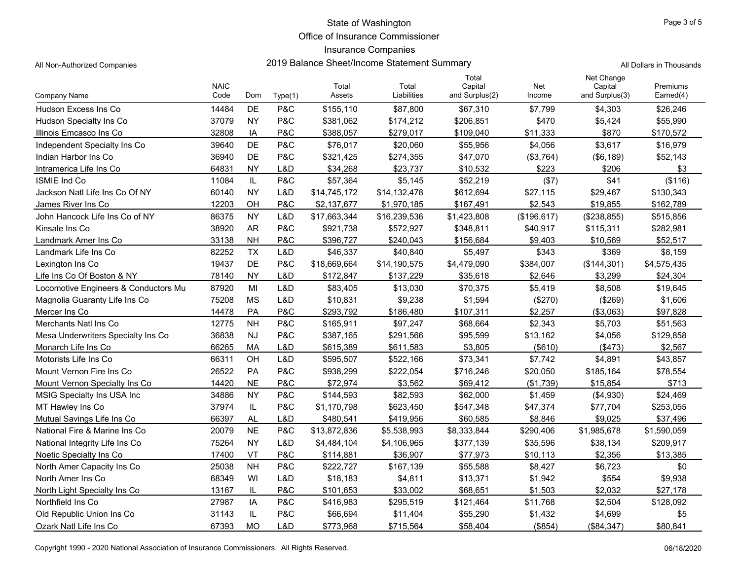State of Washington

Office of Insurance Commissioner

Insurance Companies

2019 Balance Sheet/Income Statement Summary

All Non-Authorized Companies

All Dollars in Thousands

| Company Name | NAIC Code | Dom | Type(1) | Total Assets | Total Liabilities | Total Capital and Surplus(2) | Net Income | Net Change Capital and Surplus(3) | Premiums Earned(4) |
|---|---|---|---|---|---|---|---|---|---|
| Hudson Excess Ins Co | 14484 | DE | P&C | $155,110 | $87,800 | $67,310 | $7,799 | $4,303 | $26,246 |
| Hudson Specialty Ins Co | 37079 | NY | P&C | $381,062 | $174,212 | $206,851 | $470 | $5,424 | $55,990 |
| Illinois Emcasco Ins Co | 32808 | IA | P&C | $388,057 | $279,017 | $109,040 | $11,333 | $870 | $170,572 |
| Independent Specialty Ins Co | 39640 | DE | P&C | $76,017 | $20,060 | $55,956 | $4,056 | $3,617 | $16,979 |
| Indian Harbor Ins Co | 36940 | DE | P&C | $321,425 | $274,355 | $47,070 | ($3,764) | ($6,189) | $52,143 |
| Intramerica Life Ins Co | 64831 | NY | L&D | $34,268 | $23,737 | $10,532 | $223 | $206 | $3 |
| ISMIE Ind Co | 11084 | IL | P&C | $57,364 | $5,145 | $52,219 | ($7) | $41 | ($116) |
| Jackson Natl Life Ins Co Of NY | 60140 | NY | L&D | $14,745,172 | $14,132,478 | $612,694 | $27,115 | $29,467 | $130,343 |
| James River Ins Co | 12203 | OH | P&C | $2,137,677 | $1,970,185 | $167,491 | $2,543 | $19,855 | $162,789 |
| John Hancock Life Ins Co of NY | 86375 | NY | L&D | $17,663,344 | $16,239,536 | $1,423,808 | ($196,617) | ($238,855) | $515,856 |
| Kinsale Ins Co | 38920 | AR | P&C | $921,738 | $572,927 | $348,811 | $40,917 | $115,311 | $282,981 |
| Landmark Amer Ins Co | 33138 | NH | P&C | $396,727 | $240,043 | $156,684 | $9,403 | $10,569 | $52,517 |
| Landmark Life Ins Co | 82252 | TX | L&D | $46,337 | $40,840 | $5,497 | $343 | $369 | $8,159 |
| Lexington Ins Co | 19437 | DE | P&C | $18,669,664 | $14,190,575 | $4,479,090 | $384,007 | ($144,301) | $4,575,435 |
| Life Ins Co Of Boston & NY | 78140 | NY | L&D | $172,847 | $137,229 | $35,618 | $2,646 | $3,299 | $24,304 |
| Locomotive Engineers & Conductors Mu | 87920 | MI | L&D | $83,405 | $13,030 | $70,375 | $5,419 | $8,508 | $19,645 |
| Magnolia Guaranty Life Ins Co | 75208 | MS | L&D | $10,831 | $9,238 | $1,594 | ($270) | ($269) | $1,606 |
| Mercer Ins Co | 14478 | PA | P&C | $293,792 | $186,480 | $107,311 | $2,257 | ($3,063) | $97,828 |
| Merchants Natl Ins Co | 12775 | NH | P&C | $165,911 | $97,247 | $68,664 | $2,343 | $5,703 | $51,563 |
| Mesa Underwriters Specialty Ins Co | 36838 | NJ | P&C | $387,165 | $291,566 | $95,599 | $13,162 | $4,056 | $129,858 |
| Monarch Life Ins Co | 66265 | MA | L&D | $615,389 | $611,583 | $3,805 | ($610) | ($473) | $2,567 |
| Motorists Life Ins Co | 66311 | OH | L&D | $595,507 | $522,166 | $73,341 | $7,742 | $4,891 | $43,857 |
| Mount Vernon Fire Ins Co | 26522 | PA | P&C | $938,299 | $222,054 | $716,246 | $20,050 | $185,164 | $78,554 |
| Mount Vernon Specialty Ins Co | 14420 | NE | P&C | $72,974 | $3,562 | $69,412 | ($1,739) | $15,854 | $713 |
| MSIG Specialty Ins USA Inc | 34886 | NY | P&C | $144,593 | $82,593 | $62,000 | $1,459 | ($4,930) | $24,469 |
| MT Hawley Ins Co | 37974 | IL | P&C | $1,170,798 | $623,450 | $547,348 | $47,374 | $77,704 | $253,055 |
| Mutual Savings Life Ins Co | 66397 | AL | L&D | $480,541 | $419,956 | $60,585 | $8,846 | $9,025 | $37,496 |
| National Fire & Marine Ins Co | 20079 | NE | P&C | $13,872,836 | $5,538,993 | $8,333,844 | $290,406 | $1,985,678 | $1,590,059 |
| National Integrity Life Ins Co | 75264 | NY | L&D | $4,484,104 | $4,106,965 | $377,139 | $35,596 | $38,134 | $209,917 |
| Noetic Specialty Ins Co | 17400 | VT | P&C | $114,881 | $36,907 | $77,973 | $10,113 | $2,356 | $13,385 |
| North Amer Capacity Ins Co | 25038 | NH | P&C | $222,727 | $167,139 | $55,588 | $8,427 | $6,723 | $0 |
| North Amer Ins Co | 68349 | WI | L&D | $18,183 | $4,811 | $13,371 | $1,942 | $554 | $9,938 |
| North Light Specialty Ins Co | 13167 | IL | P&C | $101,653 | $33,002 | $68,651 | $1,503 | $2,032 | $27,178 |
| Northfield Ins Co | 27987 | IA | P&C | $416,983 | $295,519 | $121,464 | $11,768 | $2,504 | $128,092 |
| Old Republic Union Ins Co | 31143 | IL | P&C | $66,694 | $11,404 | $55,290 | $1,432 | $4,699 | $5 |
| Ozark Natl Life Ins Co | 67393 | MO | L&D | $773,968 | $715,564 | $58,404 | ($854) | ($84,347) | $80,841 |

Copyright 1990 - 2020 National Association of Insurance Commissioners. All Rights Reserved.

06/18/2020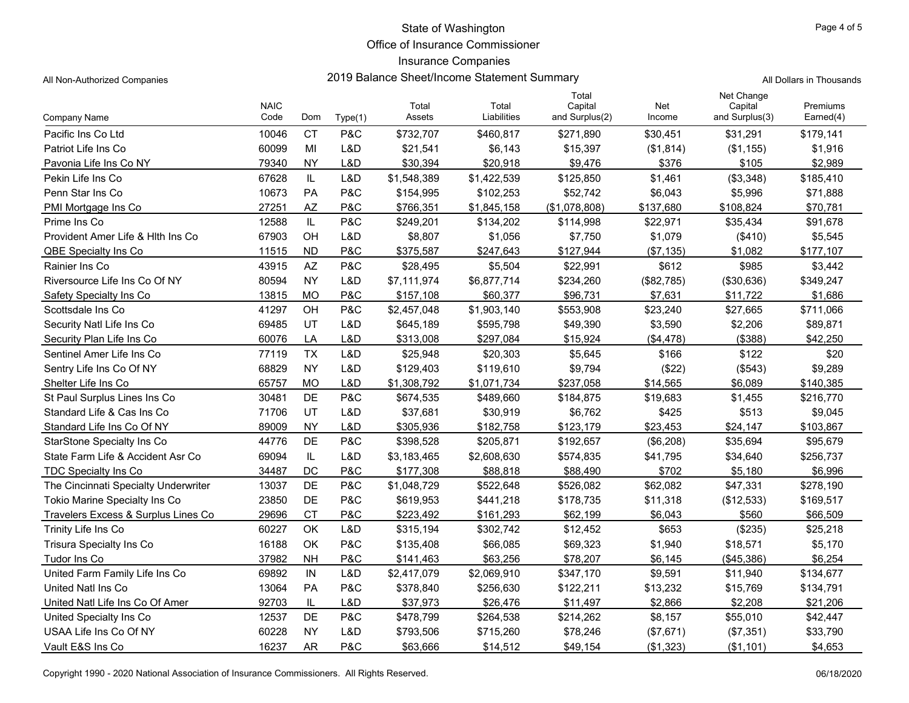State of Washington

Office of Insurance Commissioner

Insurance Companies

All Non-Authorized Companies

2019 Balance Sheet/Income Statement Summary

All Dollars in Thousands

| Company Name | NAIC Code | Dom | Type(1) | Total Assets | Total Liabilities | Total Capital and Surplus(2) | Net Income | Net Change Capital and Surplus(3) | Premiums Earned(4) |
|---|---|---|---|---|---|---|---|---|---|
| Pacific Ins Co Ltd | 10046 | CT | P&C | $732,707 | $460,817 | $271,890 | $30,451 | $31,291 | $179,141 |
| Patriot Life Ins Co | 60099 | MI | L&D | $21,541 | $6,143 | $15,397 | ($1,814) | ($1,155) | $1,916 |
| Pavonia Life Ins Co NY | 79340 | NY | L&D | $30,394 | $20,918 | $9,476 | $376 | $105 | $2,989 |
| Pekin Life Ins Co | 67628 | IL | L&D | $1,548,389 | $1,422,539 | $125,850 | $1,461 | ($3,348) | $185,410 |
| Penn Star Ins Co | 10673 | PA | P&C | $154,995 | $102,253 | $52,742 | $6,043 | $5,996 | $71,888 |
| PMI Mortgage Ins Co | 27251 | AZ | P&C | $766,351 | $1,845,158 | ($1,078,808) | $137,680 | $108,824 | $70,781 |
| Prime Ins Co | 12588 | IL | P&C | $249,201 | $134,202 | $114,998 | $22,971 | $35,434 | $91,678 |
| Provident Amer Life & Hlth Ins Co | 67903 | OH | L&D | $8,807 | $1,056 | $7,750 | $1,079 | ($410) | $5,545 |
| QBE Specialty Ins Co | 11515 | ND | P&C | $375,587 | $247,643 | $127,944 | ($7,135) | $1,082 | $177,107 |
| Rainier Ins Co | 43915 | AZ | P&C | $28,495 | $5,504 | $22,991 | $612 | $985 | $3,442 |
| Riversource Life Ins Co Of NY | 80594 | NY | L&D | $7,111,974 | $6,877,714 | $234,260 | ($82,785) | ($30,636) | $349,247 |
| Safety Specialty Ins Co | 13815 | MO | P&C | $157,108 | $60,377 | $96,731 | $7,631 | $11,722 | $1,686 |
| Scottsdale Ins Co | 41297 | OH | P&C | $2,457,048 | $1,903,140 | $553,908 | $23,240 | $27,665 | $711,066 |
| Security Natl Life Ins Co | 69485 | UT | L&D | $645,189 | $595,798 | $49,390 | $3,590 | $2,206 | $89,871 |
| Security Plan Life Ins Co | 60076 | LA | L&D | $313,008 | $297,084 | $15,924 | ($4,478) | ($388) | $42,250 |
| Sentinel Amer Life Ins Co | 77119 | TX | L&D | $25,948 | $20,303 | $5,645 | $166 | $122 | $20 |
| Sentry Life Ins Co Of NY | 68829 | NY | L&D | $129,403 | $119,610 | $9,794 | ($22) | ($543) | $9,289 |
| Shelter Life Ins Co | 65757 | MO | L&D | $1,308,792 | $1,071,734 | $237,058 | $14,565 | $6,089 | $140,385 |
| St Paul Surplus Lines Ins Co | 30481 | DE | P&C | $674,535 | $489,660 | $184,875 | $19,683 | $1,455 | $216,770 |
| Standard Life & Cas Ins Co | 71706 | UT | L&D | $37,681 | $30,919 | $6,762 | $425 | $513 | $9,045 |
| Standard Life Ins Co Of NY | 89009 | NY | L&D | $305,936 | $182,758 | $123,179 | $23,453 | $24,147 | $103,867 |
| StarStone Specialty Ins Co | 44776 | DE | P&C | $398,528 | $205,871 | $192,657 | ($6,208) | $35,694 | $95,679 |
| State Farm Life & Accident Asr Co | 69094 | IL | L&D | $3,183,465 | $2,608,630 | $574,835 | $41,795 | $34,640 | $256,737 |
| TDC Specialty Ins Co | 34487 | DC | P&C | $177,308 | $88,818 | $88,490 | $702 | $5,180 | $6,996 |
| The Cincinnati Specialty Underwriter | 13037 | DE | P&C | $1,048,729 | $522,648 | $526,082 | $62,082 | $47,331 | $278,190 |
| Tokio Marine Specialty Ins Co | 23850 | DE | P&C | $619,953 | $441,218 | $178,735 | $11,318 | ($12,533) | $169,517 |
| Travelers Excess & Surplus Lines Co | 29696 | CT | P&C | $223,492 | $161,293 | $62,199 | $6,043 | $560 | $66,509 |
| Trinity Life Ins Co | 60227 | OK | L&D | $315,194 | $302,742 | $12,452 | $653 | ($235) | $25,218 |
| Trisura Specialty Ins Co | 16188 | OK | P&C | $135,408 | $66,085 | $69,323 | $1,940 | $18,571 | $5,170 |
| Tudor Ins Co | 37982 | NH | P&C | $141,463 | $63,256 | $78,207 | $6,145 | ($45,386) | $6,254 |
| United Farm Family Life Ins Co | 69892 | IN | L&D | $2,417,079 | $2,069,910 | $347,170 | $9,591 | $11,940 | $134,677 |
| United Natl Ins Co | 13064 | PA | P&C | $378,840 | $256,630 | $122,211 | $13,232 | $15,769 | $134,791 |
| United Natl Life Ins Co Of Amer | 92703 | IL | L&D | $37,973 | $26,476 | $11,497 | $2,866 | $2,208 | $21,206 |
| United Specialty Ins Co | 12537 | DE | P&C | $478,799 | $264,538 | $214,262 | $8,157 | $55,010 | $42,447 |
| USAA Life Ins Co Of NY | 60228 | NY | L&D | $793,506 | $715,260 | $78,246 | ($7,671) | ($7,351) | $33,790 |
| Vault E&S Ins Co | 16237 | AR | P&C | $63,666 | $14,512 | $49,154 | ($1,323) | ($1,101) | $4,653 |

Copyright 1990 - 2020 National Association of Insurance Commissioners. All Rights Reserved.

06/18/2020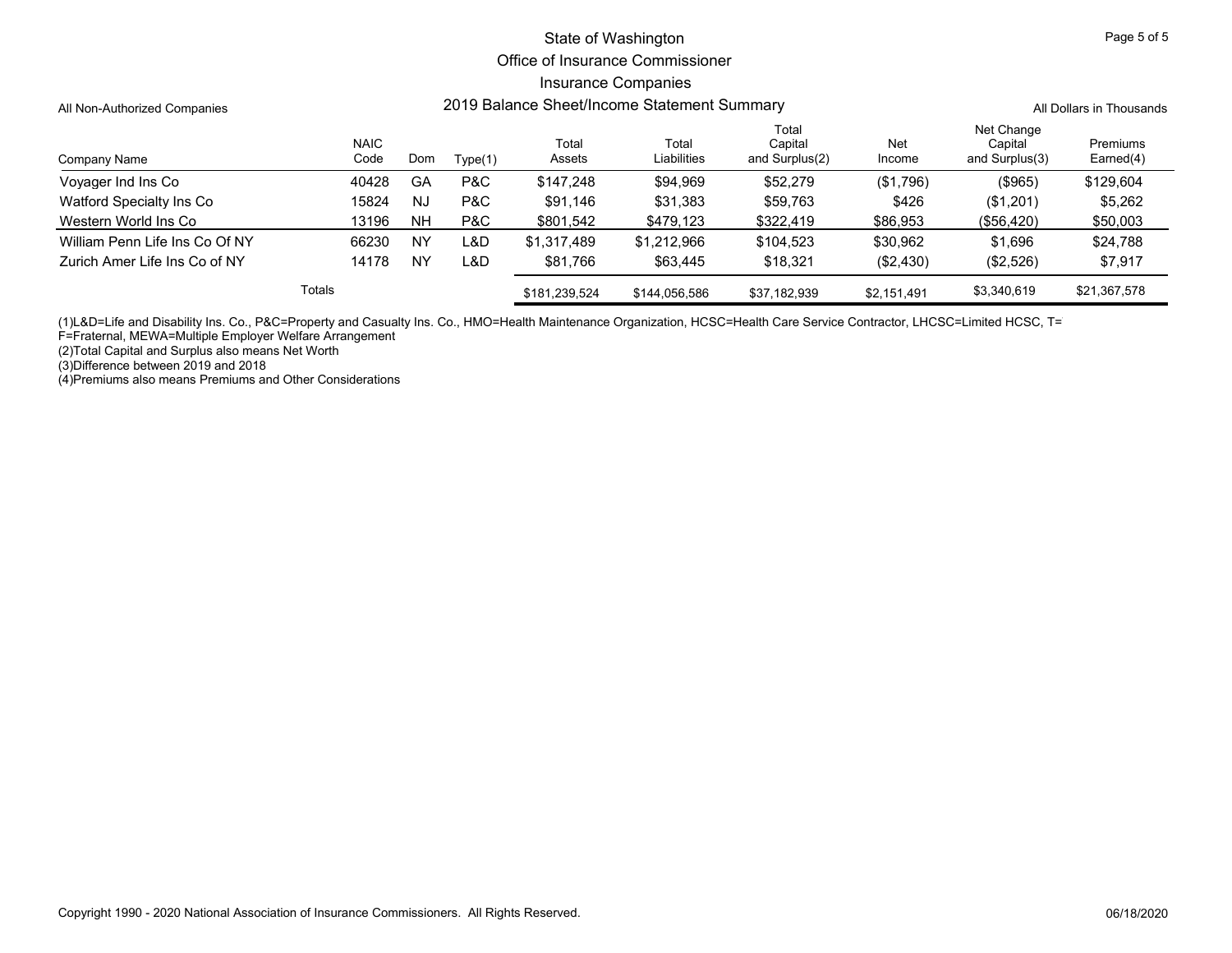# State of Washington
## Office of Insurance Commissioner
## Insurance Companies
## 2019 Balance Sheet/Income Statement Summary

All Non-Authorized Companies

All Dollars in Thousands

| Company Name | NAIC Code | Dom | Type(1) | Total Assets | Total Liabilities | Total Capital and Surplus(2) | Net Income | Net Change Capital and Surplus(3) | Premiums Earned(4) |
|---|---|---|---|---|---|---|---|---|---|
| Voyager Ind Ins Co | 40428 | GA | P&C | $147,248 | $94,969 | $52,279 | ($1,796) | ($965) | $129,604 |
| Watford Specialty Ins Co | 15824 | NJ | P&C | $91,146 | $31,383 | $59,763 | $426 | ($1,201) | $5,262 |
| Western World Ins Co | 13196 | NH | P&C | $801,542 | $479,123 | $322,419 | $86,953 | ($56,420) | $50,003 |
| William Penn Life Ins Co Of NY | 66230 | NY | L&D | $1,317,489 | $1,212,966 | $104,523 | $30,962 | $1,696 | $24,788 |
| Zurich Amer Life Ins Co of NY | 14178 | NY | L&D | $81,766 | $63,445 | $18,321 | ($2,430) | ($2,526) | $7,917 |
| Totals | | | | $181,239,524 | $144,056,586 | $37,182,939 | $2,151,491 | $3,340,619 | $21,367,578 |

(1)L&D=Life and Disability Ins. Co., P&C=Property and Casualty Ins. Co., HMO=Health Maintenance Organization, HCSC=Health Care Service Contractor, LHCSC=Limited HCSC, T=
F=Fraternal, MEWA=Multiple Employer Welfare Arrangement

(2)Total Capital and Surplus also means Net Worth

(3)Difference between 2019 and 2018

(4)Premiums also means Premiums and Other Considerations

Copyright 1990 - 2020 National Association of Insurance Commissioners. All Rights Reserved.

06/18/2020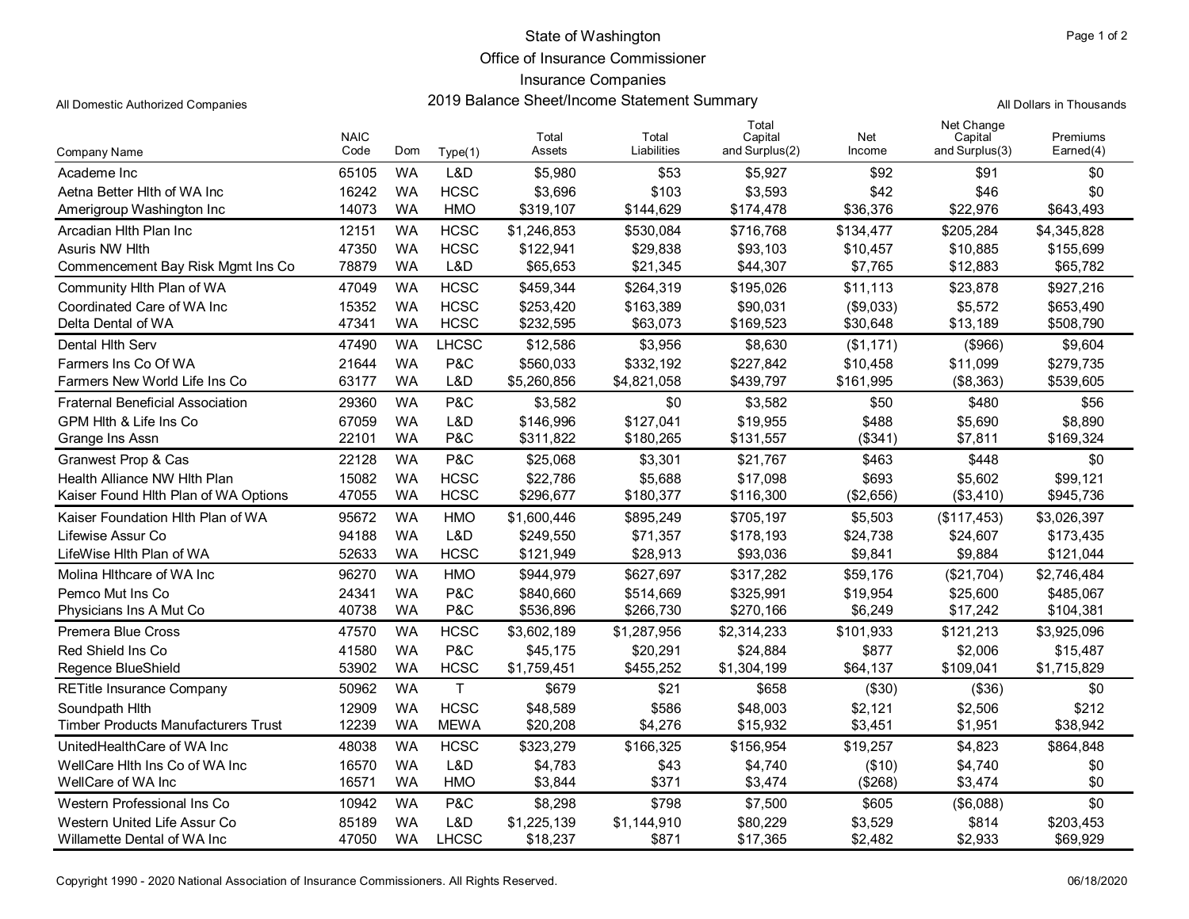# State of Washington
## Office of Insurance Commissioner
## Insurance Companies
## 2019 Balance Sheet/Income Statement Summary

All Domestic Authorized Companies

All Dollars in Thousands

| Company Name | NAIC Code | Dom | Type(1) | Total Assets | Total Liabilities | Total Capital and Surplus(2) | Net Income | Net Change Capital and Surplus(3) | Premiums Earned(4) |
|---|---|---|---|---|---|---|---|---|---|
| Academe Inc | 65105 | WA | L&D | $5,980 | $53 | $5,927 | $92 | $91 | $0 |
| Aetna Better Hlth of WA Inc | 16242 | WA | HCSC | $3,696 | $103 | $3,593 | $42 | $46 | $0 |
| Amerigroup Washington Inc | 14073 | WA | HMO | $319,107 | $144,629 | $174,478 | $36,376 | $22,976 | $643,493 |
| Arcadian Hlth Plan Inc | 12151 | WA | HCSC | $1,246,853 | $530,084 | $716,768 | $134,477 | $205,284 | $4,345,828 |
| Asuris NW Hlth | 47350 | WA | HCSC | $122,941 | $29,838 | $93,103 | $10,457 | $10,885 | $155,699 |
| Commencement Bay Risk Mgmt Ins Co | 78879 | WA | L&D | $65,653 | $21,345 | $44,307 | $7,765 | $12,883 | $65,782 |
| Community Hlth Plan of WA | 47049 | WA | HCSC | $459,344 | $264,319 | $195,026 | $11,113 | $23,878 | $927,216 |
| Coordinated Care of WA Inc | 15352 | WA | HCSC | $253,420 | $163,389 | $90,031 | ($9,033) | $5,572 | $653,490 |
| Delta Dental of WA | 47341 | WA | HCSC | $232,595 | $63,073 | $169,523 | $30,648 | $13,189 | $508,790 |
| Dental Hlth Serv | 47490 | WA | LHCSC | $12,586 | $3,956 | $8,630 | ($1,171) | ($966) | $9,604 |
| Farmers Ins Co Of WA | 21644 | WA | P&C | $560,033 | $332,192 | $227,842 | $10,458 | $11,099 | $279,735 |
| Farmers New World Life Ins Co | 63177 | WA | L&D | $5,260,856 | $4,821,058 | $439,797 | $161,995 | ($8,363) | $539,605 |
| Fraternal Beneficial Association | 29360 | WA | P&C | $3,582 | $0 | $3,582 | $50 | $480 | $56 |
| GPM Hlth & Life Ins Co | 67059 | WA | L&D | $146,996 | $127,041 | $19,955 | $488 | $5,690 | $8,890 |
| Grange Ins Assn | 22101 | WA | P&C | $311,822 | $180,265 | $131,557 | ($341) | $7,811 | $169,324 |
| Granwest Prop & Cas | 22128 | WA | P&C | $25,068 | $3,301 | $21,767 | $463 | $448 | $0 |
| Health Alliance NW Hlth Plan | 15082 | WA | HCSC | $22,786 | $5,688 | $17,098 | $693 | $5,602 | $99,121 |
| Kaiser Found Hlth Plan of WA Options | 47055 | WA | HCSC | $296,677 | $180,377 | $116,300 | ($2,656) | ($3,410) | $945,736 |
| Kaiser Foundation Hlth Plan of WA | 95672 | WA | HMO | $1,600,446 | $895,249 | $705,197 | $5,503 | ($117,453) | $3,026,397 |
| Lifewise Assur Co | 94188 | WA | L&D | $249,550 | $71,357 | $178,193 | $24,738 | $24,607 | $173,435 |
| LifeWise Hlth Plan of WA | 52633 | WA | HCSC | $121,949 | $28,913 | $93,036 | $9,841 | $9,884 | $121,044 |
| Molina Hlthcare of WA Inc | 96270 | WA | HMO | $944,979 | $627,697 | $317,282 | $59,176 | ($21,704) | $2,746,484 |
| Pemco Mut Ins Co | 24341 | WA | P&C | $840,660 | $514,669 | $325,991 | $19,954 | $25,600 | $485,067 |
| Physicians Ins A Mut Co | 40738 | WA | P&C | $536,896 | $266,730 | $270,166 | $6,249 | $17,242 | $104,381 |
| Premera Blue Cross | 47570 | WA | HCSC | $3,602,189 | $1,287,956 | $2,314,233 | $101,933 | $121,213 | $3,925,096 |
| Red Shield Ins Co | 41580 | WA | P&C | $45,175 | $20,291 | $24,884 | $877 | $2,006 | $15,487 |
| Regence BlueShield | 53902 | WA | HCSC | $1,759,451 | $455,252 | $1,304,199 | $64,137 | $109,041 | $1,715,829 |
| RETitle Insurance Company | 50962 | WA | T | $679 | $21 | $658 | ($30) | ($36) | $0 |
| Soundpath Hlth | 12909 | WA | HCSC | $48,589 | $586 | $48,003 | $2,121 | $2,506 | $212 |
| Timber Products Manufacturers Trust | 12239 | WA | MEWA | $20,208 | $4,276 | $15,932 | $3,451 | $1,951 | $38,942 |
| UnitedHealthCare of WA Inc | 48038 | WA | HCSC | $323,279 | $166,325 | $156,954 | $19,257 | $4,823 | $864,848 |
| WellCare Hlth Ins Co of WA Inc | 16570 | WA | L&D | $4,783 | $43 | $4,740 | ($10) | $4,740 | $0 |
| WellCare of WA Inc | 16571 | WA | HMO | $3,844 | $371 | $3,474 | ($268) | $3,474 | $0 |
| Western Professional Ins Co | 10942 | WA | P&C | $8,298 | $798 | $7,500 | $605 | ($6,088) | $0 |
| Western United Life Assur Co | 85189 | WA | L&D | $1,225,139 | $1,144,910 | $80,229 | $3,529 | $814 | $203,453 |
| Willamette Dental of WA Inc | 47050 | WA | LHCSC | $18,237 | $871 | $17,365 | $2,482 | $2,933 | $69,929 |

Copyright 1990 - 2020 National Association of Insurance Commissioners. All Rights Reserved.

06/18/2020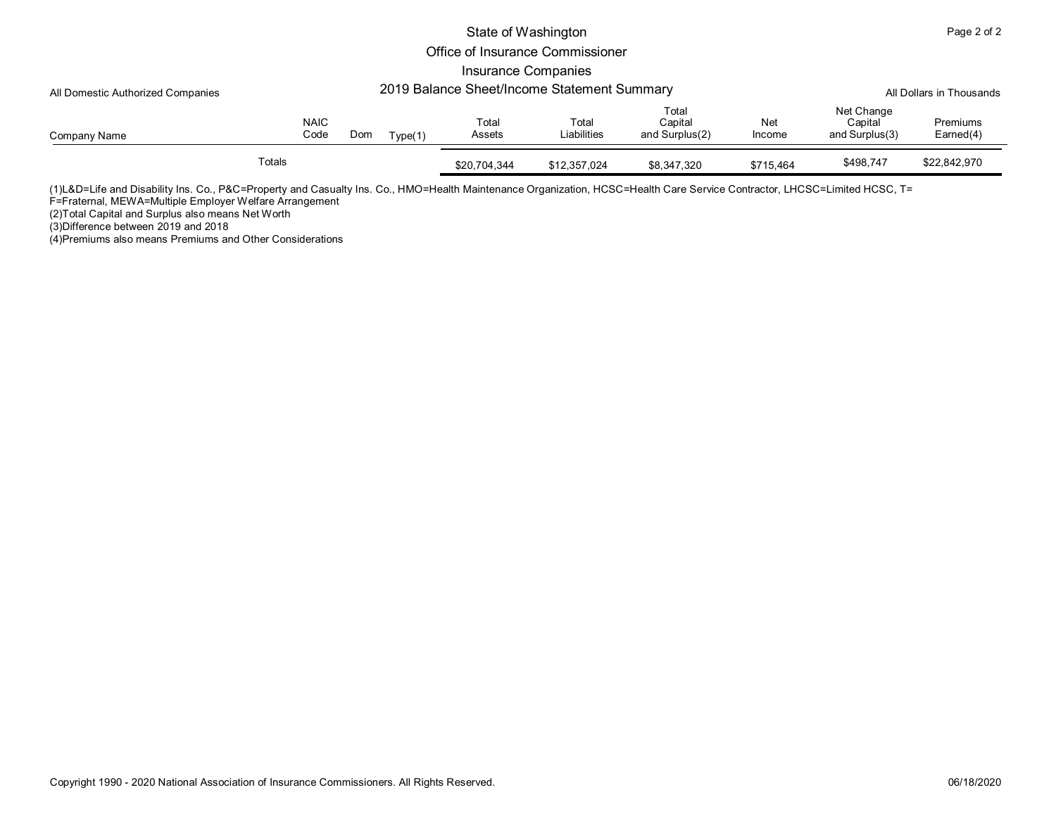State of Washington

Office of Insurance Commissioner

Insurance Companies

All Domestic Authorized Companies

2019 Balance Sheet/Income Statement Summary

All Dollars in Thousands

| Company Name | NAIC Code | Dom | Type(1) | Total Assets | Total Liabilities | Total Capital and Surplus(2) | Net Income | Net Change Capital and Surplus(3) | Premiums Earned(4) |
|---|---|---|---|---|---|---|---|---|---|
| Totals | | | | $20,704,344 | $12,357,024 | $8,347,320 | $715,464 | $498,747 | $22,842,970 |

(1)L&D=Life and Disability Ins. Co., P&C=Property and Casualty Ins. Co., HMO=Health Maintenance Organization, HCSC=Health Care Service Contractor, LHCSC=Limited HCSC, T= F=Fraternal, MEWA=Multiple Employer Welfare Arrangement

(2)Total Capital and Surplus also means Net Worth

(3)Difference between 2019 and 2018

(4)Premiums also means Premiums and Other Considerations

Copyright 1990 - 2020 National Association of Insurance Commissioners. All Rights Reserved.

06/18/2020